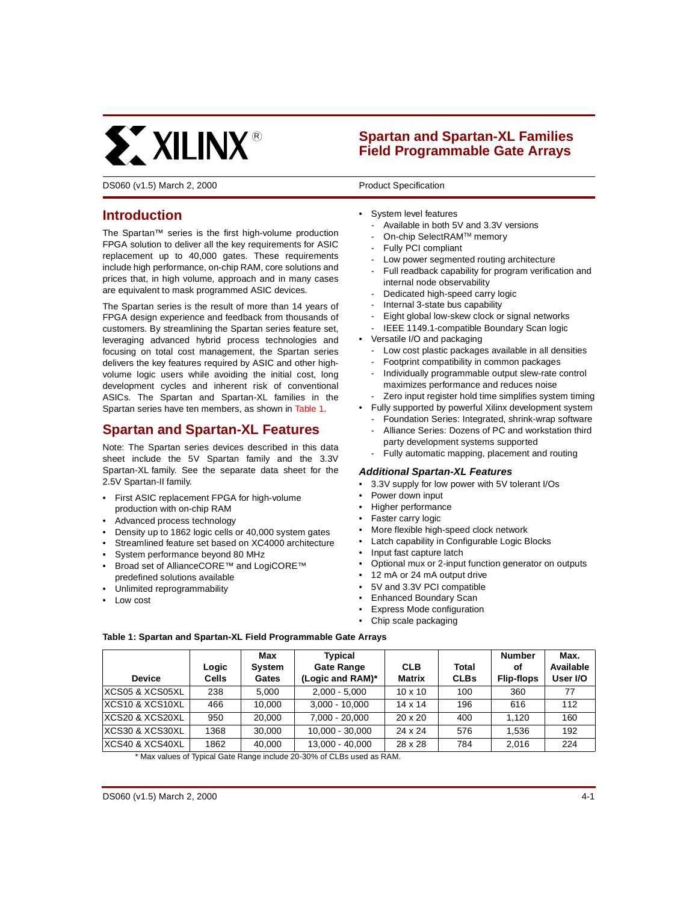# Spartan and Spartan-XL Families Field Programmable Gate Arrays

DS060 (v1.5) March 2, 2000 — Product Specification

## Introduction

The Spartan™ series is the first high-volume production FPGA solution to deliver all the key requirements for ASIC replacement up to 40,000 gates. These requirements include high performance, on-chip RAM, core solutions and prices that, in high volume, approach and in many cases are equivalent to mask programmed ASIC devices.

The Spartan series is the result of more than 14 years of FPGA design experience and feedback from thousands of customers. By streamlining the Spartan series feature set, leveraging advanced hybrid process technologies and focusing on total cost management, the Spartan series delivers the key features required by ASIC and other high-volume logic users while avoiding the initial cost, long development cycles and inherent risk of conventional ASICs. The Spartan and Spartan-XL families in the Spartan series have ten members, as shown in Table 1.

## Spartan and Spartan-XL Features

Note: The Spartan series devices described in this data sheet include the 5V Spartan family and the 3.3V Spartan-XL family. See the separate data sheet for the 2.5V Spartan-II family.

- First ASIC replacement FPGA for high-volume production with on-chip RAM
- Advanced process technology
- Density up to 1862 logic cells or 40,000 system gates
- Streamlined feature set based on XC4000 architecture
- System performance beyond 80 MHz
- Broad set of AllianceCORE™ and LogiCORE™ predefined solutions available
- Unlimited reprogrammability
- Low cost
- System level features
  - Available in both 5V and 3.3V versions
  - On-chip SelectRAM™ memory
  - Fully PCI compliant
  - Low power segmented routing architecture
  - Full readback capability for program verification and internal node observability
  - Dedicated high-speed carry logic
  - Internal 3-state bus capability
  - Eight global low-skew clock or signal networks
  - IEEE 1149.1-compatible Boundary Scan logic
- Versatile I/O and packaging
  - Low cost plastic packages available in all densities
  - Footprint compatibility in common packages
  - Individually programmable output slew-rate control maximizes performance and reduces noise
  - Zero input register hold time simplifies system timing
- Fully supported by powerful Xilinx development system
  - Foundation Series: Integrated, shrink-wrap software
  - Alliance Series: Dozens of PC and workstation third party development systems supported
  - Fully automatic mapping, placement and routing

### *Additional Spartan-XL Features*

- 3.3V supply for low power with 5V tolerant I/Os
- Power down input
- Higher performance
- Faster carry logic
- More flexible high-speed clock network
- Latch capability in Configurable Logic Blocks
- Input fast capture latch
- Optional mux or 2-input function generator on outputs
- 12 mA or 24 mA output drive
- 5V and 3.3V PCI compatible
- Enhanced Boundary Scan
- Express Mode configuration
- Chip scale packaging

**Table 1: Spartan and Spartan-XL Field Programmable Gate Arrays**

| Device | Logic Cells | Max System Gates | Typical Gate Range (Logic and RAM)* | CLB Matrix | Total CLBs | Number of Flip-flops | Max. Available User I/O |
|---|---|---|---|---|---|---|---|
| XCS05 & XCS05XL | 238 | 5,000 | 2,000 - 5,000 | 10 x 10 | 100 | 360 | 77 |
| XCS10 & XCS10XL | 466 | 10,000 | 3,000 - 10,000 | 14 x 14 | 196 | 616 | 112 |
| XCS20 & XCS20XL | 950 | 20,000 | 7,000 - 20,000 | 20 x 20 | 400 | 1,120 | 160 |
| XCS30 & XCS30XL | 1368 | 30,000 | 10,000 - 30,000 | 24 x 24 | 576 | 1,536 | 192 |
| XCS40 & XCS40XL | 1862 | 40,000 | 13,000 - 40,000 | 28 x 28 | 784 | 2,016 | 224 |

\* Max values of Typical Gate Range include 20-30% of CLBs used as RAM.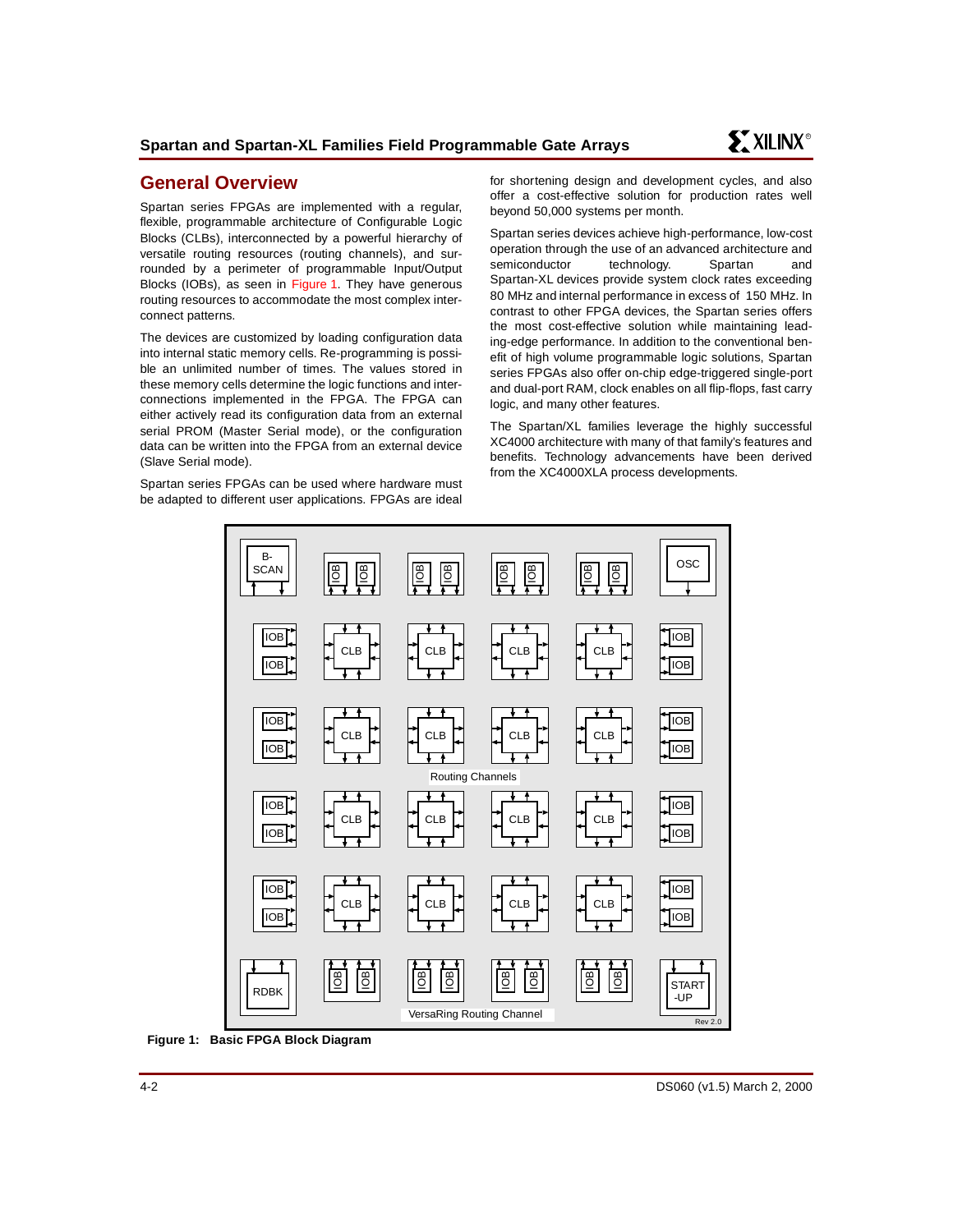## General Overview

Spartan series FPGAs are implemented with a regular, flexible, programmable architecture of Configurable Logic Blocks (CLBs), interconnected by a powerful hierarchy of versatile routing resources (routing channels), and surrounded by a perimeter of programmable Input/Output Blocks (IOBs), as seen in Figure 1. They have generous routing resources to accommodate the most complex interconnect patterns.

The devices are customized by loading configuration data into internal static memory cells. Re-programming is possible an unlimited number of times. The values stored in these memory cells determine the logic functions and interconnections implemented in the FPGA. The FPGA can either actively read its configuration data from an external serial PROM (Master Serial mode), or the configuration data can be written into the FPGA from an external device (Slave Serial mode).

Spartan series FPGAs can be used where hardware must be adapted to different user applications. FPGAs are ideal for shortening design and development cycles, and also offer a cost-effective solution for production rates well beyond 50,000 systems per month.

Spartan series devices achieve high-performance, low-cost operation through the use of an advanced architecture and semiconductor technology. Spartan and Spartan-XL devices provide system clock rates exceeding 80 MHz and internal performance in excess of 150 MHz. In contrast to other FPGA devices, the Spartan series offers the most cost-effective solution while maintaining leading-edge performance. In addition to the conventional benefit of high volume programmable logic solutions, Spartan series FPGAs also offer on-chip edge-triggered single-port and dual-port RAM, clock enables on all flip-flops, fast carry logic, and many other features.

The Spartan/XL families leverage the highly successful XC4000 architecture with many of that family's features and benefits. Technology advancements have been derived from the XC4000XLA process developments.

**Figure 1: Basic FPGA Block Diagram**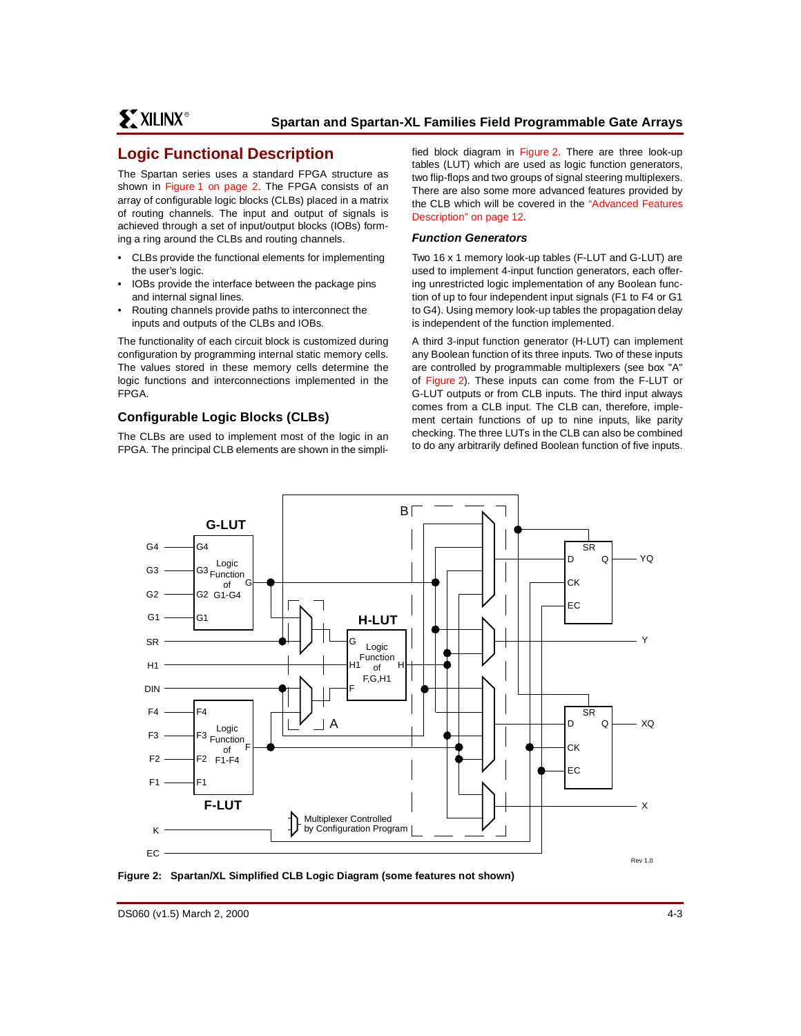## Logic Functional Description

The Spartan series uses a standard FPGA structure as shown in Figure 1 on page 2. The FPGA consists of an array of configurable logic blocks (CLBs) placed in a matrix of routing channels. The input and output of signals is achieved through a set of input/output blocks (IOBs) forming a ring around the CLBs and routing channels.

- CLBs provide the functional elements for implementing the user's logic.
- IOBs provide the interface between the package pins and internal signal lines.
- Routing channels provide paths to interconnect the inputs and outputs of the CLBs and IOBs.

The functionality of each circuit block is customized during configuration by programming internal static memory cells. The values stored in these memory cells determine the logic functions and interconnections implemented in the FPGA.

### Configurable Logic Blocks (CLBs)

The CLBs are used to implement most of the logic in an FPGA. The principal CLB elements are shown in the simplified block diagram in Figure 2. There are three look-up tables (LUT) which are used as logic function generators, two flip-flops and two groups of signal steering multiplexers. There are also some more advanced features provided by the CLB which will be covered in the "Advanced Features Description" on page 12.

#### *Function Generators*

Two 16 x 1 memory look-up tables (F-LUT and G-LUT) are used to implement 4-input function generators, each offering unrestricted logic implementation of any Boolean function of up to four independent input signals (F1 to F4 or G1 to G4). Using memory look-up tables the propagation delay is independent of the function implemented.

A third 3-input function generator (H-LUT) can implement any Boolean function of its three inputs. Two of these inputs are controlled by programmable multiplexers (see box "A" of Figure 2). These inputs can come from the F-LUT or G-LUT outputs or from CLB inputs. The third input always comes from a CLB input. The CLB can, therefore, implement certain functions of up to nine inputs, like parity checking. The three LUTs in the CLB can also be combined to do any arbitrarily defined Boolean function of five inputs.

**Figure 2: Spartan/XL Simplified CLB Logic Diagram (some features not shown)**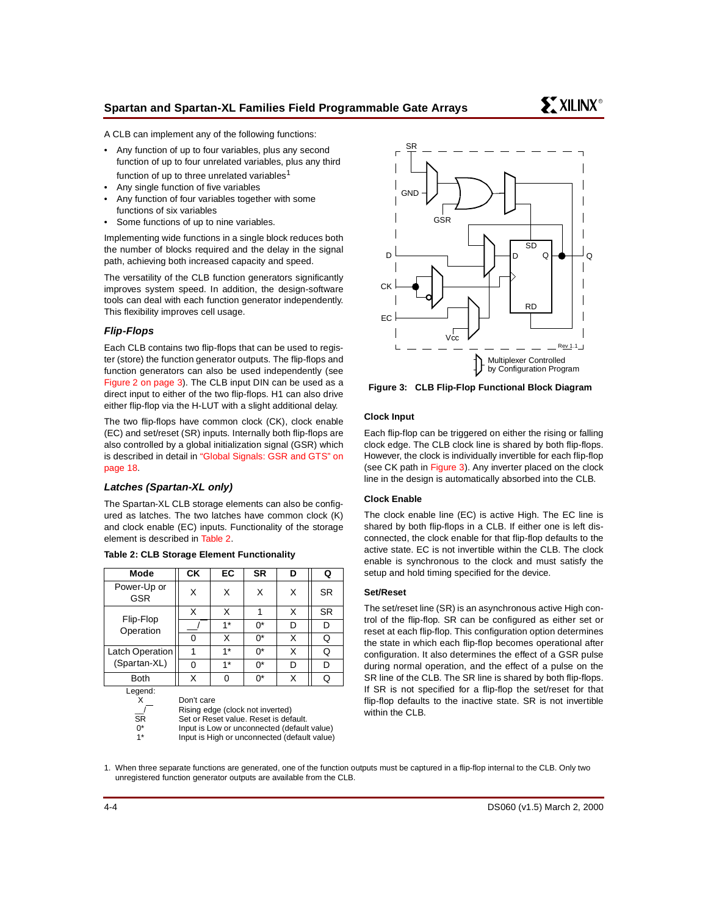A CLB can implement any of the following functions:

- Any function of up to four variables, plus any second function of up to four unrelated variables, plus any third function of up to three unrelated variables[1]
- Any single function of five variables
- Any function of four variables together with some functions of six variables
- Some functions of up to nine variables.

Implementing wide functions in a single block reduces both the number of blocks required and the delay in the signal path, achieving both increased capacity and speed.

The versatility of the CLB function generators significantly improves system speed. In addition, the design-software tools can deal with each function generator independently. This flexibility improves cell usage.

### *Flip-Flops*

Each CLB contains two flip-flops that can be used to register (store) the function generator outputs. The flip-flops and function generators can also be used independently (see Figure 2 on page 3). The CLB input DIN can be used as a direct input to either of the two flip-flops. H1 can also drive either flip-flop via the H-LUT with a slight additional delay.

The two flip-flops have common clock (CK), clock enable (EC) and set/reset (SR) inputs. Internally both flip-flops are also controlled by a global initialization signal (GSR) which is described in detail in "Global Signals: GSR and GTS" on page 18.

### *Latches (Spartan-XL only)*

The Spartan-XL CLB storage elements can also be configured as latches. The two latches have common clock (K) and clock enable (EC) inputs. Functionality of the storage element is described in Table 2.

**Table 2: CLB Storage Element Functionality**

| Mode | CK | EC | SR | D | Q |
|---|---|---|---|---|---|
| Power-Up or GSR | X | X | X | X | SR |
| Flip-Flop Operation | X | X | 1 | X | SR |
| | __/ | 1* | 0* | D | D |
| | 0 | X | 0* | X | Q |
| Latch Operation (Spartan-XL) | 1 | 1* | 0* | X | Q |
| | 0 | 1* | 0* | D | D |
| Both | X | 0 | 0* | X | Q |

Legend:

- X — Don't care
- __/ — Rising edge (clock not inverted)
- SR — Set or Reset value. Reset is default.
- 0* — Input is Low or unconnected (default value)
- 1* — Input is High or unconnected (default value)

**Figure 3: CLB Flip-Flop Functional Block Diagram**

#### Clock Input

Each flip-flop can be triggered on either the rising or falling clock edge. The CLB clock line is shared by both flip-flops. However, the clock is individually invertible for each flip-flop (see CK path in Figure 3). Any inverter placed on the clock line in the design is automatically absorbed into the CLB.

#### Clock Enable

The clock enable line (EC) is active High. The EC line is shared by both flip-flops in a CLB. If either one is left disconnected, the clock enable for that flip-flop defaults to the active state. EC is not invertible within the CLB. The clock enable is synchronous to the clock and must satisfy the setup and hold timing specified for the device.

#### Set/Reset

The set/reset line (SR) is an asynchronous active High control of the flip-flop. SR can be configured as either set or reset at each flip-flop. This configuration option determines the state in which each flip-flop becomes operational after configuration. It also determines the effect of a GSR pulse during normal operation, and the effect of a pulse on the SR line of the CLB. The SR line is shared by both flip-flops. If SR is not specified for a flip-flop the set/reset for that flip-flop defaults to the inactive state. SR is not invertible within the CLB.

1. When three separate functions are generated, one of the function outputs must be captured in a flip-flop internal to the CLB. Only two unregistered function generator outputs are available from the CLB.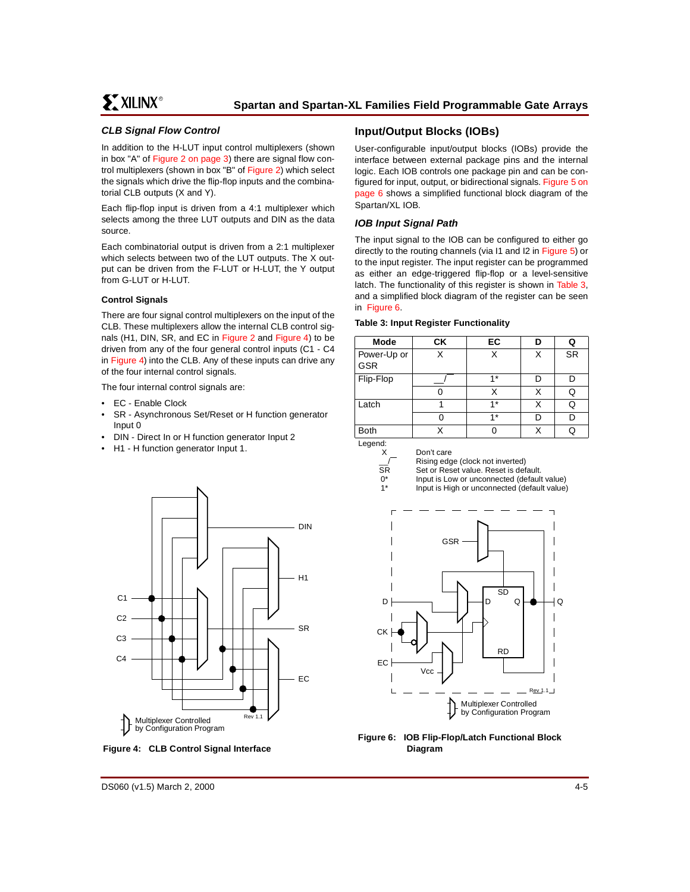### *CLB Signal Flow Control*

In addition to the H-LUT input control multiplexers (shown in box "A" of Figure 2 on page 3) there are signal flow control multiplexers (shown in box "B" of Figure 2) which select the signals which drive the flip-flop inputs and the combinatorial CLB outputs (X and Y).

Each flip-flop input is driven from a 4:1 multiplexer which selects among the three LUT outputs and DIN as the data source.

Each combinatorial output is driven from a 2:1 multiplexer which selects between two of the LUT outputs. The X output can be driven from the F-LUT or H-LUT, the Y output from G-LUT or H-LUT.

#### Control Signals

There are four signal control multiplexers on the input of the CLB. These multiplexers allow the internal CLB control signals (H1, DIN, SR, and EC in Figure 2 and Figure 4) to be driven from any of the four general control inputs (C1 - C4 in Figure 4) into the CLB. Any of these inputs can drive any of the four internal control signals.

The four internal control signals are:

- EC - Enable Clock
- SR - Asynchronous Set/Reset or H function generator Input 0
- DIN - Direct In or H function generator Input 2
- H1 - H function generator Input 1.

Figure 4: CLB Control Signal Interface

## Input/Output Blocks (IOBs)

User-configurable input/output blocks (IOBs) provide the interface between external package pins and the internal logic. Each IOB controls one package pin and can be configured for input, output, or bidirectional signals. Figure 5 on page 6 shows a simplified functional block diagram of the Spartan/XL IOB.

### *IOB Input Signal Path*

The input signal to the IOB can be configured to either go directly to the routing channels (via I1 and I2 in Figure 5) or to the input register. The input register can be programmed as either an edge-triggered flip-flop or a level-sensitive latch. The functionality of this register is shown in Table 3, and a simplified block diagram of the register can be seen in Figure 6.

**Table 3: Input Register Functionality**

| Mode | CK | EC | D | Q |
|---|---|---|---|---|
| Power-Up or GSR | X | X | X | SR |
| Flip-Flop | __/ | 1* | D | D |
| | 0 | X | X | Q |
| Latch | 1 | 1* | X | Q |
| | 0 | 1* | D | D |
| Both | X | 0 | X | Q |

Legend:
X Don't care
__/ Rising edge (clock not inverted)
SR Set or Reset value. Reset is default.
0* Input is Low or unconnected (default value)
1* Input is High or unconnected (default value)

Figure 6: IOB Flip-Flop/Latch Functional Block Diagram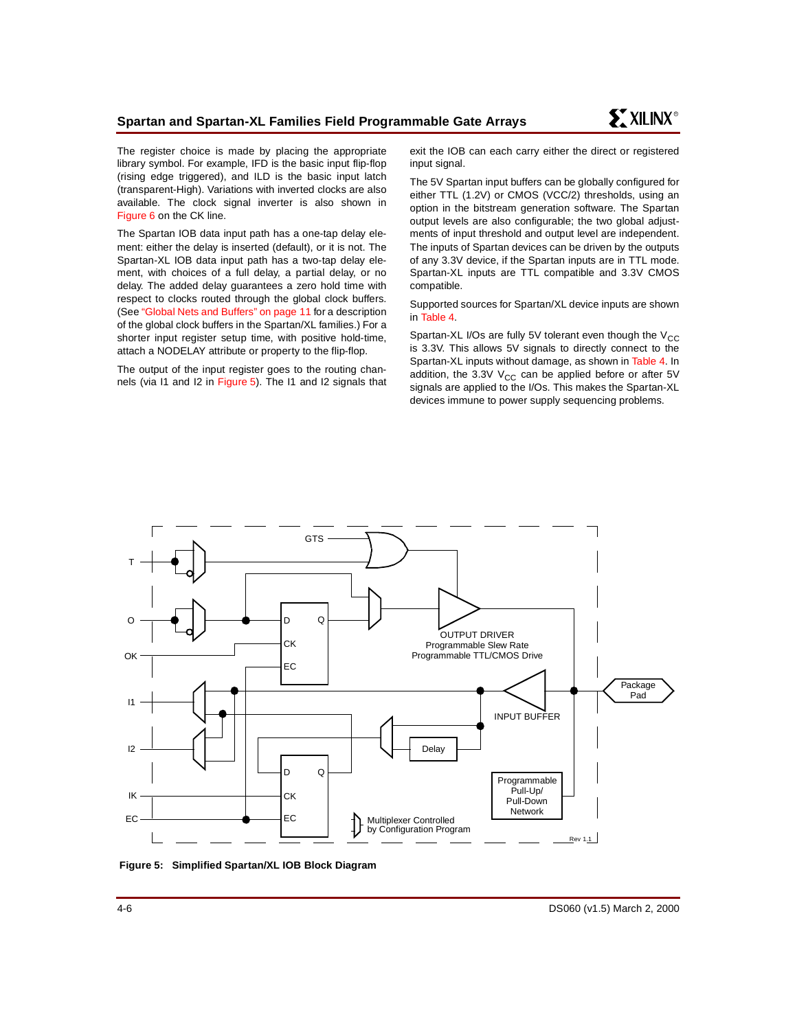The register choice is made by placing the appropriate library symbol. For example, IFD is the basic input flip-flop (rising edge triggered), and ILD is the basic input latch (transparent-High). Variations with inverted clocks are also available. The clock signal inverter is also shown in Figure 6 on the CK line.

The Spartan IOB data input path has a one-tap delay element: either the delay is inserted (default), or it is not. The Spartan-XL IOB data input path has a two-tap delay element, with choices of a full delay, a partial delay, or no delay. The added delay guarantees a zero hold time with respect to clocks routed through the global clock buffers. (See "Global Nets and Buffers" on page 11 for a description of the global clock buffers in the Spartan/XL families.) For a shorter input register setup time, with positive hold-time, attach a NODELAY attribute or property to the flip-flop.

The output of the input register goes to the routing channels (via I1 and I2 in Figure 5). The I1 and I2 signals that exit the IOB can each carry either the direct or registered input signal.

The 5V Spartan input buffers can be globally configured for either TTL (1.2V) or CMOS (VCC/2) thresholds, using an option in the bitstream generation software. The Spartan output levels are also configurable; the two global adjustments of input threshold and output level are independent. The inputs of Spartan devices can be driven by the outputs of any 3.3V device, if the Spartan inputs are in TTL mode. Spartan-XL inputs are TTL compatible and 3.3V CMOS compatible.

Supported sources for Spartan/XL device inputs are shown in Table 4.

Spartan-XL I/Os are fully 5V tolerant even though the $V_{CC}$ is 3.3V. This allows 5V signals to directly connect to the Spartan-XL inputs without damage, as shown in Table 4. In addition, the 3.3V $V_{CC}$ can be applied before or after 5V signals are applied to the I/Os. This makes the Spartan-XL devices immune to power supply sequencing problems.

**Figure 5: Simplified Spartan/XL IOB Block Diagram**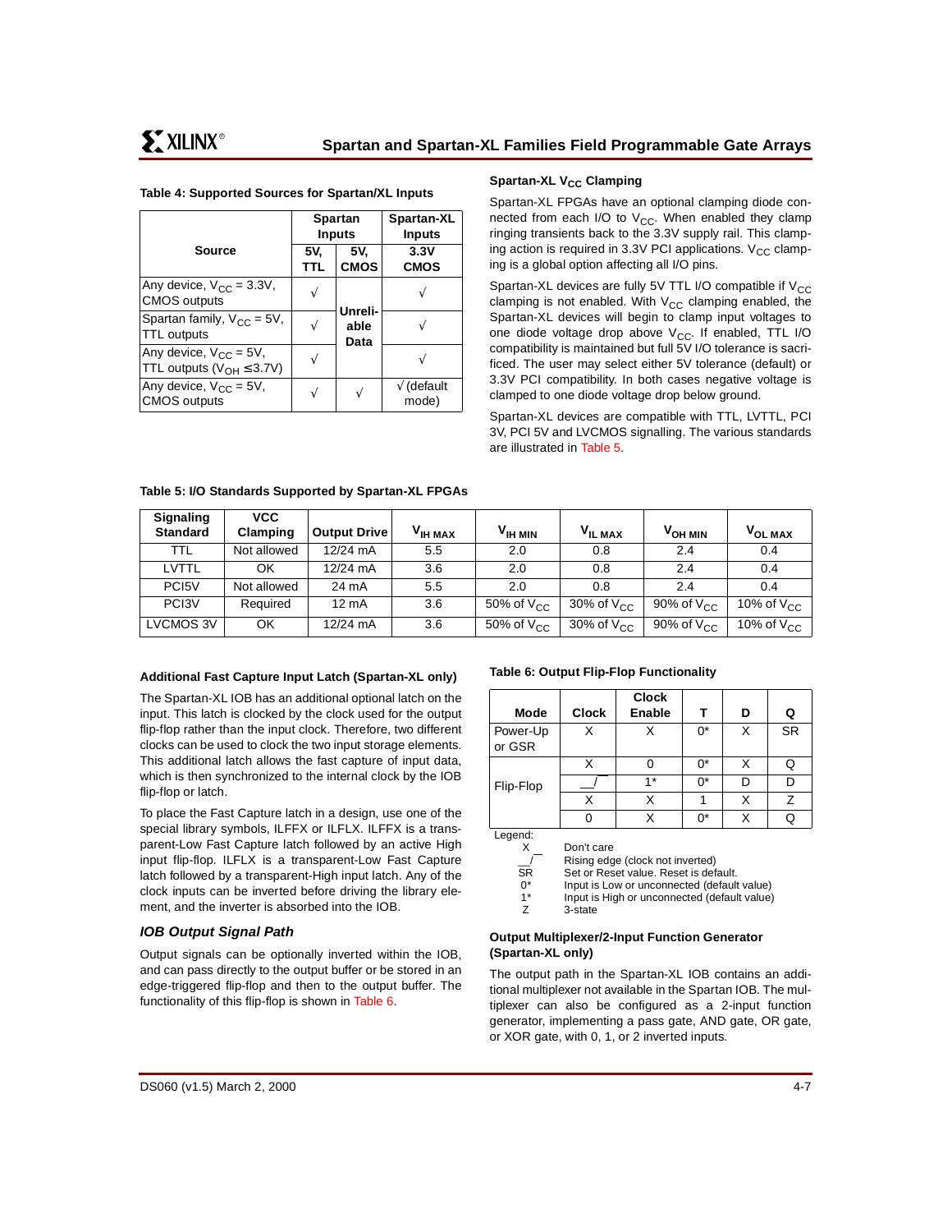**Table 4: Supported Sources for Spartan/XL Inputs**

| Source | Spartan Inputs | | Spartan-XL Inputs |
|---|---|---|---|
| | 5V, TTL | 5V, CMOS | 3.3V CMOS |
| Any device, $V_{CC}$ = 3.3V, CMOS outputs | √ | Unreliable Data | √ |
| Spartan family, $V_{CC}$ = 5V, TTL outputs | √ | | √ |
| Any device, $V_{CC}$ = 5V, TTL outputs ($V_{OH} \leq 3.7V$) | √ | | √ |
| Any device, $V_{CC}$ = 5V, CMOS outputs | √ | √ | √ (default mode) |

### Spartan-XL $V_{CC}$ Clamping

Spartan-XL FPGAs have an optional clamping diode connected from each I/O to $V_{CC}$. When enabled they clamp ringing transients back to the 3.3V supply rail. This clamping action is required in 3.3V PCI applications. $V_{CC}$ clamping is a global option affecting all I/O pins.

Spartan-XL devices are fully 5V TTL I/O compatible if $V_{CC}$ clamping is not enabled. With $V_{CC}$ clamping enabled, the Spartan-XL devices will begin to clamp input voltages to one diode voltage drop above $V_{CC}$. If enabled, TTL I/O compatibility is maintained but full 5V I/O tolerance is sacrificed. The user may select either 5V tolerance (default) or 3.3V PCI compatibility. In both cases negative voltage is clamped to one diode voltage drop below ground.

Spartan-XL devices are compatible with TTL, LVTTL, PCI 3V, PCI 5V and LVCMOS signalling. The various standards are illustrated in Table 5.

**Table 5: I/O Standards Supported by Spartan-XL FPGAs**

| Signaling Standard | VCC Clamping | Output Drive | $V_{IH\ MAX}$ | $V_{IH\ MIN}$ | $V_{IL\ MAX}$ | $V_{OH\ MIN}$ | $V_{OL\ MAX}$ |
|---|---|---|---|---|---|---|---|
| TTL | Not allowed | 12/24 mA | 5.5 | 2.0 | 0.8 | 2.4 | 0.4 |
| LVTTL | OK | 12/24 mA | 3.6 | 2.0 | 0.8 | 2.4 | 0.4 |
| PCI5V | Not allowed | 24 mA | 5.5 | 2.0 | 0.8 | 2.4 | 0.4 |
| PCI3V | Required | 12 mA | 3.6 | 50% of $V_{CC}$ | 30% of $V_{CC}$ | 90% of $V_{CC}$ | 10% of $V_{CC}$ |
| LVCMOS 3V | OK | 12/24 mA | 3.6 | 50% of $V_{CC}$ | 30% of $V_{CC}$ | 90% of $V_{CC}$ | 10% of $V_{CC}$ |

#### Additional Fast Capture Input Latch (Spartan-XL only)

The Spartan-XL IOB has an additional optional latch on the input. This latch is clocked by the clock used for the output flip-flop rather than the input clock. Therefore, two different clocks can be used to clock the two input storage elements. This additional latch allows the fast capture of input data, which is then synchronized to the internal clock by the IOB flip-flop or latch.

To place the Fast Capture latch in a design, use one of the special library symbols, ILFFX or ILFLX. ILFFX is a transparent-Low Fast Capture latch followed by an active High input flip-flop. ILFLX is a transparent-Low Fast Capture latch followed by a transparent-High input latch. Any of the clock inputs can be inverted before driving the library element, and the inverter is absorbed into the IOB.

### *IOB Output Signal Path*

Output signals can be optionally inverted within the IOB, and can pass directly to the output buffer or be stored in an edge-triggered flip-flop and then to the output buffer. The functionality of this flip-flop is shown in Table 6.

**Table 6: Output Flip-Flop Functionality**

| Mode | Clock | Clock Enable | T | D | Q |
|---|---|---|---|---|---|
| Power-Up or GSR | X | X | 0* | X | SR |
| Flip-Flop | X | 0 | 0* | X | Q |
| | __/ | 1* | 0* | D | D |
| | X | X | 1 | X | Z |
| | 0 | X | 0* | X | Q |

Legend:

| | |
|---|---|
| X | Don't care |
| __/ | Rising edge (clock not inverted) |
| SR | Set or Reset value. Reset is default. |
| 0* | Input is Low or unconnected (default value) |
| 1* | Input is High or unconnected (default value) |
| Z | 3-state |

#### Output Multiplexer/2-Input Function Generator (Spartan-XL only)

The output path in the Spartan-XL IOB contains an additional multiplexer not available in the Spartan IOB. The multiplexer can also be configured as a 2-input function generator, implementing a pass gate, AND gate, OR gate, or XOR gate, with 0, 1, or 2 inverted inputs.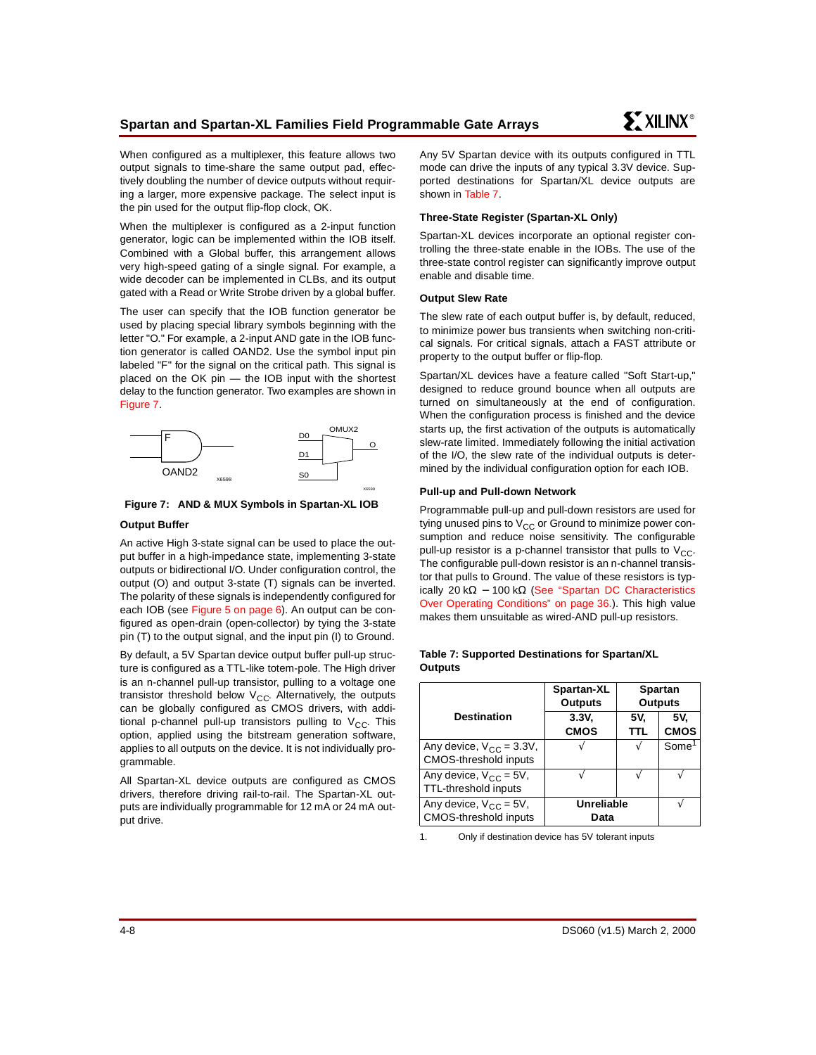When configured as a multiplexer, this feature allows two output signals to time-share the same output pad, effectively doubling the number of device outputs without requiring a larger, more expensive package. The select input is the pin used for the output flip-flop clock, OK.

When the multiplexer is configured as a 2-input function generator, logic can be implemented within the IOB itself. Combined with a Global buffer, this arrangement allows very high-speed gating of a single signal. For example, a wide decoder can be implemented in CLBs, and its output gated with a Read or Write Strobe driven by a global buffer.

The user can specify that the IOB function generator be used by placing special library symbols beginning with the letter "O." For example, a 2-input AND gate in the IOB function generator is called OAND2. Use the symbol input pin labeled "F" for the signal on the critical path. This signal is placed on the OK pin — the IOB input with the shortest delay to the function generator. Two examples are shown in Figure 7.

**Figure 7: AND & MUX Symbols in Spartan-XL IOB**

### Output Buffer

An active High 3-state signal can be used to place the output buffer in a high-impedance state, implementing 3-state outputs or bidirectional I/O. Under configuration control, the output (O) and output 3-state (T) signals can be inverted. The polarity of these signals is independently configured for each IOB (see Figure 5 on page 6). An output can be configured as open-drain (open-collector) by tying the 3-state pin (T) to the output signal, and the input pin (I) to Ground.

By default, a 5V Spartan device output buffer pull-up structure is configured as a TTL-like totem-pole. The High driver is an n-channel pull-up transistor, pulling to a voltage one transistor threshold below $V_{CC}$. Alternatively, the outputs can be globally configured as CMOS drivers, with additional p-channel pull-up transistors pulling to $V_{CC}$. This option, applied using the bitstream generation software, applies to all outputs on the device. It is not individually programmable.

All Spartan-XL device outputs are configured as CMOS drivers, therefore driving rail-to-rail. The Spartan-XL outputs are individually programmable for 12 mA or 24 mA output drive.

Any 5V Spartan device with its outputs configured in TTL mode can drive the inputs of any typical 3.3V device. Supported destinations for Spartan/XL device outputs are shown in Table 7.

### Three-State Register (Spartan-XL Only)

Spartan-XL devices incorporate an optional register controlling the three-state enable in the IOBs. The use of the three-state control register can significantly improve output enable and disable time.

### Output Slew Rate

The slew rate of each output buffer is, by default, reduced, to minimize power bus transients when switching non-critical signals. For critical signals, attach a FAST attribute or property to the output buffer or flip-flop.

Spartan/XL devices have a feature called "Soft Start-up," designed to reduce ground bounce when all outputs are turned on simultaneously at the end of configuration. When the configuration process is finished and the device starts up, the first activation of the outputs is automatically slew-rate limited. Immediately following the initial activation of the I/O, the slew rate of the individual outputs is determined by the individual configuration option for each IOB.

### Pull-up and Pull-down Network

Programmable pull-up and pull-down resistors are used for tying unused pins to $V_{CC}$ or Ground to minimize power consumption and reduce noise sensitivity. The configurable pull-up resistor is a p-channel transistor that pulls to $V_{CC}$. The configurable pull-down resistor is an n-channel transistor that pulls to Ground. The value of these resistors is typically 20 kΩ – 100 kΩ (See "Spartan DC Characteristics Over Operating Conditions" on page 36.). This high value makes them unsuitable as wired-AND pull-up resistors.

**Table 7: Supported Destinations for Spartan/XL Outputs**

| Destination | Spartan-XL Outputs | Spartan Outputs | |
|---|---|---|---|
| | 3.3V, CMOS | 5V, TTL | 5V, CMOS |
| Any device, $V_{CC}$ = 3.3V, CMOS-threshold inputs | √ | √ | Some[1] |
| Any device, $V_{CC}$ = 5V, TTL-threshold inputs | √ | √ | √ |
| Any device, $V_{CC}$ = 5V, CMOS-threshold inputs | Unreliable Data | | √ |

1. Only if destination device has 5V tolerant inputs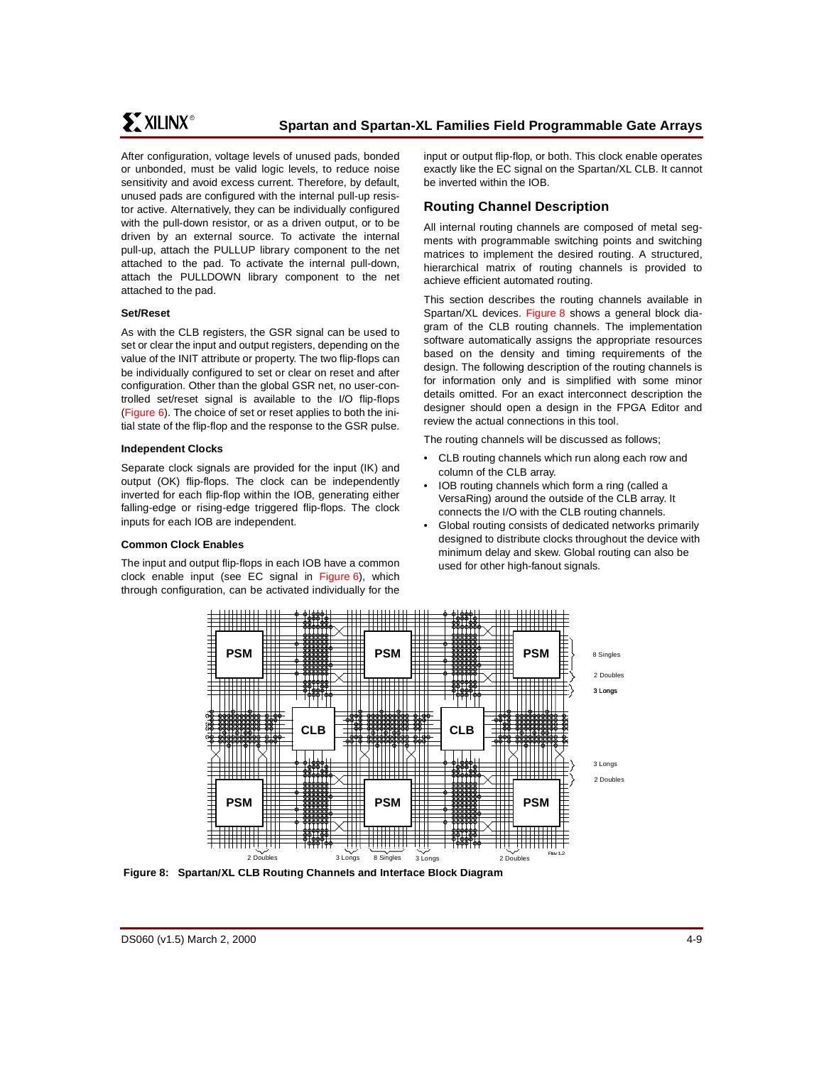After configuration, voltage levels of unused pads, bonded or unbonded, must be valid logic levels, to reduce noise sensitivity and avoid excess current. Therefore, by default, unused pads are configured with the internal pull-up resistor active. Alternatively, they can be individually configured with the pull-down resistor, or as a driven output, or to be driven by an external source. To activate the internal pull-up, attach the PULLUP library component to the net attached to the pad. To activate the internal pull-down, attach the PULLDOWN library component to the net attached to the pad.

#### Set/Reset

As with the CLB registers, the GSR signal can be used to set or clear the input and output registers, depending on the value of the INIT attribute or property. The two flip-flops can be individually configured to set or clear on reset and after configuration. Other than the global GSR net, no user-controlled set/reset signal is available to the I/O flip-flops (Figure 6). The choice of set or reset applies to both the initial state of the flip-flop and the response to the GSR pulse.

#### Independent Clocks

Separate clock signals are provided for the input (IK) and output (OK) flip-flops. The clock can be independently inverted for each flip-flop within the IOB, generating either falling-edge or rising-edge triggered flip-flops. The clock inputs for each IOB are independent.

#### Common Clock Enables

The input and output flip-flops in each IOB have a common clock enable input (see EC signal in Figure 6), which through configuration, can be activated individually for the input or output flip-flop, or both. This clock enable operates exactly like the EC signal on the Spartan/XL CLB. It cannot be inverted within the IOB.

## Routing Channel Description

All internal routing channels are composed of metal segments with programmable switching points and switching matrices to implement the desired routing. A structured, hierarchical matrix of routing channels is provided to achieve efficient automated routing.

This section describes the routing channels available in Spartan/XL devices. Figure 8 shows a general block diagram of the CLB routing channels. The implementation software automatically assigns the appropriate resources based on the density and timing requirements of the design. The following description of the routing channels is for information only and is simplified with some minor details omitted. For an exact interconnect description the designer should open a design in the FPGA Editor and review the actual connections in this tool.

The routing channels will be discussed as follows;

- CLB routing channels which run along each row and column of the CLB array.
- IOB routing channels which form a ring (called a VersaRing) around the outside of the CLB array. It connects the I/O with the CLB routing channels.
- Global routing consists of dedicated networks primarily designed to distribute clocks throughout the device with minimum delay and skew. Global routing can also be used for other high-fanout signals.

**Figure 8: Spartan/XL CLB Routing Channels and Interface Block Diagram**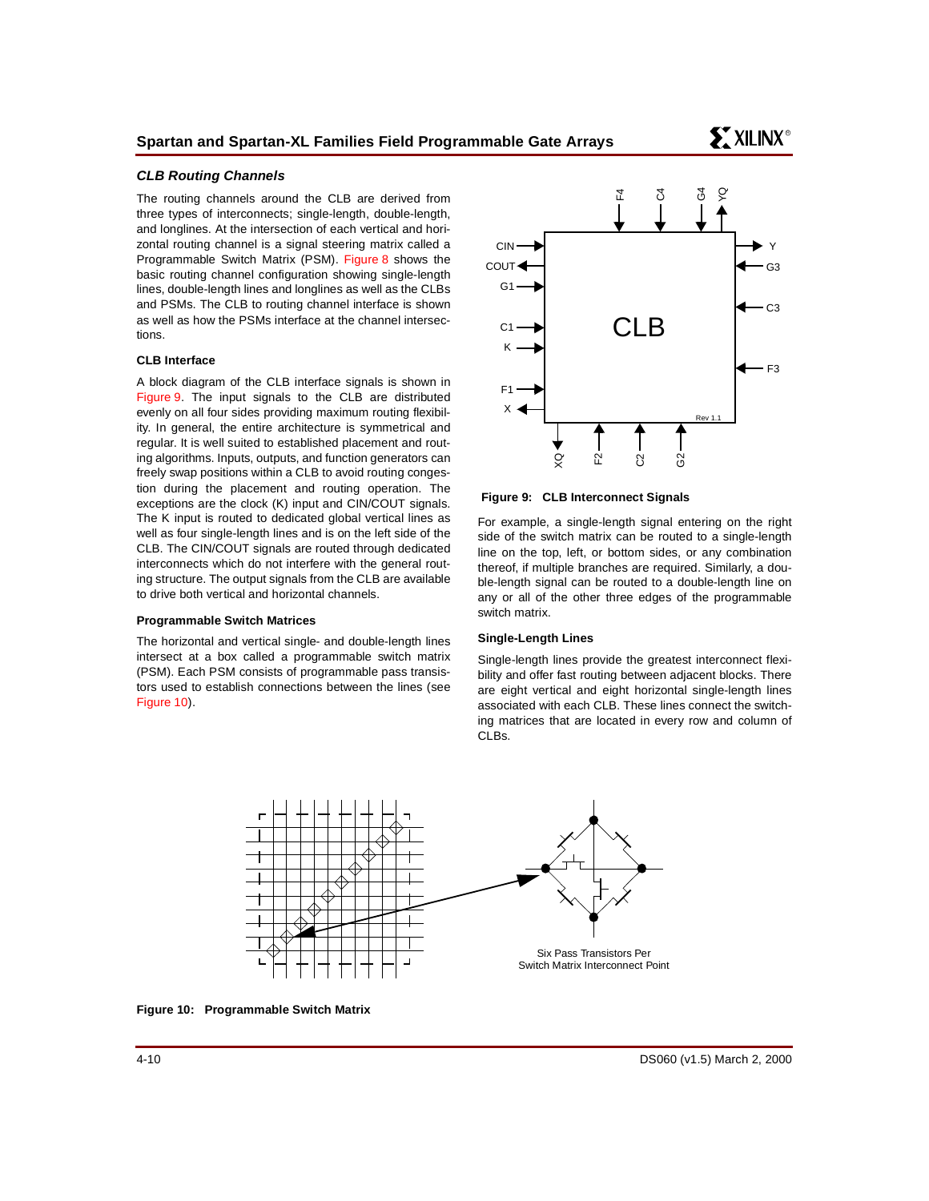### *CLB Routing Channels*

The routing channels around the CLB are derived from three types of interconnects; single-length, double-length, and longlines. At the intersection of each vertical and horizontal routing channel is a signal steering matrix called a Programmable Switch Matrix (PSM). Figure 8 shows the basic routing channel configuration showing single-length lines, double-length lines and longlines as well as the CLBs and PSMs. The CLB to routing channel interface is shown as well as how the PSMs interface at the channel intersections.

#### CLB Interface

A block diagram of the CLB interface signals is shown in Figure 9. The input signals to the CLB are distributed evenly on all four sides providing maximum routing flexibility. In general, the entire architecture is symmetrical and regular. It is well suited to established placement and routing algorithms. Inputs, outputs, and function generators can freely swap positions within a CLB to avoid routing congestion during the placement and routing operation. The exceptions are the clock (K) input and CIN/COUT signals. The K input is routed to dedicated global vertical lines as well as four single-length lines and is on the left side of the CLB. The CIN/COUT signals are routed through dedicated interconnects which do not interfere with the general routing structure. The output signals from the CLB are available to drive both vertical and horizontal channels.

#### Programmable Switch Matrices

The horizontal and vertical single- and double-length lines intersect at a box called a programmable switch matrix (PSM). Each PSM consists of programmable pass transistors used to establish connections between the lines (see Figure 10).

**Figure 9: CLB Interconnect Signals**

For example, a single-length signal entering on the right side of the switch matrix can be routed to a single-length line on the top, left, or bottom sides, or any combination thereof, if multiple branches are required. Similarly, a double-length signal can be routed to a double-length line on any or all of the other three edges of the programmable switch matrix.

#### Single-Length Lines

Single-length lines provide the greatest interconnect flexibility and offer fast routing between adjacent blocks. There are eight vertical and eight horizontal single-length lines associated with each CLB. These lines connect the switching matrices that are located in every row and column of CLBs.

Six Pass Transistors Per Switch Matrix Interconnect Point

**Figure 10: Programmable Switch Matrix**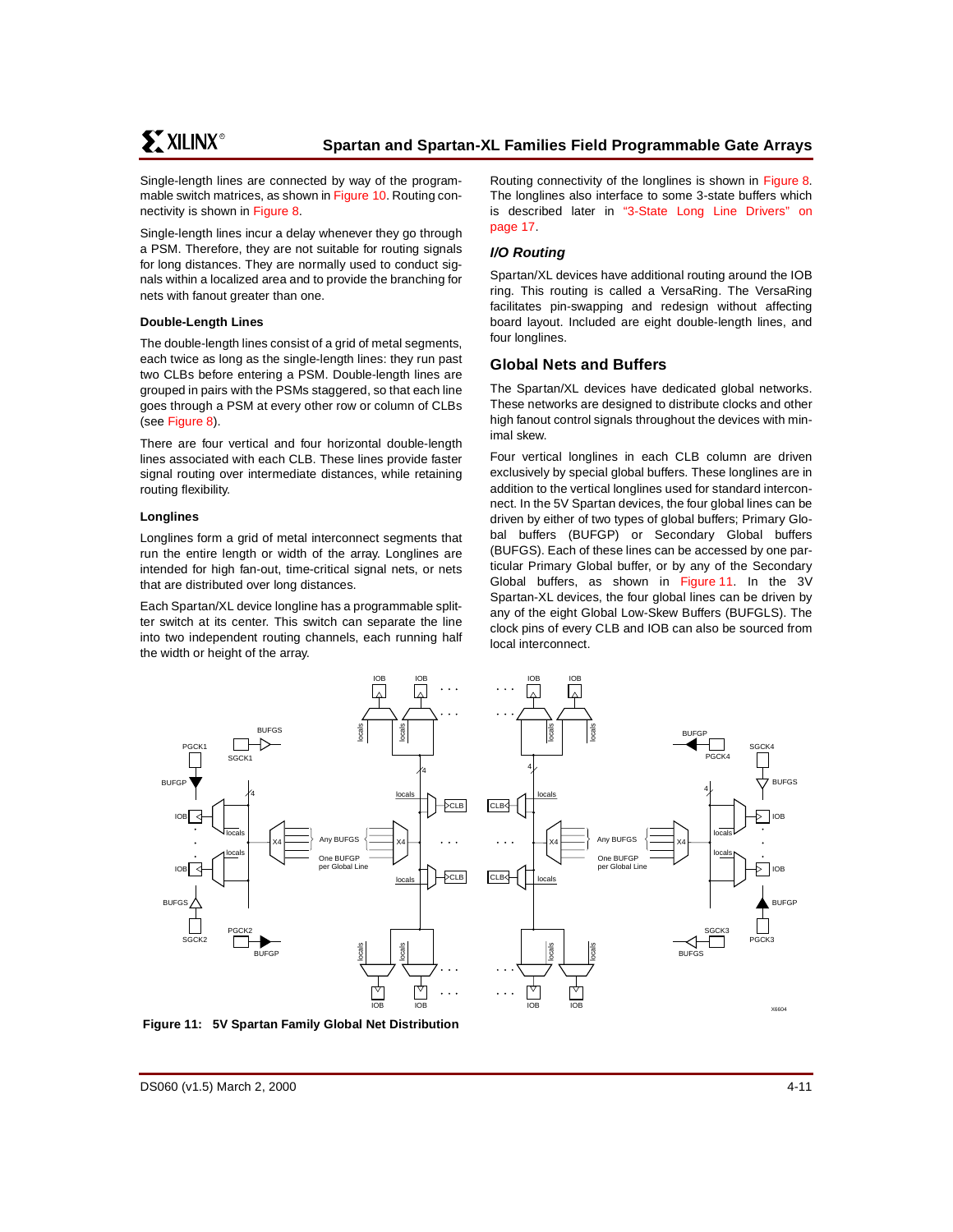Single-length lines are connected by way of the programmable switch matrices, as shown in Figure 10. Routing connectivity is shown in Figure 8.

Single-length lines incur a delay whenever they go through a PSM. Therefore, they are not suitable for routing signals for long distances. They are normally used to conduct signals within a localized area and to provide the branching for nets with fanout greater than one.

#### Double-Length Lines

The double-length lines consist of a grid of metal segments, each twice as long as the single-length lines: they run past two CLBs before entering a PSM. Double-length lines are grouped in pairs with the PSMs staggered, so that each line goes through a PSM at every other row or column of CLBs (see Figure 8).

There are four vertical and four horizontal double-length lines associated with each CLB. These lines provide faster signal routing over intermediate distances, while retaining routing flexibility.

#### Longlines

Longlines form a grid of metal interconnect segments that run the entire length or width of the array. Longlines are intended for high fan-out, time-critical signal nets, or nets that are distributed over long distances.

Each Spartan/XL device longline has a programmable splitter switch at its center. This switch can separate the line into two independent routing channels, each running half the width or height of the array.

Routing connectivity of the longlines is shown in Figure 8. The longlines also interface to some 3-state buffers which is described later in "3-State Long Line Drivers" on page 17.

### *I/O Routing*

Spartan/XL devices have additional routing around the IOB ring. This routing is called a VersaRing. The VersaRing facilitates pin-swapping and redesign without affecting board layout. Included are eight double-length lines, and four longlines.

## Global Nets and Buffers

The Spartan/XL devices have dedicated global networks. These networks are designed to distribute clocks and other high fanout control signals throughout the devices with minimal skew.

Four vertical longlines in each CLB column are driven exclusively by special global buffers. These longlines are in addition to the vertical longlines used for standard interconnect. In the 5V Spartan devices, the four global lines can be driven by either of two types of global buffers; Primary Global buffers (BUFGP) or Secondary Global buffers (BUFGS). Each of these lines can be accessed by one particular Primary Global buffer, or by any of the Secondary Global buffers, as shown in Figure 11. In the 3V Spartan-XL devices, the four global lines can be driven by any of the eight Global Low-Skew Buffers (BUFGLS). The clock pins of every CLB and IOB can also be sourced from local interconnect.

**Figure 11: 5V Spartan Family Global Net Distribution**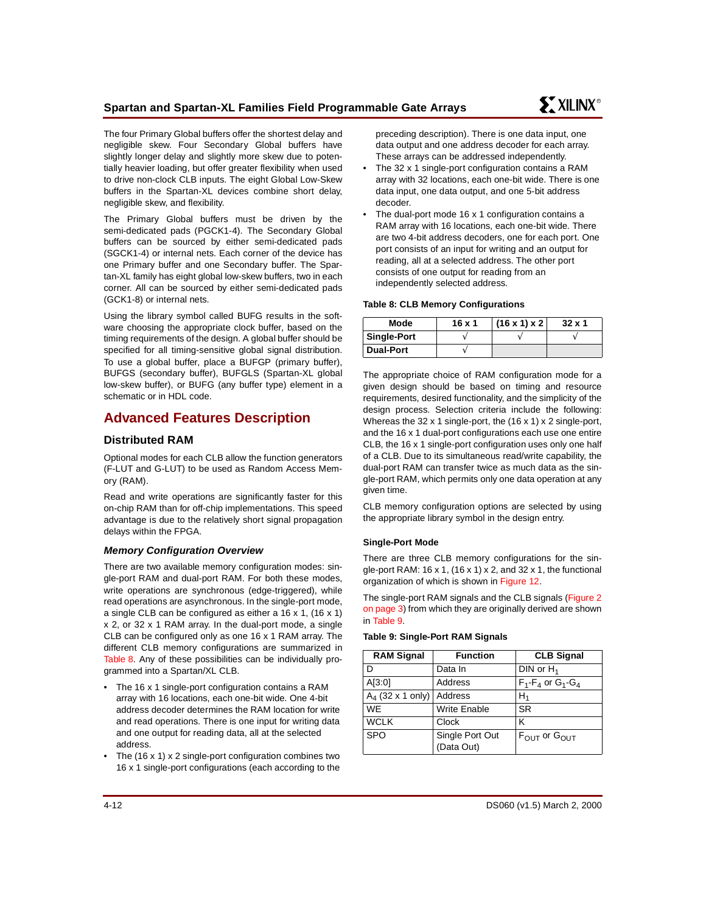The four Primary Global buffers offer the shortest delay and negligible skew. Four Secondary Global buffers have slightly longer delay and slightly more skew due to potentially heavier loading, but offer greater flexibility when used to drive non-clock CLB inputs. The eight Global Low-Skew buffers in the Spartan-XL devices combine short delay, negligible skew, and flexibility.

The Primary Global buffers must be driven by the semi-dedicated pads (PGCK1-4). The Secondary Global buffers can be sourced by either semi-dedicated pads (SGCK1-4) or internal nets. Each corner of the device has one Primary buffer and one Secondary buffer. The Spartan-XL family has eight global low-skew buffers, two in each corner. All can be sourced by either semi-dedicated pads (GCK1-8) or internal nets.

Using the library symbol called BUFG results in the software choosing the appropriate clock buffer, based on the timing requirements of the design. A global buffer should be specified for all timing-sensitive global signal distribution. To use a global buffer, place a BUFGP (primary buffer), BUFGS (secondary buffer), BUFGLS (Spartan-XL global low-skew buffer), or BUFG (any buffer type) element in a schematic or in HDL code.

# Advanced Features Description

## Distributed RAM

Optional modes for each CLB allow the function generators (F-LUT and G-LUT) to be used as Random Access Memory (RAM).

Read and write operations are significantly faster for this on-chip RAM than for off-chip implementations. This speed advantage is due to the relatively short signal propagation delays within the FPGA.

### *Memory Configuration Overview*

There are two available memory configuration modes: single-port RAM and dual-port RAM. For both these modes, write operations are synchronous (edge-triggered), while read operations are asynchronous. In the single-port mode, a single CLB can be configured as either a 16 x 1, (16 x 1) x 2, or 32 x 1 RAM array. In the dual-port mode, a single CLB can be configured only as one 16 x 1 RAM array. The different CLB memory configurations are summarized in Table 8. Any of these possibilities can be individually programmed into a Spartan/XL CLB.

- The 16 x 1 single-port configuration contains a RAM array with 16 locations, each one-bit wide. One 4-bit address decoder determines the RAM location for write and read operations. There is one input for writing data and one output for reading data, all at the selected address.
- The (16 x 1) x 2 single-port configuration combines two 16 x 1 single-port configurations (each according to the preceding description). There is one data input, one data output and one address decoder for each array. These arrays can be addressed independently.
- The 32 x 1 single-port configuration contains a RAM array with 32 locations, each one-bit wide. There is one data input, one data output, and one 5-bit address decoder.
- The dual-port mode 16 x 1 configuration contains a RAM array with 16 locations, each one-bit wide. There are two 4-bit address decoders, one for each port. One port consists of an input for writing and an output for reading, all at a selected address. The other port consists of one output for reading from an independently selected address.

**Table 8: CLB Memory Configurations**

| Mode | 16 x 1 | (16 x 1) x 2 | 32 x 1 |
|---|---|---|---|
| **Single-Port** | √ | √ | √ |
| **Dual-Port** | √ | | |

The appropriate choice of RAM configuration mode for a given design should be based on timing and resource requirements, desired functionality, and the simplicity of the design process. Selection criteria include the following: Whereas the 32 x 1 single-port, the (16 x 1) x 2 single-port, and the 16 x 1 dual-port configurations each use one entire CLB, the 16 x 1 single-port configuration uses only one half of a CLB. Due to its simultaneous read/write capability, the dual-port RAM can transfer twice as much data as the single-port RAM, which permits only one data operation at any given time.

CLB memory configuration options are selected by using the appropriate library symbol in the design entry.

#### Single-Port Mode

There are three CLB memory configurations for the single-port RAM: 16 x 1, (16 x 1) x 2, and 32 x 1, the functional organization of which is shown in Figure 12.

The single-port RAM signals and the CLB signals (Figure 2 on page 3) from which they are originally derived are shown in Table 9.

**Table 9: Single-Port RAM Signals**

| RAM Signal | Function | CLB Signal |
|---|---|---|
| D | Data In | DIN or $H_1$ |
| A[3:0] | Address | $F_1$-$F_4$ or $G_1$-$G_4$ |
| $A_4$ (32 x 1 only) | Address | $H_1$ |
| WE | Write Enable | SR |
| WCLK | Clock | K |
| SPO | Single Port Out (Data Out) | $F_{OUT}$ or $G_{OUT}$ |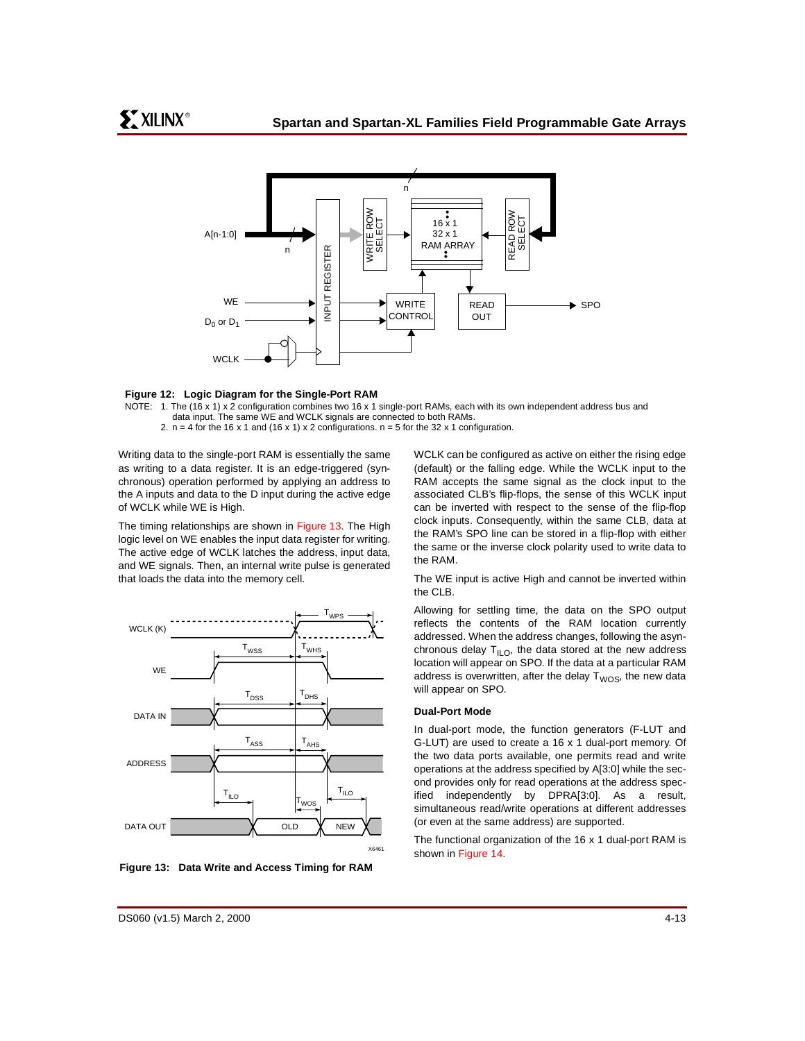**Figure 12: Logic Diagram for the Single-Port RAM**

NOTE: 1. The (16 x 1) x 2 configuration combines two 16 x 1 single-port RAMs, each with its own independent address bus and data input. The same WE and WCLK signals are connected to both RAMs.
2. n = 4 for the 16 x 1 and (16 x 1) x 2 configurations. n = 5 for the 32 x 1 configuration.

Writing data to the single-port RAM is essentially the same as writing to a data register. It is an edge-triggered (synchronous) operation performed by applying an address to the A inputs and data to the D input during the active edge of WCLK while WE is High.

The timing relationships are shown in Figure 13. The High logic level on WE enables the input data register for writing. The active edge of WCLK latches the address, input data, and WE signals. Then, an internal write pulse is generated that loads the data into the memory cell.

**Figure 13: Data Write and Access Timing for RAM**

WCLK can be configured as active on either the rising edge (default) or the falling edge. While the WCLK input to the RAM accepts the same signal as the clock input to the associated CLB's flip-flops, the sense of this WCLK input can be inverted with respect to the sense of the flip-flop clock inputs. Consequently, within the same CLB, data at the RAM's SPO line can be stored in a flip-flop with either the same or the inverse clock polarity used to write data to the RAM.

The WE input is active High and cannot be inverted within the CLB.

Allowing for settling time, the data on the SPO output reflects the contents of the RAM location currently addressed. When the address changes, following the asynchronous delay $T_{ILO}$, the data stored at the new address location will appear on SPO. If the data at a particular RAM address is overwritten, after the delay $T_{WOS}$, the new data will appear on SPO.

### Dual-Port Mode

In dual-port mode, the function generators (F-LUT and G-LUT) are used to create a 16 x 1 dual-port memory. Of the two data ports available, one permits read and write operations at the address specified by A[3:0] while the second provides only for read operations at the address specified independently by DPRA[3:0]. As a result, simultaneous read/write operations at different addresses (or even at the same address) are supported.

The functional organization of the 16 x 1 dual-port RAM is shown in Figure 14.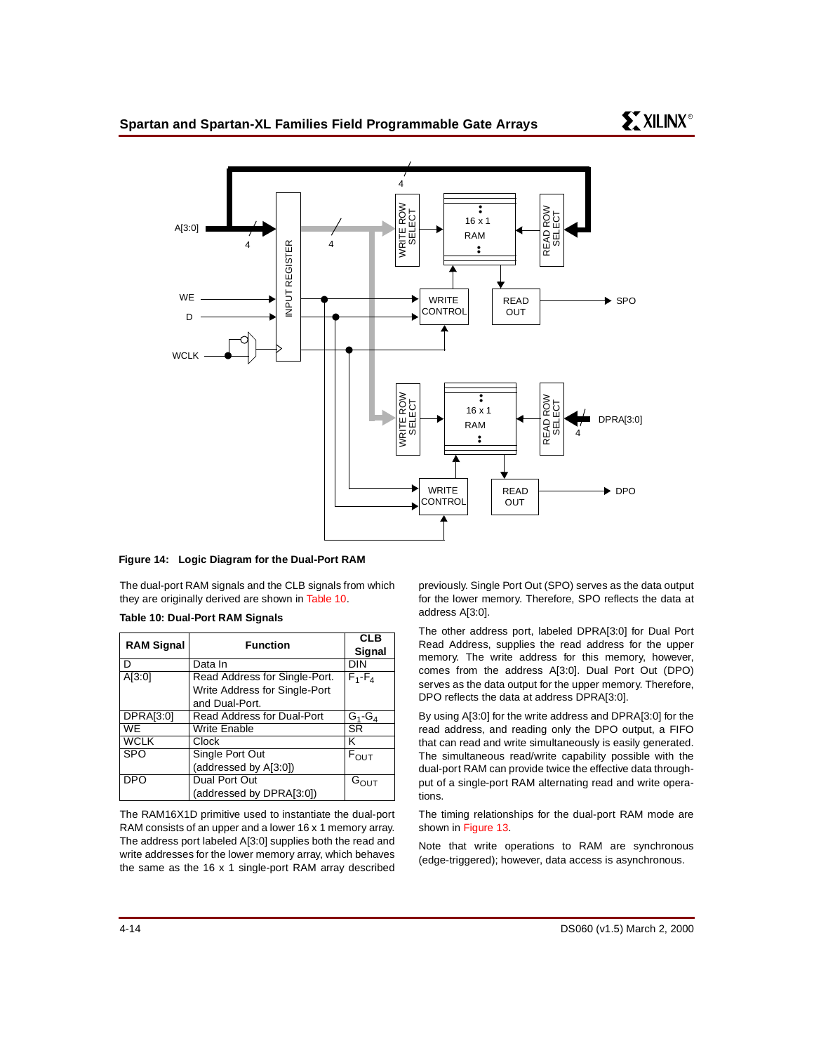**Figure 14: Logic Diagram for the Dual-Port RAM**

The dual-port RAM signals and the CLB signals from which they are originally derived are shown in Table 10.

**Table 10: Dual-Port RAM Signals**

| RAM Signal | Function | CLB Signal |
|---|---|---|
| D | Data In | DIN |
| A[3:0] | Read Address for Single-Port. Write Address for Single-Port and Dual-Port. | $F_1$-$F_4$ |
| DPRA[3:0] | Read Address for Dual-Port | $G_1$-$G_4$ |
| WE | Write Enable | SR |
| WCLK | Clock | K |
| SPO | Single Port Out (addressed by A[3:0]) | $F_{OUT}$ |
| DPO | Dual Port Out (addressed by DPRA[3:0]) | $G_{OUT}$ |

The RAM16X1D primitive used to instantiate the dual-port RAM consists of an upper and a lower 16 x 1 memory array. The address port labeled A[3:0] supplies both the read and write addresses for the lower memory array, which behaves the same as the 16 x 1 single-port RAM array described previously. Single Port Out (SPO) serves as the data output for the lower memory. Therefore, SPO reflects the data at address A[3:0].

The other address port, labeled DPRA[3:0] for Dual Port Read Address, supplies the read address for the upper memory. The write address for this memory, however, comes from the address A[3:0]. Dual Port Out (DPO) serves as the data output for the upper memory. Therefore, DPO reflects the data at address DPRA[3:0].

By using A[3:0] for the write address and DPRA[3:0] for the read address, and reading only the DPO output, a FIFO that can read and write simultaneously is easily generated. The simultaneous read/write capability possible with the dual-port RAM can provide twice the effective data throughput of a single-port RAM alternating read and write operations.

The timing relationships for the dual-port RAM mode are shown in Figure 13.

Note that write operations to RAM are synchronous (edge-triggered); however, data access is asynchronous.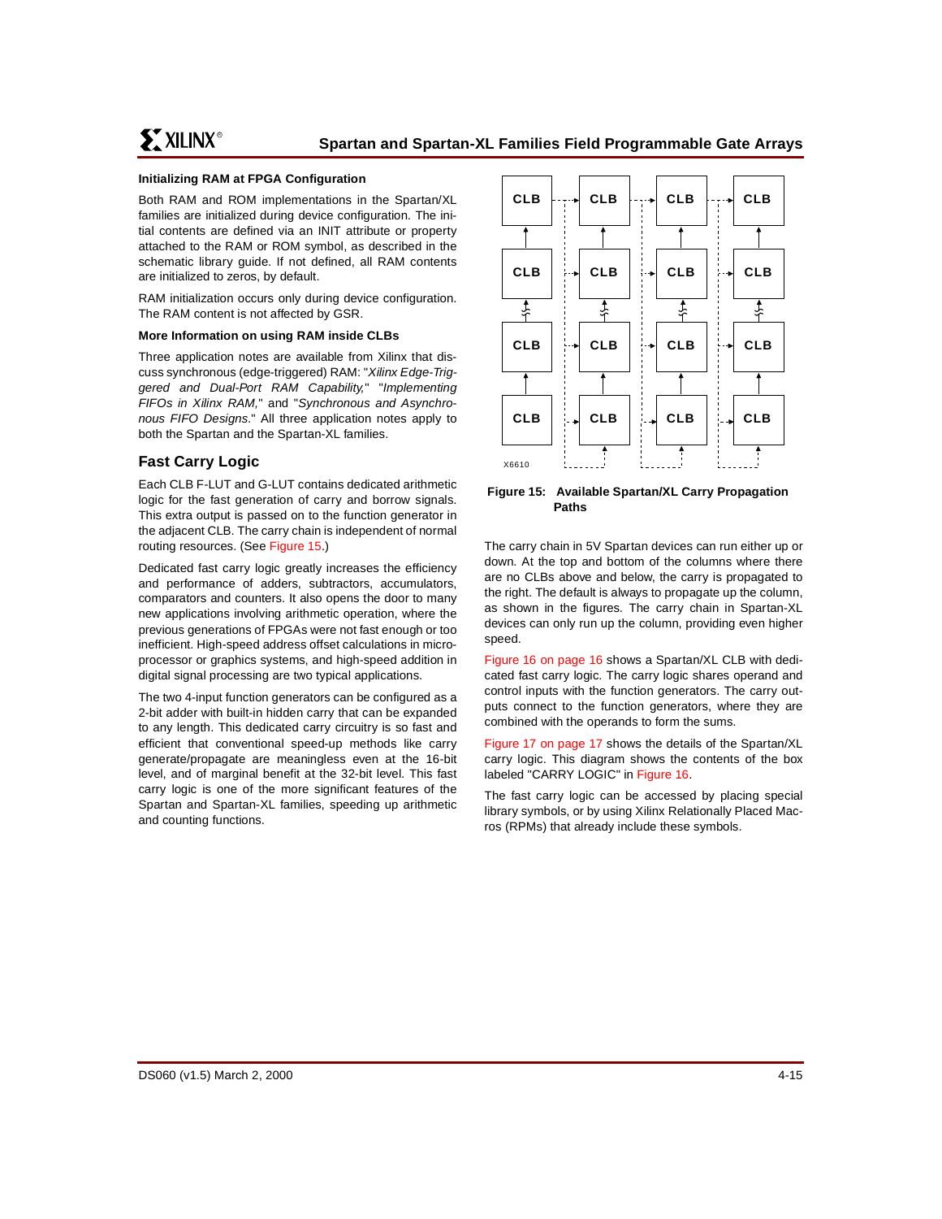### Initializing RAM at FPGA Configuration

Both RAM and ROM implementations in the Spartan/XL families are initialized during device configuration. The initial contents are defined via an INIT attribute or property attached to the RAM or ROM symbol, as described in the schematic library guide. If not defined, all RAM contents are initialized to zeros, by default.

RAM initialization occurs only during device configuration. The RAM content is not affected by GSR.

### More Information on using RAM inside CLBs

Three application notes are available from Xilinx that discuss synchronous (edge-triggered) RAM: "*Xilinx Edge-Triggered and Dual-Port RAM Capability,*" "*Implementing FIFOs in Xilinx RAM,*" and "*Synchronous and Asynchronous FIFO Designs*." All three application notes apply to both the Spartan and the Spartan-XL families.

## Fast Carry Logic

Each CLB F-LUT and G-LUT contains dedicated arithmetic logic for the fast generation of carry and borrow signals. This extra output is passed on to the function generator in the adjacent CLB. The carry chain is independent of normal routing resources. (See Figure 15.)

Dedicated fast carry logic greatly increases the efficiency and performance of adders, subtractors, accumulators, comparators and counters. It also opens the door to many new applications involving arithmetic operation, where the previous generations of FPGAs were not fast enough or too inefficient. High-speed address offset calculations in microprocessor or graphics systems, and high-speed addition in digital signal processing are two typical applications.

The two 4-input function generators can be configured as a 2-bit adder with built-in hidden carry that can be expanded to any length. This dedicated carry circuitry is so fast and efficient that conventional speed-up methods like carry generate/propagate are meaningless even at the 16-bit level, and of marginal benefit at the 32-bit level. This fast carry logic is one of the more significant features of the Spartan and Spartan-XL families, speeding up arithmetic and counting functions.

**Figure 15: Available Spartan/XL Carry Propagation Paths**

The carry chain in 5V Spartan devices can run either up or down. At the top and bottom of the columns where there are no CLBs above and below, the carry is propagated to the right. The default is always to propagate up the column, as shown in the figures. The carry chain in Spartan-XL devices can only run up the column, providing even higher speed.

Figure 16 on page 16 shows a Spartan/XL CLB with dedicated fast carry logic. The carry logic shares operand and control inputs with the function generators. The carry outputs connect to the function generators, where they are combined with the operands to form the sums.

Figure 17 on page 17 shows the details of the Spartan/XL carry logic. This diagram shows the contents of the box labeled "CARRY LOGIC" in Figure 16.

The fast carry logic can be accessed by placing special library symbols, or by using Xilinx Relationally Placed Macros (RPMs) that already include these symbols.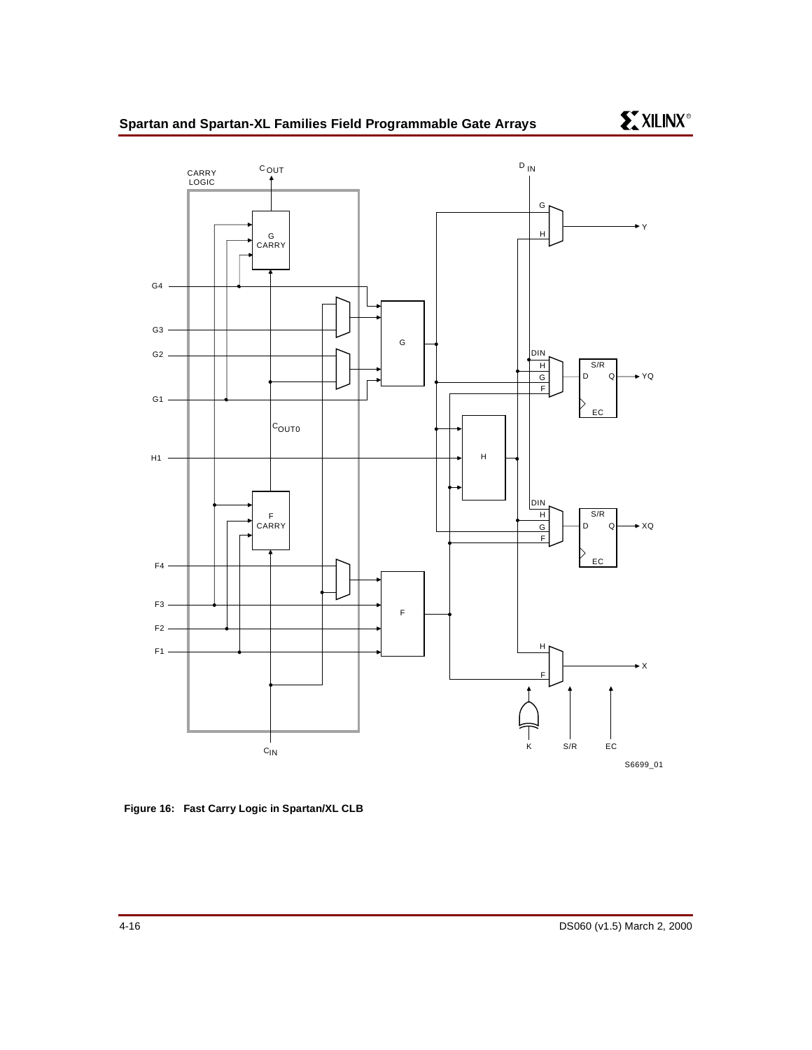**Figure 16: Fast Carry Logic in Spartan/XL CLB**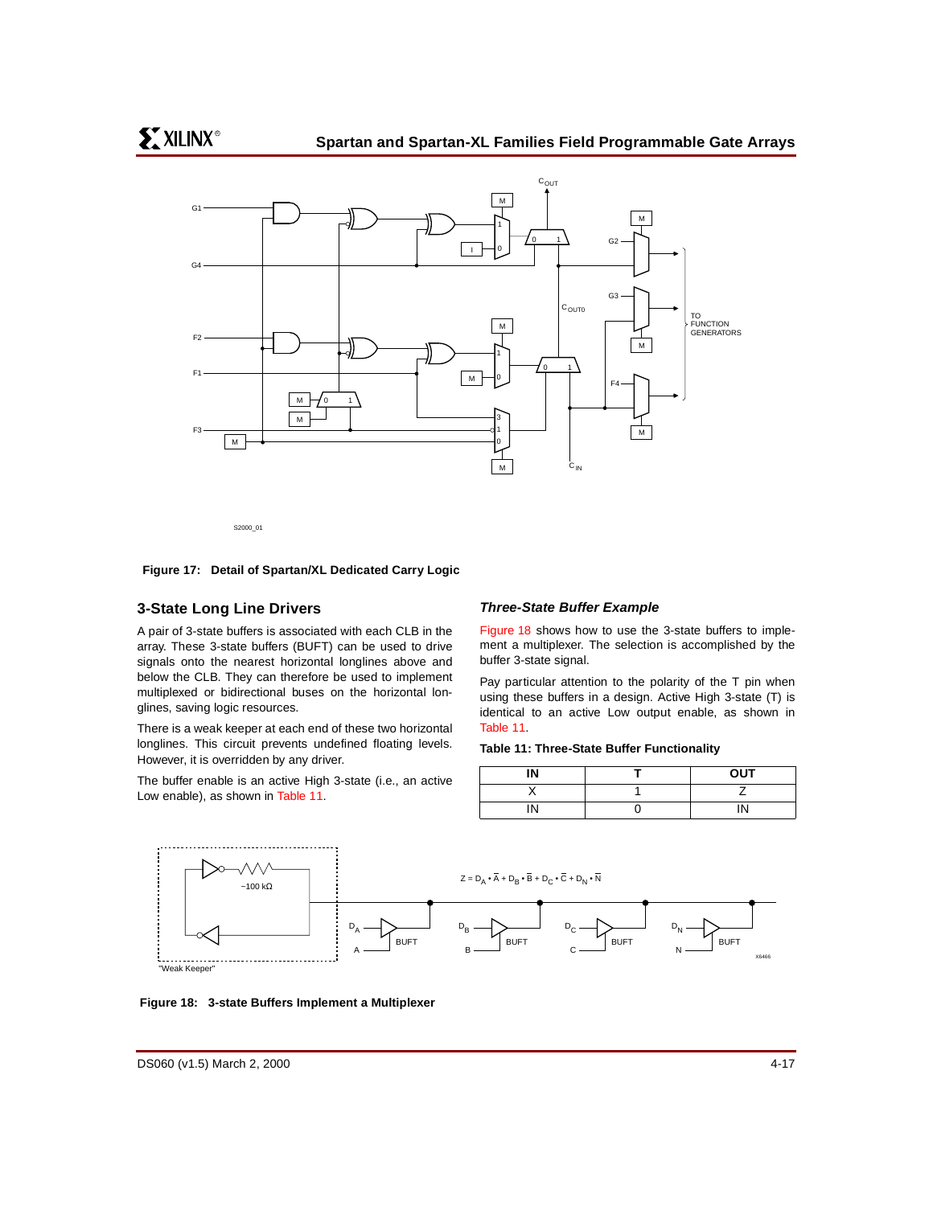**Figure 17: Detail of Spartan/XL Dedicated Carry Logic**

## 3-State Long Line Drivers

A pair of 3-state buffers is associated with each CLB in the array. These 3-state buffers (BUFT) can be used to drive signals onto the nearest horizontal longlines above and below the CLB. They can therefore be used to implement multiplexed or bidirectional buses on the horizontal longlines, saving logic resources.

There is a weak keeper at each end of these two horizontal longlines. This circuit prevents undefined floating levels. However, it is overridden by any driver.

The buffer enable is an active High 3-state (i.e., an active Low enable), as shown in Table 11.

### *Three-State Buffer Example*

Figure 18 shows how to use the 3-state buffers to implement a multiplexer. The selection is accomplished by the buffer 3-state signal.

Pay particular attention to the polarity of the T pin when using these buffers in a design. Active High 3-state (T) is identical to an active Low output enable, as shown in Table 11.

**Table 11: Three-State Buffer Functionality**

| IN | T | OUT |
|---|---|---|
| X | 1 | Z |
| IN | 0 | IN |

**Figure 18: 3-state Buffers Implement a Multiplexer**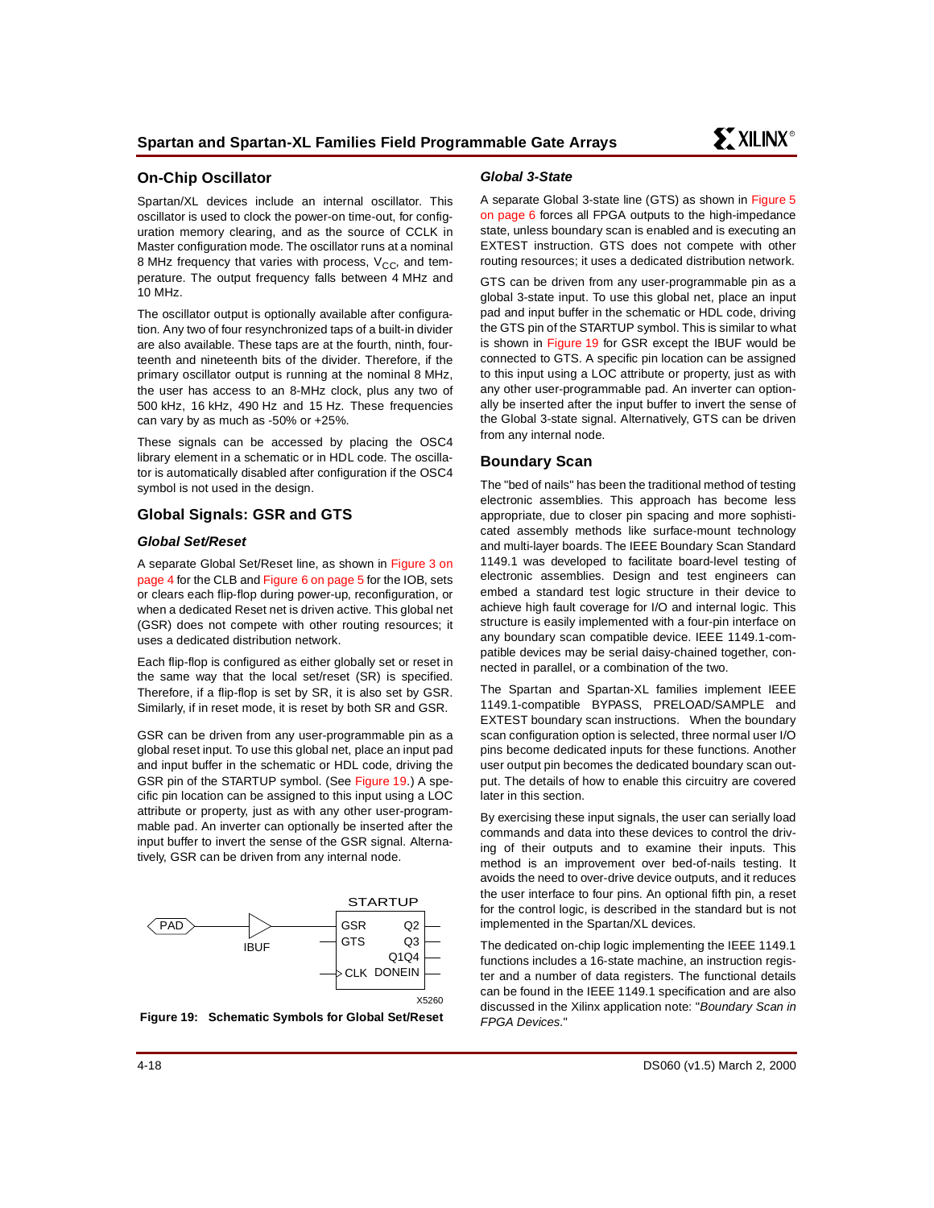## On-Chip Oscillator

Spartan/XL devices include an internal oscillator. This oscillator is used to clock the power-on time-out, for configuration memory clearing, and as the source of CCLK in Master configuration mode. The oscillator runs at a nominal 8 MHz frequency that varies with process, $V_{CC}$, and temperature. The output frequency falls between 4 MHz and 10 MHz.

The oscillator output is optionally available after configuration. Any two of four resynchronized taps of a built-in divider are also available. These taps are at the fourth, ninth, fourteenth and nineteenth bits of the divider. Therefore, if the primary oscillator output is running at the nominal 8 MHz, the user has access to an 8-MHz clock, plus any two of 500 kHz, 16 kHz, 490 Hz and 15 Hz. These frequencies can vary by as much as -50% or +25%.

These signals can be accessed by placing the OSC4 library element in a schematic or in HDL code. The oscillator is automatically disabled after configuration if the OSC4 symbol is not used in the design.

## Global Signals: GSR and GTS

### *Global Set/Reset*

A separate Global Set/Reset line, as shown in Figure 3 on page 4 for the CLB and Figure 6 on page 5 for the IOB, sets or clears each flip-flop during power-up, reconfiguration, or when a dedicated Reset net is driven active. This global net (GSR) does not compete with other routing resources; it uses a dedicated distribution network.

Each flip-flop is configured as either globally set or reset in the same way that the local set/reset (SR) is specified. Therefore, if a flip-flop is set by SR, it is also set by GSR. Similarly, if in reset mode, it is reset by both SR and GSR.

GSR can be driven from any user-programmable pin as a global reset input. To use this global net, place an input pad and input buffer in the schematic or HDL code, driving the GSR pin of the STARTUP symbol. (See Figure 19.) A specific pin location can be assigned to this input using a LOC attribute or property, just as with any other user-programmable pad. An inverter can optionally be inserted after the input buffer to invert the sense of the GSR signal. Alternatively, GSR can be driven from any internal node.

**Figure 19: Schematic Symbols for Global Set/Reset**

### *Global 3-State*

A separate Global 3-state line (GTS) as shown in Figure 5 on page 6 forces all FPGA outputs to the high-impedance state, unless boundary scan is enabled and is executing an EXTEST instruction. GTS does not compete with other routing resources; it uses a dedicated distribution network.

GTS can be driven from any user-programmable pin as a global 3-state input. To use this global net, place an input pad and input buffer in the schematic or HDL code, driving the GTS pin of the STARTUP symbol. This is similar to what is shown in Figure 19 for GSR except the IBUF would be connected to GTS. A specific pin location can be assigned to this input using a LOC attribute or property, just as with any other user-programmable pad. An inverter can optionally be inserted after the input buffer to invert the sense of the Global 3-state signal. Alternatively, GTS can be driven from any internal node.

## Boundary Scan

The "bed of nails" has been the traditional method of testing electronic assemblies. This approach has become less appropriate, due to closer pin spacing and more sophisticated assembly methods like surface-mount technology and multi-layer boards. The IEEE Boundary Scan Standard 1149.1 was developed to facilitate board-level testing of electronic assemblies. Design and test engineers can embed a standard test logic structure in their device to achieve high fault coverage for I/O and internal logic. This structure is easily implemented with a four-pin interface on any boundary scan compatible device. IEEE 1149.1-compatible devices may be serial daisy-chained together, connected in parallel, or a combination of the two.

The Spartan and Spartan-XL families implement IEEE 1149.1-compatible BYPASS, PRELOAD/SAMPLE and EXTEST boundary scan instructions. When the boundary scan configuration option is selected, three normal user I/O pins become dedicated inputs for these functions. Another user output pin becomes the dedicated boundary scan output. The details of how to enable this circuitry are covered later in this section.

By exercising these input signals, the user can serially load commands and data into these devices to control the driving of their outputs and to examine their inputs. This method is an improvement over bed-of-nails testing. It avoids the need to over-drive device outputs, and it reduces the user interface to four pins. An optional fifth pin, a reset for the control logic, is described in the standard but is not implemented in the Spartan/XL devices.

The dedicated on-chip logic implementing the IEEE 1149.1 functions includes a 16-state machine, an instruction register and a number of data registers. The functional details can be found in the IEEE 1149.1 specification and are also discussed in the Xilinx application note: "*Boundary Scan in FPGA Devices*."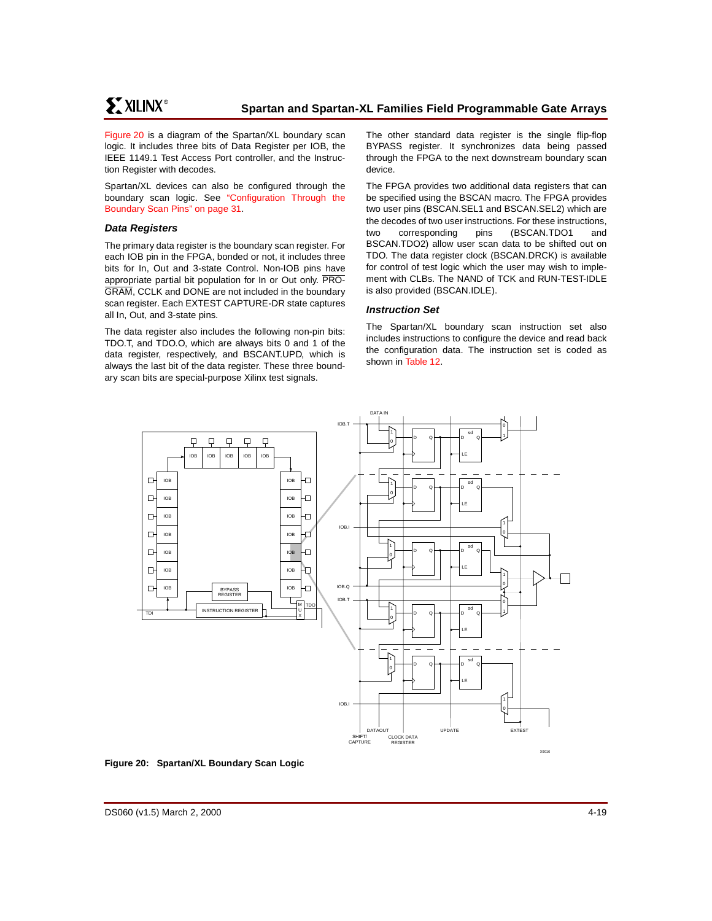Figure 20 is a diagram of the Spartan/XL boundary scan logic. It includes three bits of Data Register per IOB, the IEEE 1149.1 Test Access Port controller, and the Instruction Register with decodes.

Spartan/XL devices can also be configured through the boundary scan logic. See "Configuration Through the Boundary Scan Pins" on page 31.

### *Data Registers*

The primary data register is the boundary scan register. For each IOB pin in the FPGA, bonded or not, it includes three bits for In, Out and 3-state Control. Non-IOB pins have appropriate partial bit population for In or Out only. PROGRAM, CCLK and DONE are not included in the boundary scan register. Each EXTEST CAPTURE-DR state captures all In, Out, and 3-state pins.

The data register also includes the following non-pin bits: TDO.T, and TDO.O, which are always bits 0 and 1 of the data register, respectively, and BSCANT.UPD, which is always the last bit of the data register. These three boundary scan bits are special-purpose Xilinx test signals.

The other standard data register is the single flip-flop BYPASS register. It synchronizes data being passed through the FPGA to the next downstream boundary scan device.

The FPGA provides two additional data registers that can be specified using the BSCAN macro. The FPGA provides two user pins (BSCAN.SEL1 and BSCAN.SEL2) which are the decodes of two user instructions. For these instructions, two corresponding pins (BSCAN.TDO1 and BSCAN.TDO2) allow user scan data to be shifted out on TDO. The data register clock (BSCAN.DRCK) is available for control of test logic which the user may wish to implement with CLBs. The NAND of TCK and RUN-TEST-IDLE is also provided (BSCAN.IDLE).

### *Instruction Set*

The Spartan/XL boundary scan instruction set also includes instructions to configure the device and read back the configuration data. The instruction set is coded as shown in Table 12.

**Figure 20: Spartan/XL Boundary Scan Logic**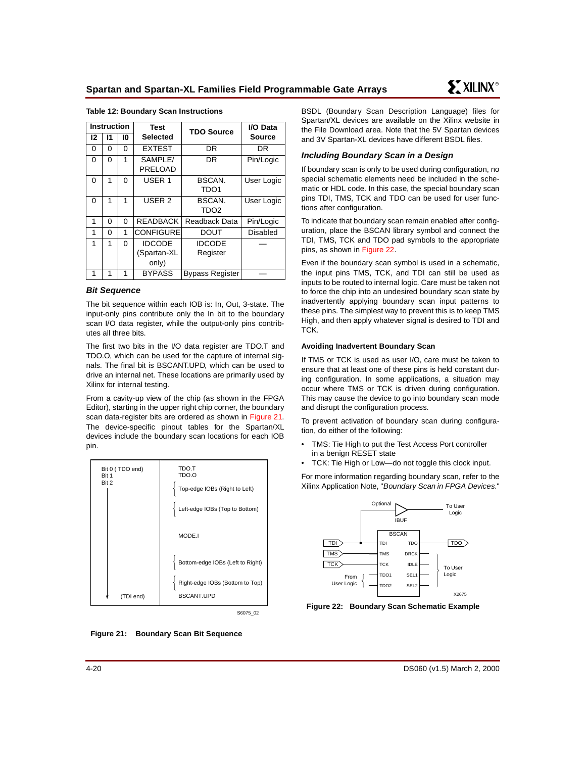**Table 12: Boundary Scan Instructions**

| Instruction | | | Test Selected | TDO Source | I/O Data Source |
|---|---|---|---|---|---|
| I2 | I1 | I0 | | | |
| 0 | 0 | 0 | EXTEST | DR | DR |
| 0 | 0 | 1 | SAMPLE/ PRELOAD | DR | Pin/Logic |
| 0 | 1 | 0 | USER 1 | BSCAN. TDO1 | User Logic |
| 0 | 1 | 1 | USER 2 | BSCAN. TDO2 | User Logic |
| 1 | 0 | 0 | READBACK | Readback Data | Pin/Logic |
| 1 | 0 | 1 | CONFIGURE | DOUT | Disabled |
| 1 | 1 | 0 | IDCODE (Spartan-XL only) | IDCODE Register | — |
| 1 | 1 | 1 | BYPASS | Bypass Register | — |

### *Bit Sequence*

The bit sequence within each IOB is: In, Out, 3-state. The input-only pins contribute only the In bit to the boundary scan I/O data register, while the output-only pins contribute all three bits.

The first two bits in the I/O data register are TDO.T and TDO.O, which can be used for the capture of internal signals. The final bit is BSCANT.UPD, which can be used to drive an internal net. These locations are primarily used by Xilinx for internal testing.

From a cavity-up view of the chip (as shown in the FPGA Editor), starting in the upper right chip corner, the boundary scan data-register bits are ordered as shown in Figure 21. The device-specific pinout tables for the Spartan/XL devices include the boundary scan locations for each IOB pin.

| | |
|---|---|
| Bit 0 ( TDO end)<br>Bit 1<br>Bit 2 | TDO.T<br>TDO.O |
| | Top-edge IOBs (Right to Left) |
| | Left-edge IOBs (Top to Bottom) |
| | MODE.I |
| | Bottom-edge IOBs (Left to Right) |
| | Right-edge IOBs (Bottom to Top) |
| (TDI end) | BSCANT.UPD |

S6075_02

**Figure 21: Boundary Scan Bit Sequence**

BSDL (Boundary Scan Description Language) files for Spartan/XL devices are available on the Xilinx website in the File Download area. Note that the 5V Spartan devices and 3V Spartan-XL devices have different BSDL files.

### *Including Boundary Scan in a Design*

If boundary scan is only to be used during configuration, no special schematic elements need be included in the schematic or HDL code. In this case, the special boundary scan pins TDI, TMS, TCK and TDO can be used for user functions after configuration.

To indicate that boundary scan remain enabled after configuration, place the BSCAN library symbol and connect the TDI, TMS, TCK and TDO pad symbols to the appropriate pins, as shown in Figure 22.

Even if the boundary scan symbol is used in a schematic, the input pins TMS, TCK, and TDI can still be used as inputs to be routed to internal logic. Care must be taken not to force the chip into an undesired boundary scan state by inadvertently applying boundary scan input patterns to these pins. The simplest way to prevent this is to keep TMS High, and then apply whatever signal is desired to TDI and TCK.

#### Avoiding Inadvertent Boundary Scan

If TMS or TCK is used as user I/O, care must be taken to ensure that at least one of these pins is held constant during configuration. In some applications, a situation may occur where TMS or TCK is driven during configuration. This may cause the device to go into boundary scan mode and disrupt the configuration process.

To prevent activation of boundary scan during configuration, do either of the following:

- TMS: Tie High to put the Test Access Port controller in a benign RESET state
- TCK: Tie High or Low—do not toggle this clock input.

For more information regarding boundary scan, refer to the Xilinx Application Note, "*Boundary Scan in FPGA Devices*."

Optional | IBUF | To User Logic | BSCAN | TDI | TMS | TCK | TDI | TMS | TCK | TDO1 | TDO2 | TDO | DRCK | IDLE | SEL1 | SEL2 | TDO | To User Logic | From User Logic | X2675

**Figure 22: Boundary Scan Schematic Example**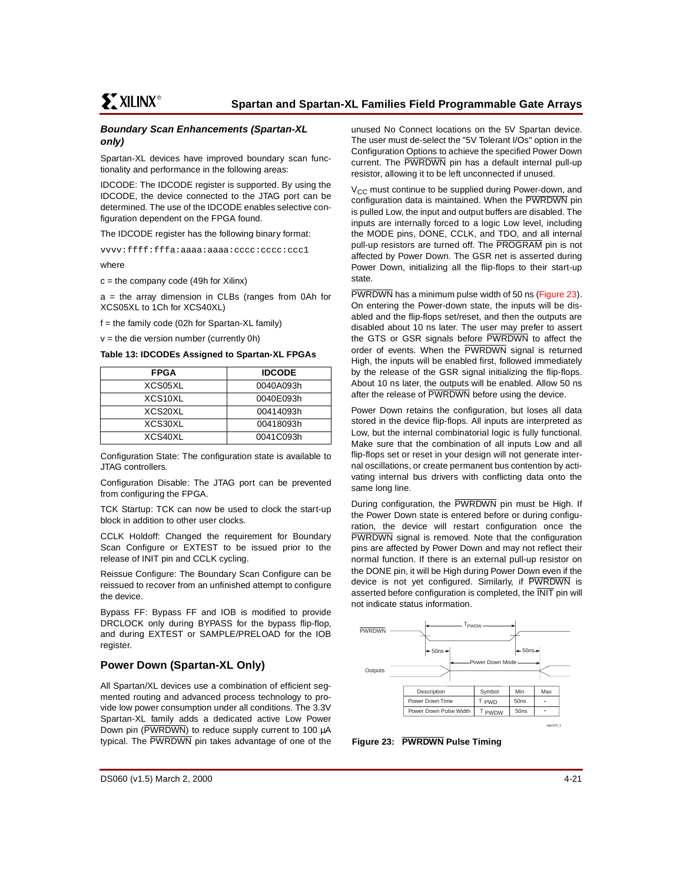### *Boundary Scan Enhancements (Spartan-XL only)*

Spartan-XL devices have improved boundary scan functionality and performance in the following areas:

IDCODE: The IDCODE register is supported. By using the IDCODE, the device connected to the JTAG port can be determined. The use of the IDCODE enables selective configuration dependent on the FPGA found.

The IDCODE register has the following binary format:

```
vvvv:ffff:fffa:aaaa:aaaa:cccc:cccc:ccc1
```

where

c = the company code (49h for Xilinx)

a = the array dimension in CLBs (ranges from 0Ah for XCS05XL to 1Ch for XCS40XL)

f = the family code (02h for Spartan-XL family)

v = the die version number (currently 0h)

**Table 13: IDCODEs Assigned to Spartan-XL FPGAs**

| FPGA | IDCODE |
|---|---|
| XCS05XL | 0040A093h |
| XCS10XL | 0040E093h |
| XCS20XL | 00414093h |
| XCS30XL | 00418093h |
| XCS40XL | 0041C093h |

Configuration State: The configuration state is available to JTAG controllers.

Configuration Disable: The JTAG port can be prevented from configuring the FPGA.

TCK Startup: TCK can now be used to clock the start-up block in addition to other user clocks.

CCLK Holdoff: Changed the requirement for Boundary Scan Configure or EXTEST to be issued prior to the release of INIT pin and CCLK cycling.

Reissue Configure: The Boundary Scan Configure can be reissued to recover from an unfinished attempt to configure the device.

Bypass FF: Bypass FF and IOB is modified to provide DRCLOCK only during BYPASS for the bypass flip-flop, and during EXTEST or SAMPLE/PRELOAD for the IOB register.

## Power Down (Spartan-XL Only)

All Spartan/XL devices use a combination of efficient segmented routing and advanced process technology to provide low power consumption under all conditions. The 3.3V Spartan-XL family adds a dedicated active Low Power Down pin ($\overline{\text{PWRDWN}}$) to reduce supply current to 100 µA typical. The $\overline{\text{PWRDWN}}$ pin takes advantage of one of the unused No Connect locations on the 5V Spartan device. The user must de-select the "5V Tolerant I/Os" option in the Configuration Options to achieve the specified Power Down current. The $\overline{\text{PWRDWN}}$ pin has a default internal pull-up resistor, allowing it to be left unconnected if unused.

$V_{CC}$ must continue to be supplied during Power-down, and configuration data is maintained. When the $\overline{\text{PWRDWN}}$ pin is pulled Low, the input and output buffers are disabled. The inputs are internally forced to a logic Low level, including the MODE pins, DONE, CCLK, and TDO, and all internal pull-up resistors are turned off. The $\overline{\text{PROGRAM}}$ pin is not affected by Power Down. The GSR net is asserted during Power Down, initializing all the flip-flops to their start-up state.

$\overline{\text{PWRDWN}}$ has a minimum pulse width of 50 ns (Figure 23). On entering the Power-down state, the inputs will be disabled and the flip-flops set/reset, and then the outputs are disabled about 10 ns later. The user may prefer to assert the GTS or GSR signals before $\overline{\text{PWRDWN}}$ to affect the order of events. When the $\overline{\text{PWRDWN}}$ signal is returned High, the inputs will be enabled first, followed immediately by the release of the GSR signal initializing the flip-flops. About 10 ns later, the outputs will be enabled. Allow 50 ns after the release of $\overline{\text{PWRDWN}}$ before using the device.

Power Down retains the configuration, but loses all data stored in the device flip-flops. All inputs are interpreted as Low, but the internal combinatorial logic is fully functional. Make sure that the combination of all inputs Low and all flip-flops set or reset in your design will not generate internal oscillations, or create permanent bus contention by activating internal bus drivers with conflicting data onto the same long line.

During configuration, the $\overline{\text{PWRDWN}}$ pin must be High. If the Power Down state is entered before or during configuration, the device will restart configuration once the $\overline{\text{PWRDWN}}$ signal is removed. Note that the configuration pins are affected by Power Down and may not reflect their normal function. If there is an external pull-up resistor on the DONE pin, it will be High during Power Down even if the device is not yet configured. Similarly, if $\overline{\text{PWRDWN}}$ is asserted before configuration is completed, the $\overline{\text{INIT}}$ pin will not indicate status information.

| Description | Symbol | Min | Max |
|---|---|---|---|
| Power Down Time | $T_{PWD}$ | 50ns | - |
| Power Down Pulse Width | $T_{PWDW}$ | 50ns | - |

**Figure 23: $\overline{\text{PWRDWN}}$ Pulse Timing**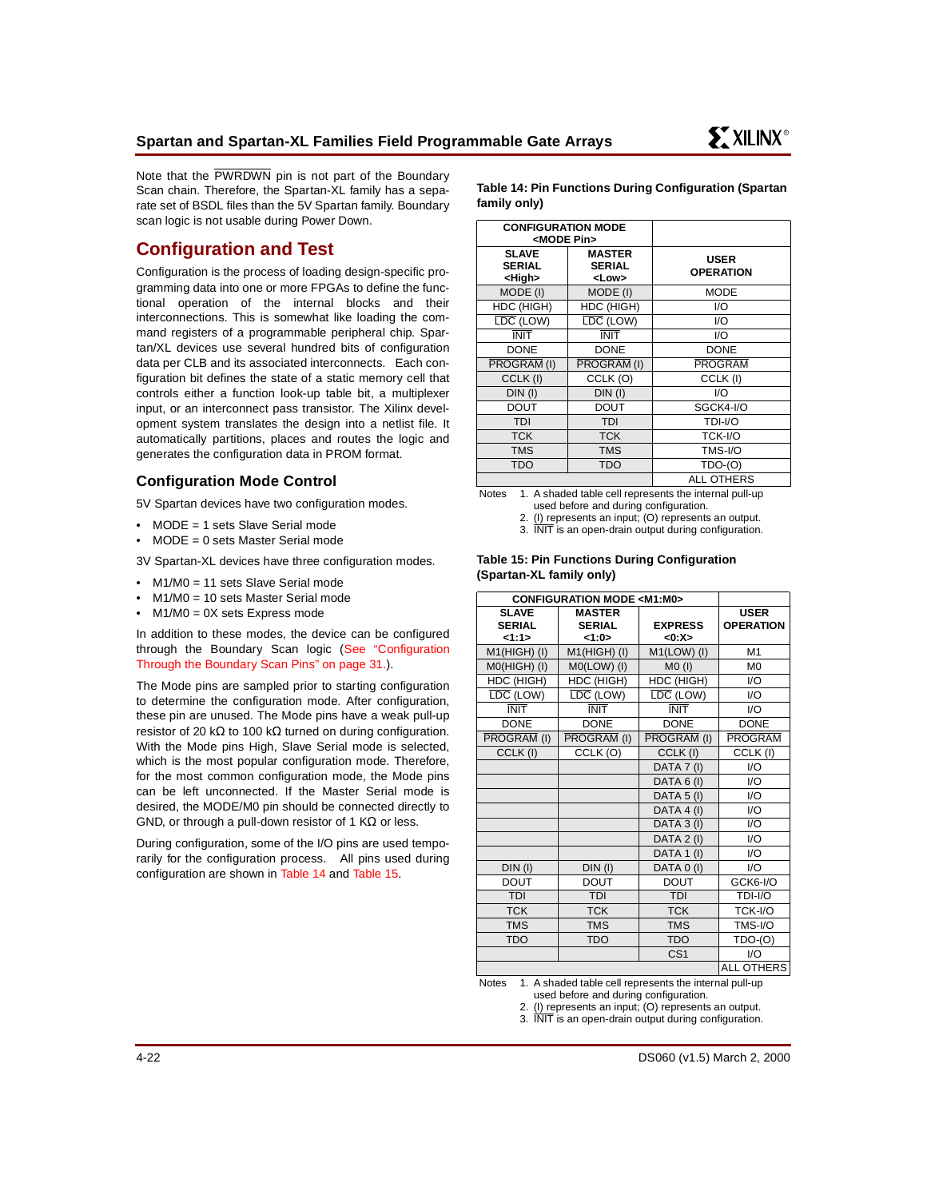Note that the PWRDWN pin is not part of the Boundary Scan chain. Therefore, the Spartan-XL family has a separate set of BSDL files than the 5V Spartan family. Boundary scan logic is not usable during Power Down.

## Configuration and Test

Configuration is the process of loading design-specific programming data into one or more FPGAs to define the functional operation of the internal blocks and their interconnections. This is somewhat like loading the command registers of a programmable peripheral chip. Spartan/XL devices use several hundred bits of configuration data per CLB and its associated interconnects. Each configuration bit defines the state of a static memory cell that controls either a function look-up table bit, a multiplexer input, or an interconnect pass transistor. The Xilinx development system translates the design into a netlist file. It automatically partitions, places and routes the logic and generates the configuration data in PROM format.

### Configuration Mode Control

5V Spartan devices have two configuration modes.

- MODE = 1 sets Slave Serial mode
- MODE = 0 sets Master Serial mode

3V Spartan-XL devices have three configuration modes.

- M1/M0 = 11 sets Slave Serial mode
- M1/M0 = 10 sets Master Serial mode
- M1/M0 = 0X sets Express mode

In addition to these modes, the device can be configured through the Boundary Scan logic (See "Configuration Through the Boundary Scan Pins" on page 31.).

The Mode pins are sampled prior to starting configuration to determine the configuration mode. After configuration, these pin are unused. The Mode pins have a weak pull-up resistor of 20 kΩ to 100 kΩ turned on during configuration. With the Mode pins High, Slave Serial mode is selected, which is the most popular configuration mode. Therefore, for the most common configuration mode, the Mode pins can be left unconnected. If the Master Serial mode is desired, the MODE/M0 pin should be connected directly to GND, or through a pull-down resistor of 1 KΩ or less.

During configuration, some of the I/O pins are used temporarily for the configuration process. All pins used during configuration are shown in Table 14 and Table 15.

**Table 14: Pin Functions During Configuration (Spartan family only)**

| CONFIGURATION MODE <MODE Pin> | | |
|---|---|---|
| SLAVE SERIAL <High> | MASTER SERIAL <Low> | USER OPERATION |
| MODE (I) | MODE (I) | MODE |
| HDC (HIGH) | HDC (HIGH) | I/O |
| LDC (LOW) | LDC (LOW) | I/O |
| INIT | INIT | I/O |
| DONE | DONE | DONE |
| PROGRAM (I) | PROGRAM (I) | PROGRAM |
| CCLK (I) | CCLK (O) | CCLK (I) |
| DIN (I) | DIN (I) | I/O |
| DOUT | DOUT | SGCK4-I/O |
| TDI | TDI | TDI-I/O |
| TCK | TCK | TCK-I/O |
| TMS | TMS | TMS-I/O |
| TDO | TDO | TDO-(O) |
| | | ALL OTHERS |

Notes
1. A shaded table cell represents the internal pull-up used before and during configuration.
2. (I) represents an input; (O) represents an output.
3. INIT is an open-drain output during configuration.

**Table 15: Pin Functions During Configuration (Spartan-XL family only)**

| CONFIGURATION MODE <M1:M0> | | | |
|---|---|---|---|
| SLAVE SERIAL <1:1> | MASTER SERIAL <1:0> | EXPRESS <0:X> | USER OPERATION |
| M1(HIGH) (I) | M1(HIGH) (I) | M1(LOW) (I) | M1 |
| M0(HIGH) (I) | M0(LOW) (I) | M0 (I) | M0 |
| HDC (HIGH) | HDC (HIGH) | HDC (HIGH) | I/O |
| LDC (LOW) | LDC (LOW) | LDC (LOW) | I/O |
| INIT | INIT | INIT | I/O |
| DONE | DONE | DONE | DONE |
| PROGRAM (I) | PROGRAM (I) | PROGRAM (I) | PROGRAM |
| CCLK (I) | CCLK (O) | CCLK (I) | CCLK (I) |
| | | DATA 7 (I) | I/O |
| | | DATA 6 (I) | I/O |
| | | DATA 5 (I) | I/O |
| | | DATA 4 (I) | I/O |
| | | DATA 3 (I) | I/O |
| | | DATA 2 (I) | I/O |
| | | DATA 1 (I) | I/O |
| DIN (I) | DIN (I) | DATA 0 (I) | I/O |
| DOUT | DOUT | DOUT | GCK6-I/O |
| TDI | TDI | TDI | TDI-I/O |
| TCK | TCK | TCK | TCK-I/O |
| TMS | TMS | TMS | TMS-I/O |
| TDO | TDO | TDO | TDO-(O) |
| | | CS1 | I/O |
| | | | ALL OTHERS |

Notes
1. A shaded table cell represents the internal pull-up used before and during configuration.
2. (I) represents an input; (O) represents an output.
3. INIT is an open-drain output during configuration.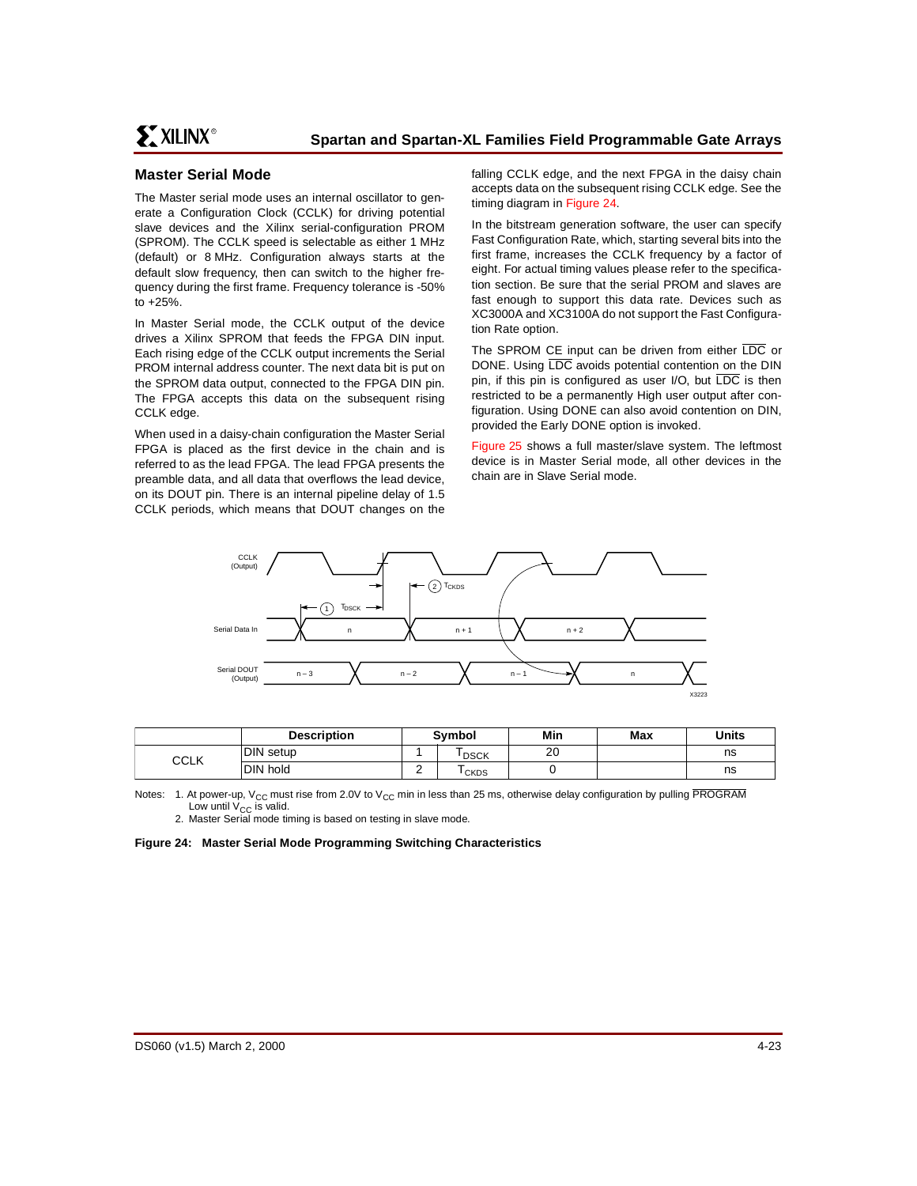## Master Serial Mode

The Master serial mode uses an internal oscillator to generate a Configuration Clock (CCLK) for driving potential slave devices and the Xilinx serial-configuration PROM (SPROM). The CCLK speed is selectable as either 1 MHz (default) or 8 MHz. Configuration always starts at the default slow frequency, then can switch to the higher frequency during the first frame. Frequency tolerance is -50% to +25%.

In Master Serial mode, the CCLK output of the device drives a Xilinx SPROM that feeds the FPGA DIN input. Each rising edge of the CCLK output increments the Serial PROM internal address counter. The next data bit is put on the SPROM data output, connected to the FPGA DIN pin. The FPGA accepts this data on the subsequent rising CCLK edge.

When used in a daisy-chain configuration the Master Serial FPGA is placed as the first device in the chain and is referred to as the lead FPGA. The lead FPGA presents the preamble data, and all data that overflows the lead device, on its DOUT pin. There is an internal pipeline delay of 1.5 CCLK periods, which means that DOUT changes on the falling CCLK edge, and the next FPGA in the daisy chain accepts data on the subsequent rising CCLK edge. See the timing diagram in Figure 24.

In the bitstream generation software, the user can specify Fast Configuration Rate, which, starting several bits into the first frame, increases the CCLK frequency by a factor of eight. For actual timing values please refer to the specification section. Be sure that the serial PROM and slaves are fast enough to support this data rate. Devices such as XC3000A and XC3100A do not support the Fast Configuration Rate option.

The SPROM CE input can be driven from either $\overline{\text{LDC}}$ or DONE. Using $\overline{\text{LDC}}$ avoids potential contention on the DIN pin, if this pin is configured as user I/O, but $\overline{\text{LDC}}$ is then restricted to be a permanently High user output after configuration. Using DONE can also avoid contention on DIN, provided the Early DONE option is invoked.

Figure 25 shows a full master/slave system. The leftmost device is in Master Serial mode, all other devices in the chain are in Slave Serial mode.

| | Description | Symbol | | Min | Max | Units |
|---|---|---|---|---|---|---|
| CCLK | DIN setup | 1 | $T_{DSCK}$ | 20 | | ns |
| | DIN hold | 2 | $T_{CKDS}$ | 0 | | ns |

Notes: 1. At power-up, $V_{CC}$ must rise from 2.0V to $V_{CC}$ min in less than 25 ms, otherwise delay configuration by pulling $\overline{\text{PROGRAM}}$ Low until $V_{CC}$ is valid.
2. Master Serial mode timing is based on testing in slave mode.

**Figure 24: Master Serial Mode Programming Switching Characteristics**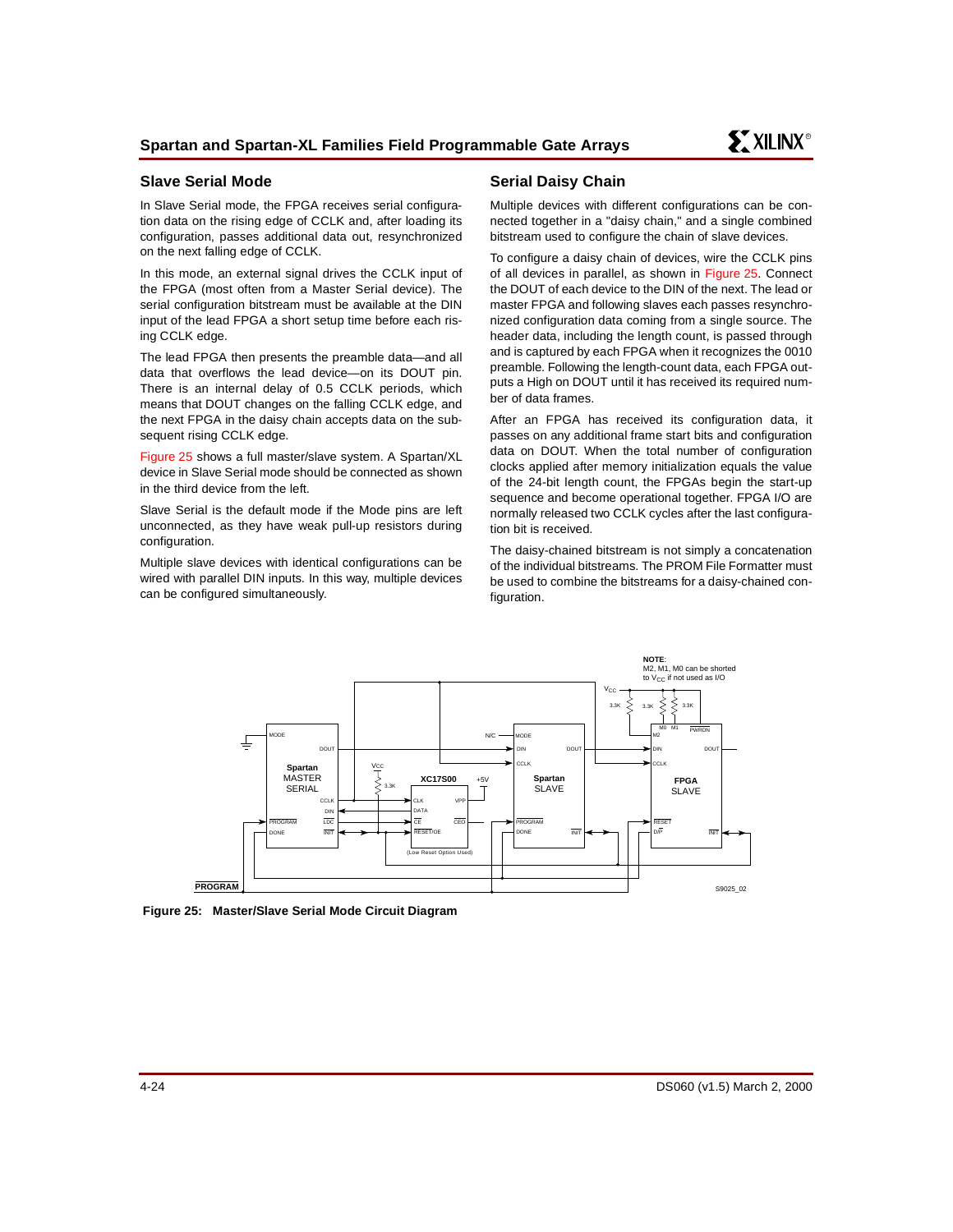## Slave Serial Mode

In Slave Serial mode, the FPGA receives serial configuration data on the rising edge of CCLK and, after loading its configuration, passes additional data out, resynchronized on the next falling edge of CCLK.

In this mode, an external signal drives the CCLK input of the FPGA (most often from a Master Serial device). The serial configuration bitstream must be available at the DIN input of the lead FPGA a short setup time before each rising CCLK edge.

The lead FPGA then presents the preamble data—and all data that overflows the lead device—on its DOUT pin. There is an internal delay of 0.5 CCLK periods, which means that DOUT changes on the falling CCLK edge, and the next FPGA in the daisy chain accepts data on the subsequent rising CCLK edge.

Figure 25 shows a full master/slave system. A Spartan/XL device in Slave Serial mode should be connected as shown in the third device from the left.

Slave Serial is the default mode if the Mode pins are left unconnected, as they have weak pull-up resistors during configuration.

Multiple slave devices with identical configurations can be wired with parallel DIN inputs. In this way, multiple devices can be configured simultaneously.

## Serial Daisy Chain

Multiple devices with different configurations can be connected together in a "daisy chain," and a single combined bitstream used to configure the chain of slave devices.

To configure a daisy chain of devices, wire the CCLK pins of all devices in parallel, as shown in Figure 25. Connect the DOUT of each device to the DIN of the next. The lead or master FPGA and following slaves each passes resynchronized configuration data coming from a single source. The header data, including the length count, is passed through and is captured by each FPGA when it recognizes the 0010 preamble. Following the length-count data, each FPGA outputs a High on DOUT until it has received its required number of data frames.

After an FPGA has received its configuration data, it passes on any additional frame start bits and configuration data on DOUT. When the total number of configuration clocks applied after memory initialization equals the value of the 24-bit length count, the FPGAs begin the start-up sequence and become operational together. FPGA I/O are normally released two CCLK cycles after the last configuration bit is received.

The daisy-chained bitstream is not simply a concatenation of the individual bitstreams. The PROM File Formatter must be used to combine the bitstreams for a daisy-chained configuration.

**Figure 25: Master/Slave Serial Mode Circuit Diagram**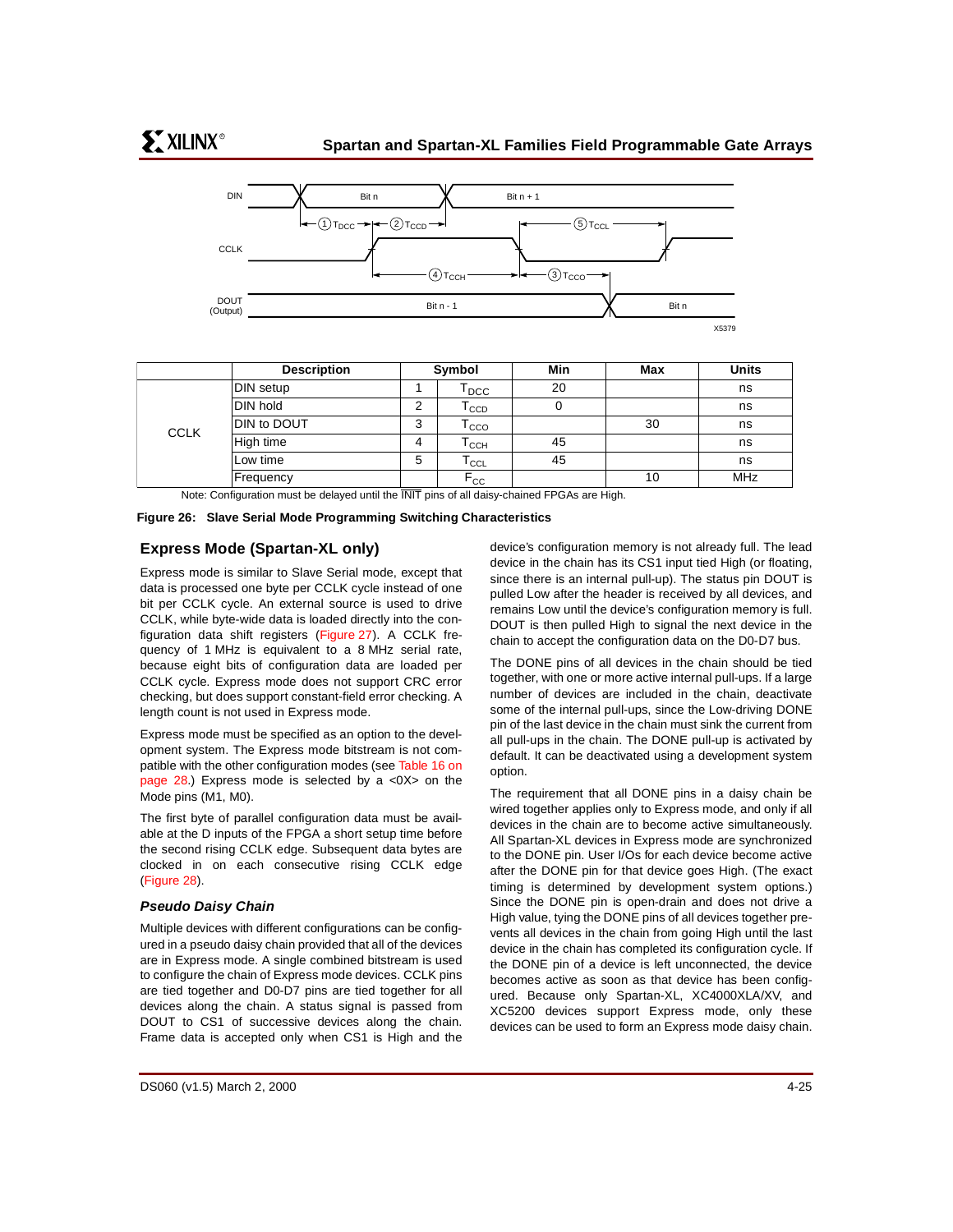| | Description | Symbol | | Min | Max | Units |
|---|---|---|---|---|---|---|
| CCLK | DIN setup | 1 | $T_{DCC}$ | 20 | | ns |
| | DIN hold | 2 | $T_{CCD}$ | 0 | | ns |
| | DIN to DOUT | 3 | $T_{CCO}$ | | 30 | ns |
| | High time | 4 | $T_{CCH}$ | 45 | | ns |
| | Low time | 5 | $T_{CCL}$ | 45 | | ns |
| | Frequency | | $F_{CC}$ | | 10 | MHz |

Note: Configuration must be delayed until the $\overline{INIT}$ pins of all daisy-chained FPGAs are High.

**Figure 26: Slave Serial Mode Programming Switching Characteristics**

## Express Mode (Spartan-XL only)

Express mode is similar to Slave Serial mode, except that data is processed one byte per CCLK cycle instead of one bit per CCLK cycle. An external source is used to drive CCLK, while byte-wide data is loaded directly into the configuration data shift registers (Figure 27). A CCLK frequency of 1 MHz is equivalent to a 8 MHz serial rate, because eight bits of configuration data are loaded per CCLK cycle. Express mode does not support CRC error checking, but does support constant-field error checking. A length count is not used in Express mode.

Express mode must be specified as an option to the development system. The Express mode bitstream is not compatible with the other configuration modes (see Table 16 on page 28.) Express mode is selected by a <0X> on the Mode pins (M1, M0).

The first byte of parallel configuration data must be available at the D inputs of the FPGA a short setup time before the second rising CCLK edge. Subsequent data bytes are clocked in on each consecutive rising CCLK edge (Figure 28).

### *Pseudo Daisy Chain*

Multiple devices with different configurations can be configured in a pseudo daisy chain provided that all of the devices are in Express mode. A single combined bitstream is used to configure the chain of Express mode devices. CCLK pins are tied together and D0-D7 pins are tied together for all devices along the chain. A status signal is passed from DOUT to CS1 of successive devices along the chain. Frame data is accepted only when CS1 is High and the device's configuration memory is not already full. The lead device in the chain has its CS1 input tied High (or floating, since there is an internal pull-up). The status pin DOUT is pulled Low after the header is received by all devices, and remains Low until the device's configuration memory is full. DOUT is then pulled High to signal the next device in the chain to accept the configuration data on the D0-D7 bus.

The DONE pins of all devices in the chain should be tied together, with one or more active internal pull-ups. If a large number of devices are included in the chain, deactivate some of the internal pull-ups, since the Low-driving DONE pin of the last device in the chain must sink the current from all pull-ups in the chain. The DONE pull-up is activated by default. It can be deactivated using a development system option.

The requirement that all DONE pins in a daisy chain be wired together applies only to Express mode, and only if all devices in the chain are to become active simultaneously. All Spartan-XL devices in Express mode are synchronized to the DONE pin. User I/Os for each device become active after the DONE pin for that device goes High. (The exact timing is determined by development system options.) Since the DONE pin is open-drain and does not drive a High value, tying the DONE pins of all devices together prevents all devices in the chain from going High until the last device in the chain has completed its configuration cycle. If the DONE pin of a device is left unconnected, the device becomes active as soon as that device has been configured. Because only Spartan-XL, XC4000XLA/XV, and XC5200 devices support Express mode, only these devices can be used to form an Express mode daisy chain.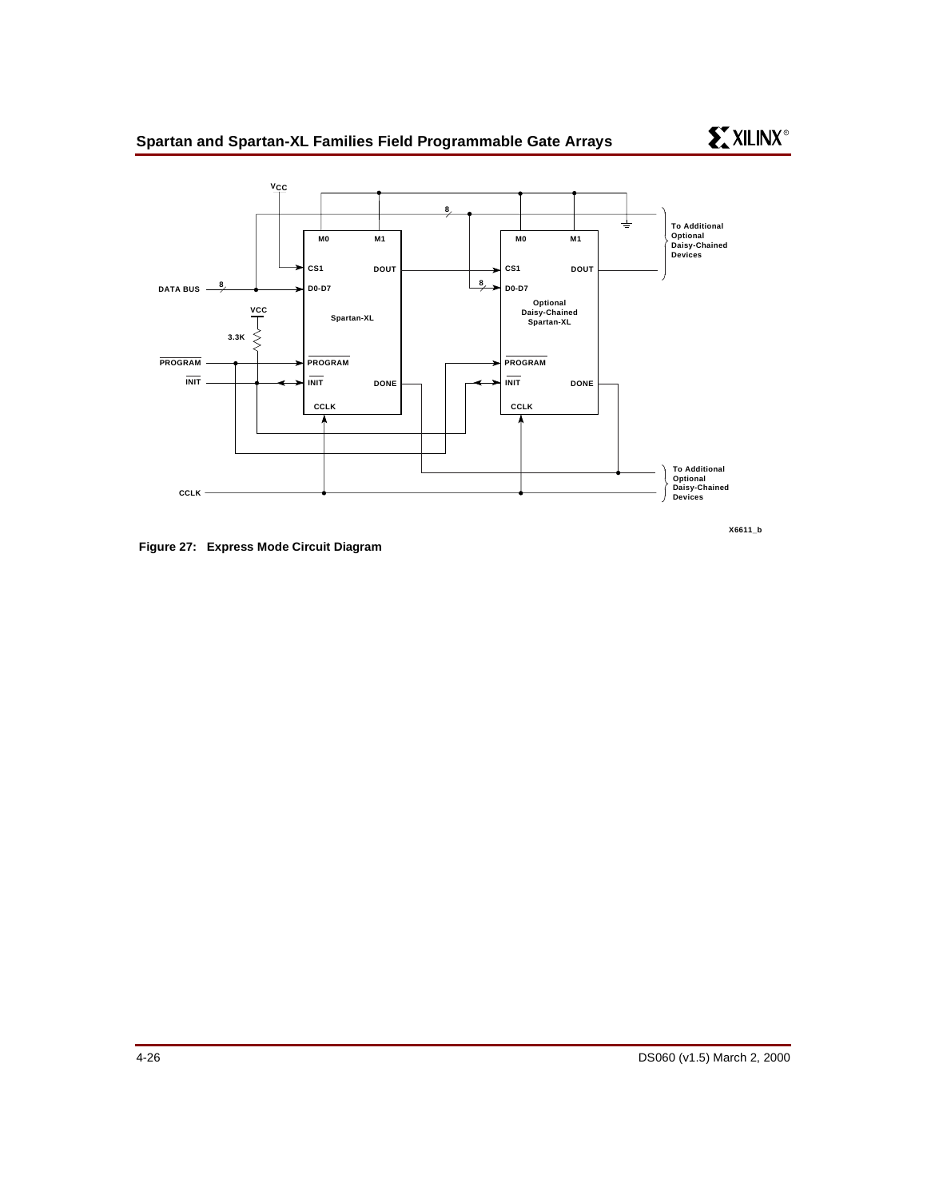Figure 27: Express Mode Circuit Diagram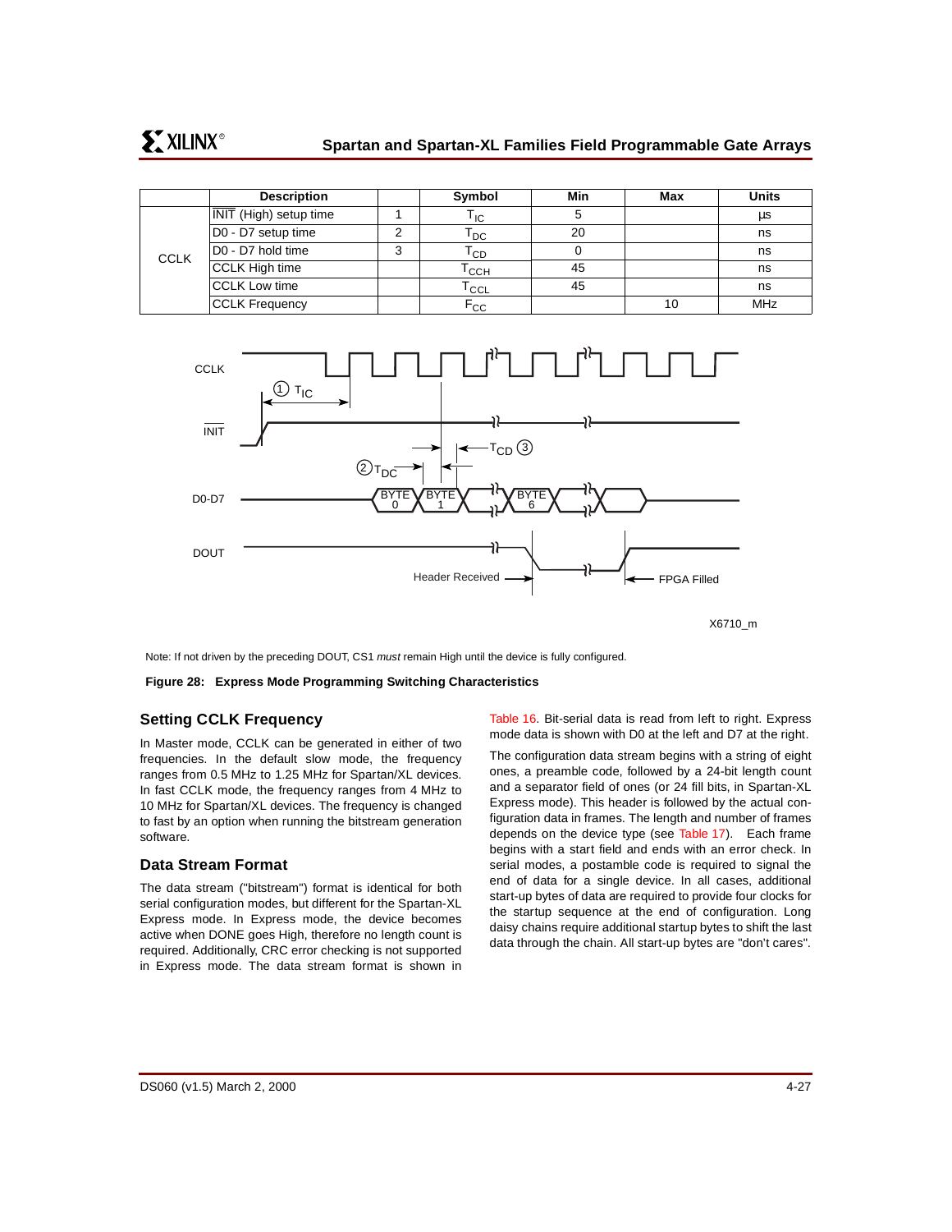| | Description | | Symbol | Min | Max | Units |
|---|---|---|---|---|---|---|
| CCLK | $\overline{\text{INIT}}$ (High) setup time | 1 | $T_{IC}$ | 5 | | µs |
| | D0 - D7 setup time | 2 | $T_{DC}$ | 20 | | ns |
| | D0 - D7 hold time | 3 | $T_{CD}$ | 0 | | ns |
| | CCLK High time | | $T_{CCH}$ | 45 | | ns |
| | CCLK Low time | | $T_{CCL}$ | 45 | | ns |
| | CCLK Frequency | | $F_{CC}$ | | 10 | MHz |

Note: If not driven by the preceding DOUT, CS1 *must* remain High until the device is fully configured.

**Figure 28: Express Mode Programming Switching Characteristics**

## Setting CCLK Frequency

In Master mode, CCLK can be generated in either of two frequencies. In the default slow mode, the frequency ranges from 0.5 MHz to 1.25 MHz for Spartan/XL devices. In fast CCLK mode, the frequency ranges from 4 MHz to 10 MHz for Spartan/XL devices. The frequency is changed to fast by an option when running the bitstream generation software.

## Data Stream Format

The data stream ("bitstream") format is identical for both serial configuration modes, but different for the Spartan-XL Express mode. In Express mode, the device becomes active when DONE goes High, therefore no length count is required. Additionally, CRC error checking is not supported in Express mode. The data stream format is shown in Table 16. Bit-serial data is read from left to right. Express mode data is shown with D0 at the left and D7 at the right.

The configuration data stream begins with a string of eight ones, a preamble code, followed by a 24-bit length count and a separator field of ones (or 24 fill bits, in Spartan-XL Express mode). This header is followed by the actual configuration data in frames. The length and number of frames depends on the device type (see Table 17). Each frame begins with a start field and ends with an error check. In serial modes, a postamble code is required to signal the end of data for a single device. In all cases, additional start-up bytes of data are required to provide four clocks for the startup sequence at the end of configuration. Long daisy chains require additional startup bytes to shift the last data through the chain. All start-up bytes are "don't cares".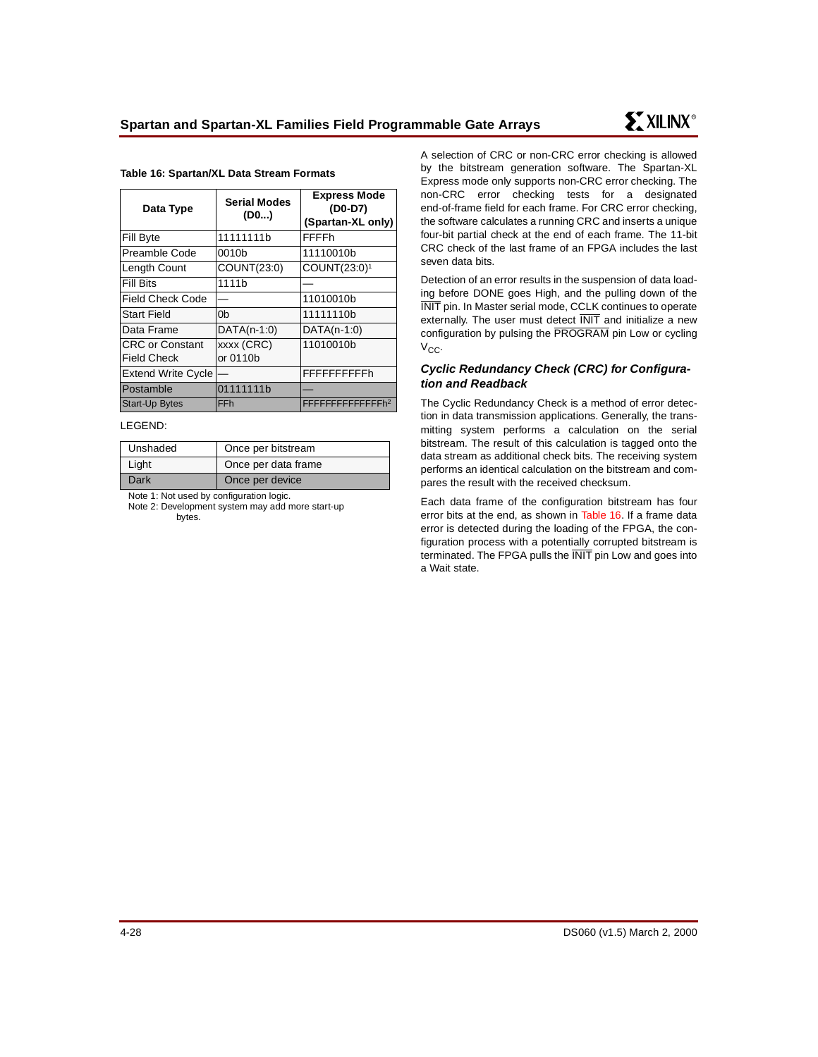**Table 16: Spartan/XL Data Stream Formats**

| Data Type | Serial Modes (D0...) | Express Mode (D0-D7) (Spartan-XL only) |
|---|---|---|
| Fill Byte | 11111111b | FFFFh |
| Preamble Code | 0010b | 11110010b |
| Length Count | COUNT(23:0) | COUNT(23:0)[1] |
| Fill Bits | 1111b | — |
| Field Check Code | — | 11010010b |
| Start Field | 0b | 11111110b |
| Data Frame | DATA(n-1:0) | DATA(n-1:0) |
| CRC or Constant Field Check | xxxx (CRC) or 0110b | 11010010b |
| Extend Write Cycle | — | FFFFFFFFFFh |
| Postamble | 01111111b | — |
| Start-Up Bytes | FFh | FFFFFFFFFFFFFFh[2] |

LEGEND:

| Unshaded | Once per bitstream |
|---|---|
| Light | Once per data frame |
| Dark | Once per device |

Note 1: Not used by configuration logic.
Note 2: Development system may add more start-up bytes.

A selection of CRC or non-CRC error checking is allowed by the bitstream generation software. The Spartan-XL Express mode only supports non-CRC error checking. The non-CRC error checking tests for a designated end-of-frame field for each frame. For CRC error checking, the software calculates a running CRC and inserts a unique four-bit partial check at the end of each frame. The 11-bit CRC check of the last frame of an FPGA includes the last seven data bits.

Detection of an error results in the suspension of data loading before DONE goes High, and the pulling down of the $\overline{\text{INIT}}$ pin. In Master serial mode, CCLK continues to operate externally. The user must detect $\overline{\text{INIT}}$ and initialize a new configuration by pulsing the $\overline{\text{PROGRAM}}$ pin Low or cycling $V_{CC}$.

### *Cyclic Redundancy Check (CRC) for Configuration and Readback*

The Cyclic Redundancy Check is a method of error detection in data transmission applications. Generally, the transmitting system performs a calculation on the serial bitstream. The result of this calculation is tagged onto the data stream as additional check bits. The receiving system performs an identical calculation on the bitstream and compares the result with the received checksum.

Each data frame of the configuration bitstream has four error bits at the end, as shown in Table 16. If a frame data error is detected during the loading of the FPGA, the configuration process with a potentially corrupted bitstream is terminated. The FPGA pulls the $\overline{\text{INIT}}$ pin Low and goes into a Wait state.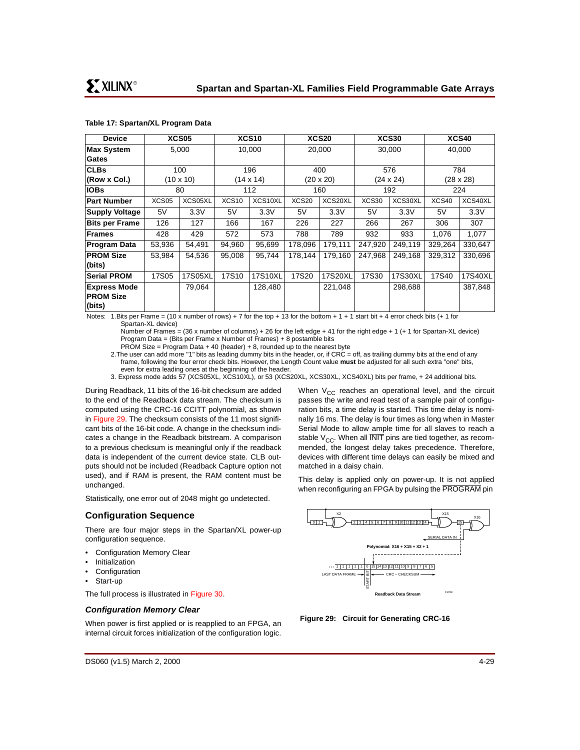**Table 17: Spartan/XL Program Data**

| Device | XCS05 | | XCS10 | | XCS20 | | XCS30 | | XCS40 | |
|---|---|---|---|---|---|---|---|---|---|---|
| Max System Gates | 5,000 | | 10,000 | | 20,000 | | 30,000 | | 40,000 | |
| CLBs (Row x Col.) | 100 (10 x 10) | | 196 (14 x 14) | | 400 (20 x 20) | | 576 (24 x 24) | | 784 (28 x 28) | |
| IOBs | 80 | | 112 | | 160 | | 192 | | 224 | |
| Part Number | XCS05 | XCS05XL | XCS10 | XCS10XL | XCS20 | XCS20XL | XCS30 | XCS30XL | XCS40 | XCS40XL |
| Supply Voltage | 5V | 3.3V | 5V | 3.3V | 5V | 3.3V | 5V | 3.3V | 5V | 3.3V |
| Bits per Frame | 126 | 127 | 166 | 167 | 226 | 227 | 266 | 267 | 306 | 307 |
| Frames | 428 | 429 | 572 | 573 | 788 | 789 | 932 | 933 | 1,076 | 1,077 |
| Program Data | 53,936 | 54,491 | 94,960 | 95,699 | 178,096 | 179,111 | 247,920 | 249,119 | 329,264 | 330,647 |
| PROM Size (bits) | 53,984 | 54,536 | 95,008 | 95,744 | 178,144 | 179,160 | 247,968 | 249,168 | 329,312 | 330,696 |
| Serial PROM | 17S05 | 17S05XL | 17S10 | 17S10XL | 17S20 | 17S20XL | 17S30 | 17S30XL | 17S40 | 17S40XL |
| Express Mode PROM Size (bits) | | 79,064 | | 128,480 | | 221,048 | | 298,688 | | 387,848 |

Notes: 1. Bits per Frame = (10 x number of rows) + 7 for the top + 13 for the bottom + 1 + 1 start bit + 4 error check bits (+ 1 for Spartan-XL device)
Number of Frames = (36 x number of columns) + 26 for the left edge + 41 for the right edge + 1 (+ 1 for Spartan-XL device)
Program Data = (Bits per Frame x Number of Frames) + 8 postamble bits
PROM Size = Program Data + 40 (header) + 8, rounded up to the nearest byte
2. The user can add more "1" bits as leading dummy bits in the header, or, if CRC = off, as trailing dummy bits at the end of any frame, following the four error check bits. However, the Length Count value **must** be adjusted for all such extra "one" bits, even for extra leading ones at the beginning of the header.
3. Express mode adds 57 (XCS05XL, XCS10XL), or 53 (XCS20XL, XCS30XL, XCS40XL) bits per frame, + 24 additional bits.

During Readback, 11 bits of the 16-bit checksum are added to the end of the Readback data stream. The checksum is computed using the CRC-16 CCITT polynomial, as shown in Figure 29. The checksum consists of the 11 most significant bits of the 16-bit code. A change in the checksum indicates a change in the Readback bitstream. A comparison to a previous checksum is meaningful only if the readback data is independent of the current device state. CLB outputs should not be included (Readback Capture option not used), and if RAM is present, the RAM content must be unchanged.

Statistically, one error out of 2048 might go undetected.

## Configuration Sequence

There are four major steps in the Spartan/XL power-up configuration sequence.

- Configuration Memory Clear
- Initialization
- Configuration
- Start-up

The full process is illustrated in Figure 30.

### *Configuration Memory Clear*

When power is first applied or is reapplied to an FPGA, an internal circuit forces initialization of the configuration logic. When $V_{CC}$ reaches an operational level, and the circuit passes the write and read test of a sample pair of configuration bits, a time delay is started. This time delay is nominally 16 ms. The delay is four times as long when in Master Serial Mode to allow ample time for all slaves to reach a stable $V_{CC}$. When all $\overline{\text{INIT}}$ pins are tied together, as recommended, the longest delay takes precedence. Therefore, devices with different time delays can easily be mixed and matched in a daisy chain.

This delay is applied only on power-up. It is not applied when reconfiguring an FPGA by pulsing the $\overline{\text{PROGRAM}}$ pin

**Figure 29: Circuit for Generating CRC-16**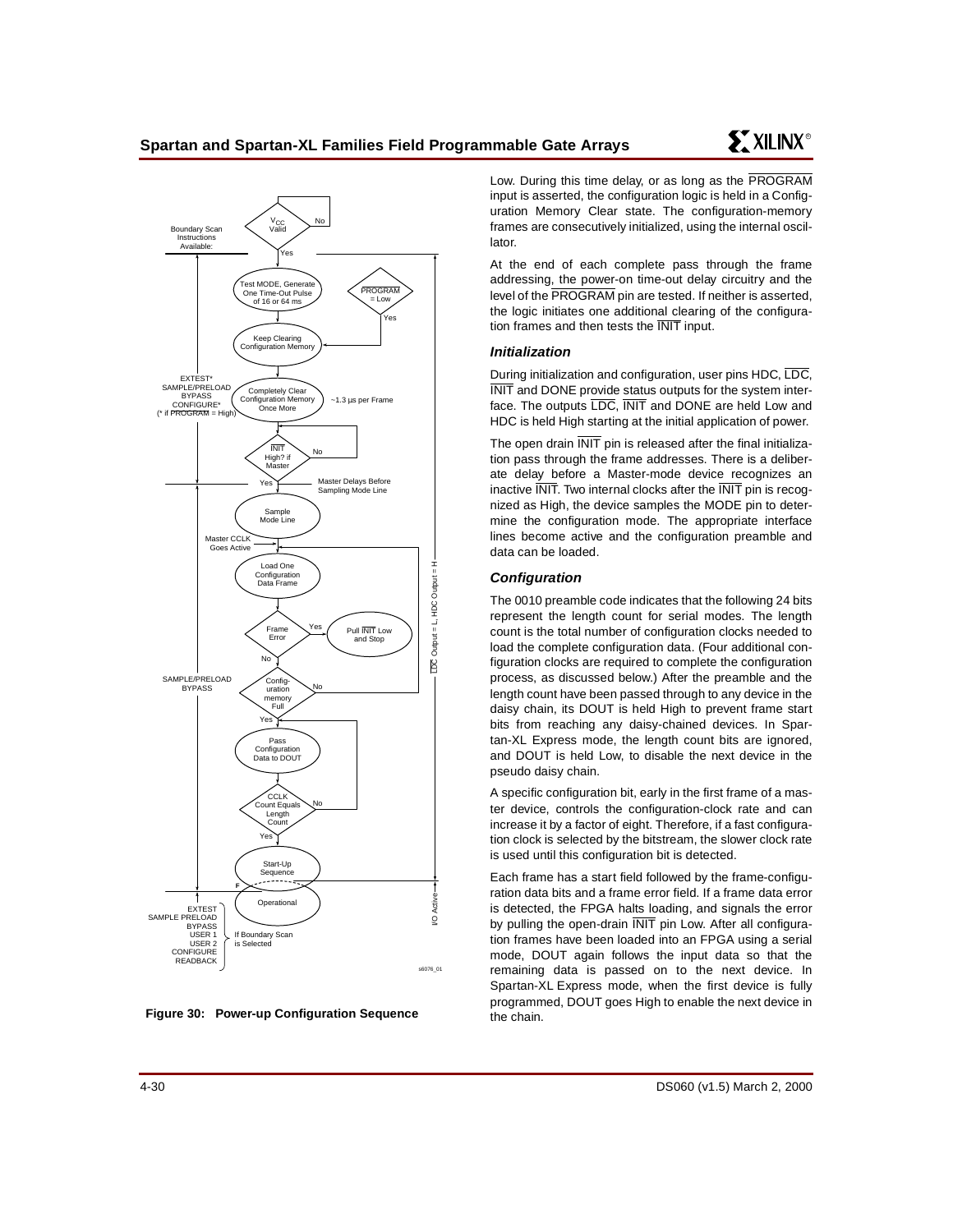Figure 30: Power-up Configuration Sequence

Low. During this time delay, or as long as the PROGRAM input is asserted, the configuration logic is held in a Configuration Memory Clear state. The configuration-memory frames are consecutively initialized, using the internal oscillator.

At the end of each complete pass through the frame addressing, the power-on time-out delay circuitry and the level of the PROGRAM pin are tested. If neither is asserted, the logic initiates one additional clearing of the configuration frames and then tests the INIT input.

### *Initialization*

During initialization and configuration, user pins HDC, LDC, INIT and DONE provide status outputs for the system interface. The outputs LDC, INIT and DONE are held Low and HDC is held High starting at the initial application of power.

The open drain INIT pin is released after the final initialization pass through the frame addresses. There is a deliberate delay before a Master-mode device recognizes an inactive INIT. Two internal clocks after the INIT pin is recognized as High, the device samples the MODE pin to determine the configuration mode. The appropriate interface lines become active and the configuration preamble and data can be loaded.

### *Configuration*

The 0010 preamble code indicates that the following 24 bits represent the length count for serial modes. The length count is the total number of configuration clocks needed to load the complete configuration data. (Four additional configuration clocks are required to complete the configuration process, as discussed below.) After the preamble and the length count have been passed through to any device in the daisy chain, its DOUT is held High to prevent frame start bits from reaching any daisy-chained devices. In Spartan-XL Express mode, the length count bits are ignored, and DOUT is held Low, to disable the next device in the pseudo daisy chain.

A specific configuration bit, early in the first frame of a master device, controls the configuration-clock rate and can increase it by a factor of eight. Therefore, if a fast configuration clock is selected by the bitstream, the slower clock rate is used until this configuration bit is detected.

Each frame has a start field followed by the frame-configuration data bits and a frame error field. If a frame data error is detected, the FPGA halts loading, and signals the error by pulling the open-drain INIT pin Low. After all configuration frames have been loaded into an FPGA using a serial mode, DOUT again follows the input data so that the remaining data is passed on to the next device. In Spartan-XL Express mode, when the first device is fully programmed, DOUT goes High to enable the next device in the chain.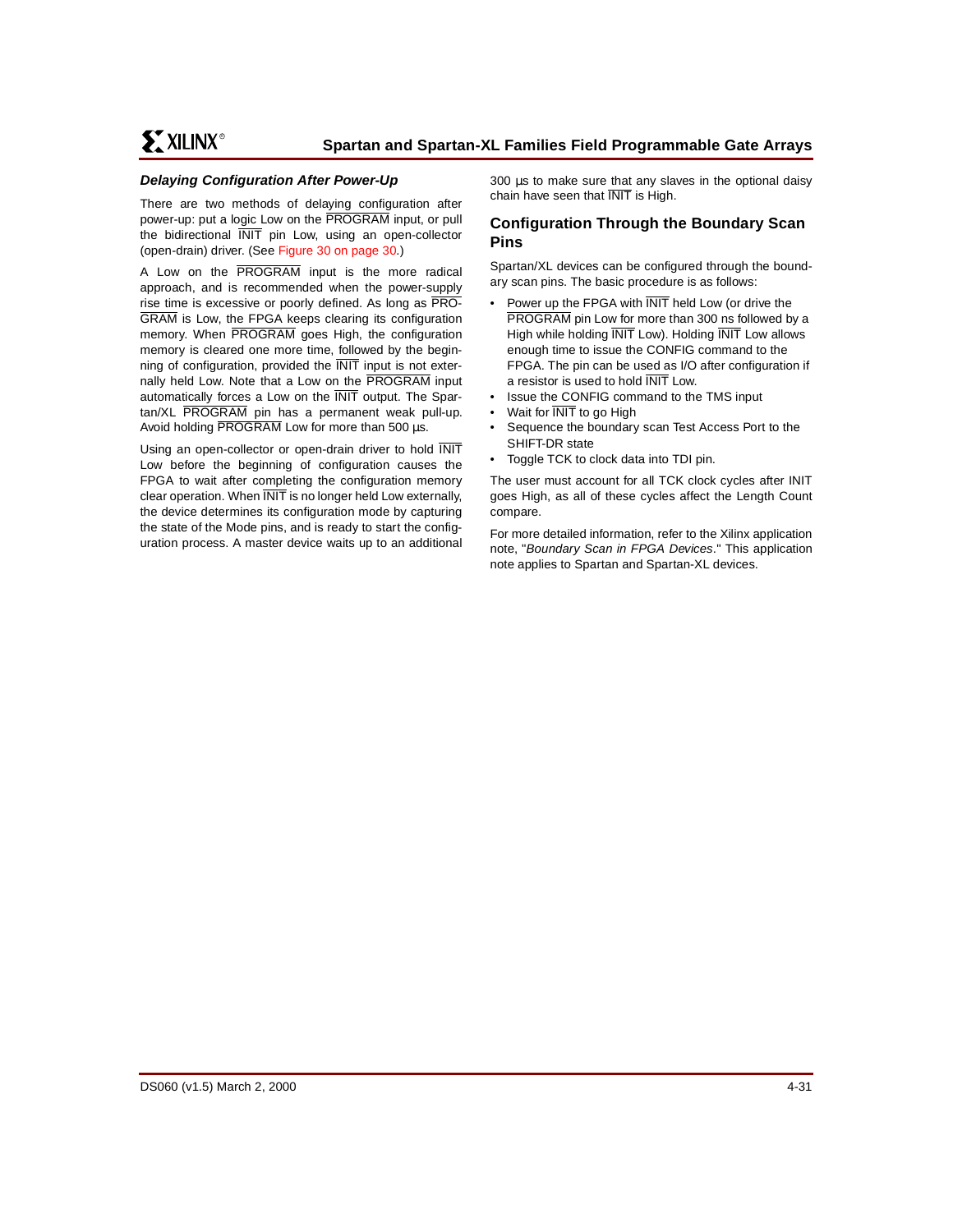### *Delaying Configuration After Power-Up*

There are two methods of delaying configuration after power-up: put a logic Low on the PROGRAM input, or pull the bidirectional INIT pin Low, using an open-collector (open-drain) driver. (See Figure 30 on page 30.)

A Low on the PROGRAM input is the more radical approach, and is recommended when the power-supply rise time is excessive or poorly defined. As long as PROGRAM is Low, the FPGA keeps clearing its configuration memory. When PROGRAM goes High, the configuration memory is cleared one more time, followed by the beginning of configuration, provided the INIT input is not externally held Low. Note that a Low on the PROGRAM input automatically forces a Low on the INIT output. The Spartan/XL PROGRAM pin has a permanent weak pull-up. Avoid holding PROGRAM Low for more than 500 µs.

Using an open-collector or open-drain driver to hold INIT Low before the beginning of configuration causes the FPGA to wait after completing the configuration memory clear operation. When INIT is no longer held Low externally, the device determines its configuration mode by capturing the state of the Mode pins, and is ready to start the configuration process. A master device waits up to an additional 300 µs to make sure that any slaves in the optional daisy chain have seen that INIT is High.

### Configuration Through the Boundary Scan Pins

Spartan/XL devices can be configured through the boundary scan pins. The basic procedure is as follows:

- Power up the FPGA with INIT held Low (or drive the PROGRAM pin Low for more than 300 ns followed by a High while holding INIT Low). Holding INIT Low allows enough time to issue the CONFIG command to the FPGA. The pin can be used as I/O after configuration if a resistor is used to hold INIT Low.
- Issue the CONFIG command to the TMS input
- Wait for INIT to go High
- Sequence the boundary scan Test Access Port to the SHIFT-DR state
- Toggle TCK to clock data into TDI pin.

The user must account for all TCK clock cycles after INIT goes High, as all of these cycles affect the Length Count compare.

For more detailed information, refer to the Xilinx application note, "*Boundary Scan in FPGA Devices*." This application note applies to Spartan and Spartan-XL devices.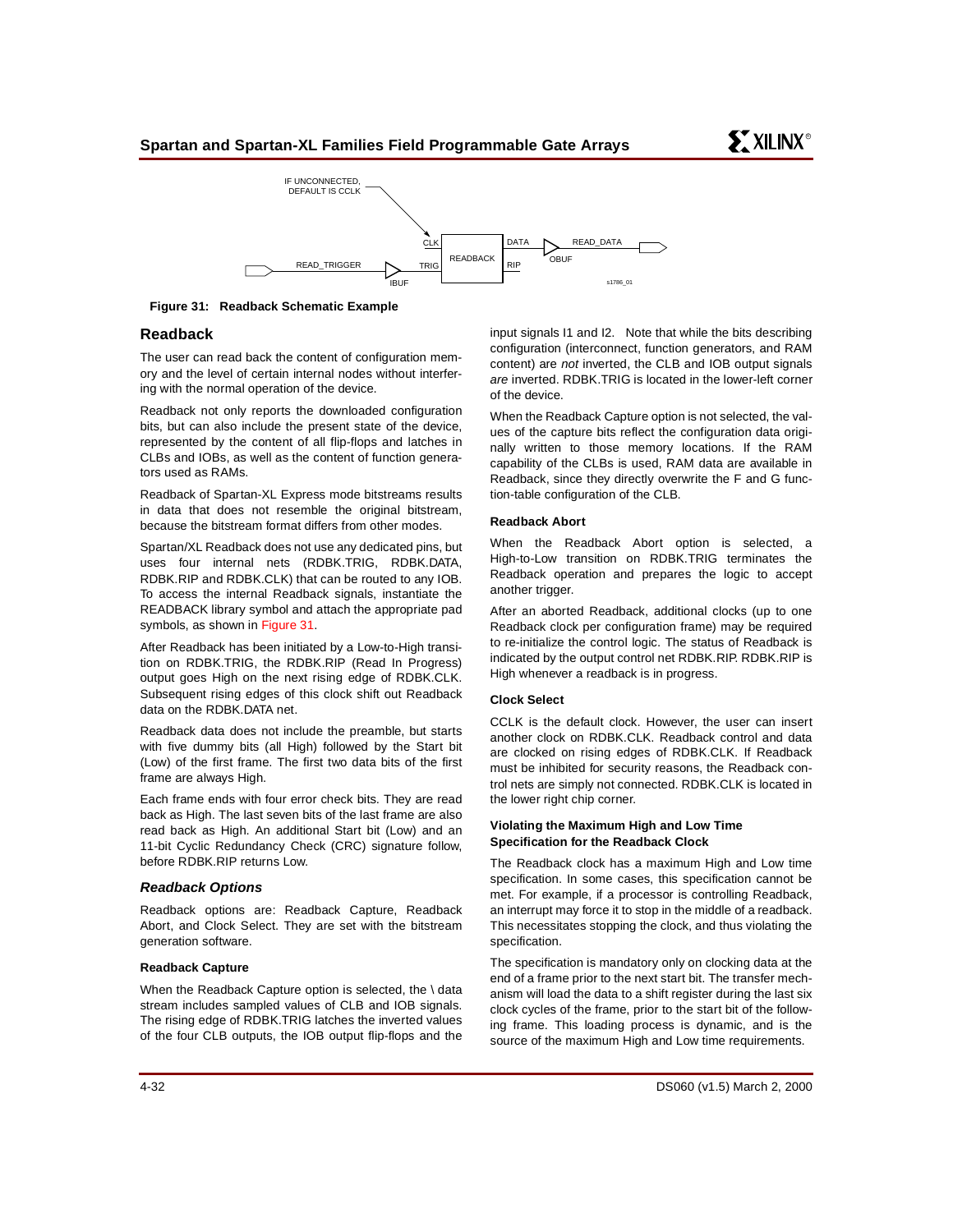IF UNCONNECTED, DEFAULT IS CCLK

CLK, TRIG, READBACK, DATA, RIP, READ_TRIGGER, IBUF, OBUF, READ_DATA

s1786_01

**Figure 31: Readback Schematic Example**

## Readback

The user can read back the content of configuration memory and the level of certain internal nodes without interfering with the normal operation of the device.

Readback not only reports the downloaded configuration bits, but can also include the present state of the device, represented by the content of all flip-flops and latches in CLBs and IOBs, as well as the content of function generators used as RAMs.

Readback of Spartan-XL Express mode bitstreams results in data that does not resemble the original bitstream, because the bitstream format differs from other modes.

Spartan/XL Readback does not use any dedicated pins, but uses four internal nets (RDBK.TRIG, RDBK.DATA, RDBK.RIP and RDBK.CLK) that can be routed to any IOB. To access the internal Readback signals, instantiate the READBACK library symbol and attach the appropriate pad symbols, as shown in Figure 31.

After Readback has been initiated by a Low-to-High transition on RDBK.TRIG, the RDBK.RIP (Read In Progress) output goes High on the next rising edge of RDBK.CLK. Subsequent rising edges of this clock shift out Readback data on the RDBK.DATA net.

Readback data does not include the preamble, but starts with five dummy bits (all High) followed by the Start bit (Low) of the first frame. The first two data bits of the first frame are always High.

Each frame ends with four error check bits. They are read back as High. The last seven bits of the last frame are also read back as High. An additional Start bit (Low) and an 11-bit Cyclic Redundancy Check (CRC) signature follow, before RDBK.RIP returns Low.

### *Readback Options*

Readback options are: Readback Capture, Readback Abort, and Clock Select. They are set with the bitstream generation software.

#### Readback Capture

When the Readback Capture option is selected, the \ data stream includes sampled values of CLB and IOB signals. The rising edge of RDBK.TRIG latches the inverted values of the four CLB outputs, the IOB output flip-flops and the input signals I1 and I2. Note that while the bits describing configuration (interconnect, function generators, and RAM content) are *not* inverted, the CLB and IOB output signals *are* inverted. RDBK.TRIG is located in the lower-left corner of the device.

When the Readback Capture option is not selected, the values of the capture bits reflect the configuration data originally written to those memory locations. If the RAM capability of the CLBs is used, RAM data are available in Readback, since they directly overwrite the F and G function-table configuration of the CLB.

#### Readback Abort

When the Readback Abort option is selected, a High-to-Low transition on RDBK.TRIG terminates the Readback operation and prepares the logic to accept another trigger.

After an aborted Readback, additional clocks (up to one Readback clock per configuration frame) may be required to re-initialize the control logic. The status of Readback is indicated by the output control net RDBK.RIP. RDBK.RIP is High whenever a readback is in progress.

#### Clock Select

CCLK is the default clock. However, the user can insert another clock on RDBK.CLK. Readback control and data are clocked on rising edges of RDBK.CLK. If Readback must be inhibited for security reasons, the Readback control nets are simply not connected. RDBK.CLK is located in the lower right chip corner.

#### Violating the Maximum High and Low Time Specification for the Readback Clock

The Readback clock has a maximum High and Low time specification. In some cases, this specification cannot be met. For example, if a processor is controlling Readback, an interrupt may force it to stop in the middle of a readback. This necessitates stopping the clock, and thus violating the specification.

The specification is mandatory only on clocking data at the end of a frame prior to the next start bit. The transfer mechanism will load the data to a shift register during the last six clock cycles of the frame, prior to the start bit of the following frame. This loading process is dynamic, and is the source of the maximum High and Low time requirements.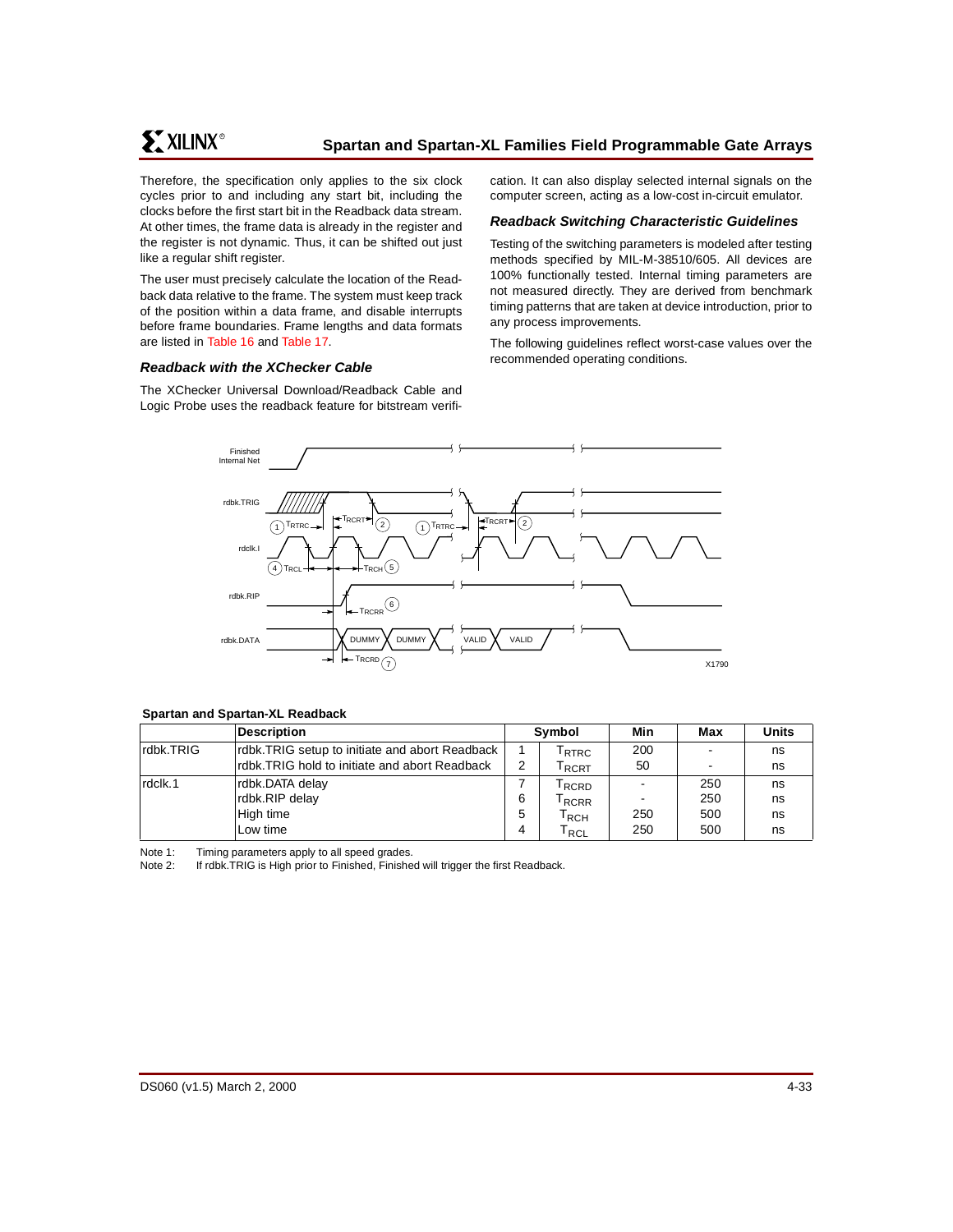Therefore, the specification only applies to the six clock cycles prior to and including any start bit, including the clocks before the first start bit in the Readback data stream. At other times, the frame data is already in the register and the register is not dynamic. Thus, it can be shifted out just like a regular shift register.

The user must precisely calculate the location of the Readback data relative to the frame. The system must keep track of the position within a data frame, and disable interrupts before frame boundaries. Frame lengths and data formats are listed in Table 16 and Table 17.

### *Readback with the XChecker Cable*

The XChecker Universal Download/Readback Cable and Logic Probe uses the readback feature for bitstream verification. It can also display selected internal signals on the computer screen, acting as a low-cost in-circuit emulator.

### *Readback Switching Characteristic Guidelines*

Testing of the switching parameters is modeled after testing methods specified by MIL-M-38510/605. All devices are 100% functionally tested. Internal timing parameters are not measured directly. They are derived from benchmark timing patterns that are taken at device introduction, prior to any process improvements.

The following guidelines reflect worst-case values over the recommended operating conditions.

X1790

**Spartan and Spartan-XL Readback**

| | Description | Symbol | | Min | Max | Units |
|---|---|---|---|---|---|---|
| rdbk.TRIG | rdbk.TRIG setup to initiate and abort Readback | 1 | $T_{RTRC}$ | 200 | - | ns |
| | rdbk.TRIG hold to initiate and abort Readback | 2 | $T_{RCRT}$ | 50 | - | ns |
| rdclk.1 | rdbk.DATA delay | 7 | $T_{RCRD}$ | - | 250 | ns |
| | rdbk.RIP delay | 6 | $T_{RCRR}$ | - | 250 | ns |
| | High time | 5 | $T_{RCH}$ | 250 | 500 | ns |
| | Low time | 4 | $T_{RCL}$ | 250 | 500 | ns |

Note 1: Timing parameters apply to all speed grades.

Note 2: If rdbk.TRIG is High prior to Finished, Finished will trigger the first Readback.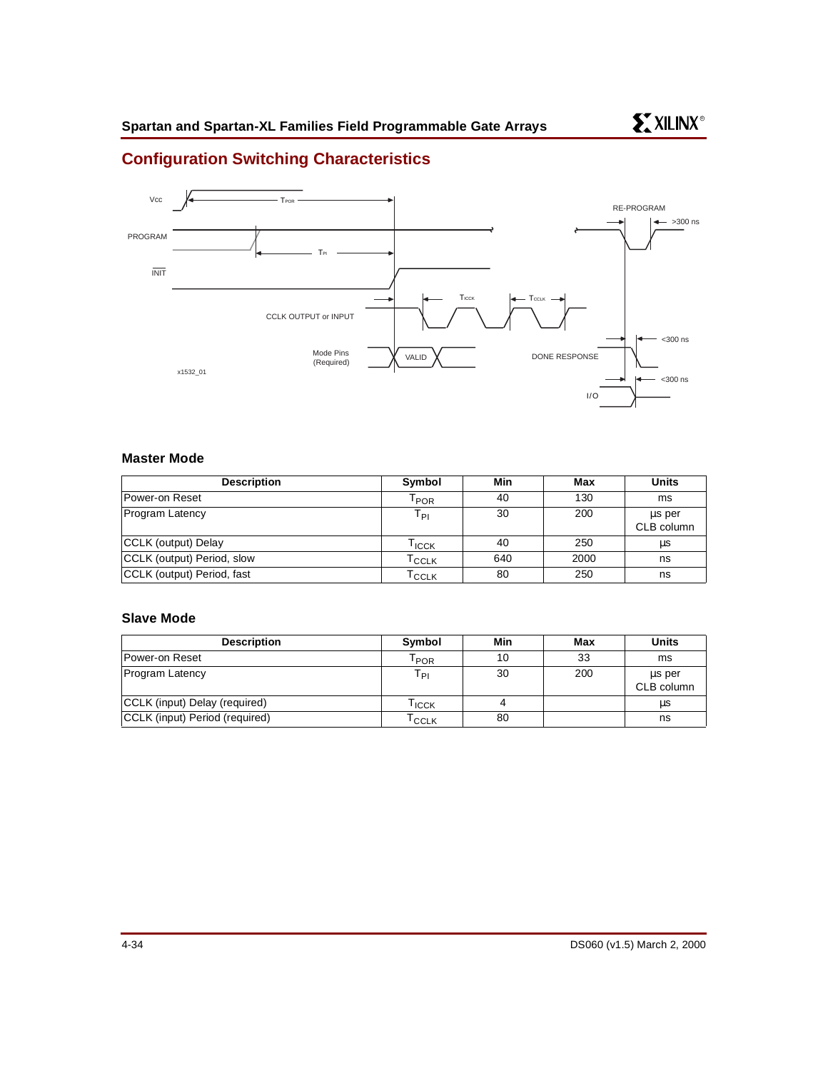## Configuration Switching Characteristics

Vcc

PROGRAM

INIT

CCLK OUTPUT or INPUT

Mode Pins (Required)

VALID

$T_{POR}$

$T_{PI}$

$T_{ICCK}$

$T_{CCLK}$

RE-PROGRAM

>300 ns

<300 ns

DONE RESPONSE

<300 ns

I/O

x1532_01

### Master Mode

| Description | Symbol | Min | Max | Units |
|---|---|---|---|---|
| Power-on Reset | $T_{POR}$ | 40 | 130 | ms |
| Program Latency | $T_{PI}$ | 30 | 200 | µs per CLB column |
| CCLK (output) Delay | $T_{ICCK}$ | 40 | 250 | µs |
| CCLK (output) Period, slow | $T_{CCLK}$ | 640 | 2000 | ns |
| CCLK (output) Period, fast | $T_{CCLK}$ | 80 | 250 | ns |

### Slave Mode

| Description | Symbol | Min | Max | Units |
|---|---|---|---|---|
| Power-on Reset | $T_{POR}$ | 10 | 33 | ms |
| Program Latency | $T_{PI}$ | 30 | 200 | µs per CLB column |
| CCLK (input) Delay (required) | $T_{ICCK}$ | 4 | | µs |
| CCLK (input) Period (required) | $T_{CCLK}$ | 80 | | ns |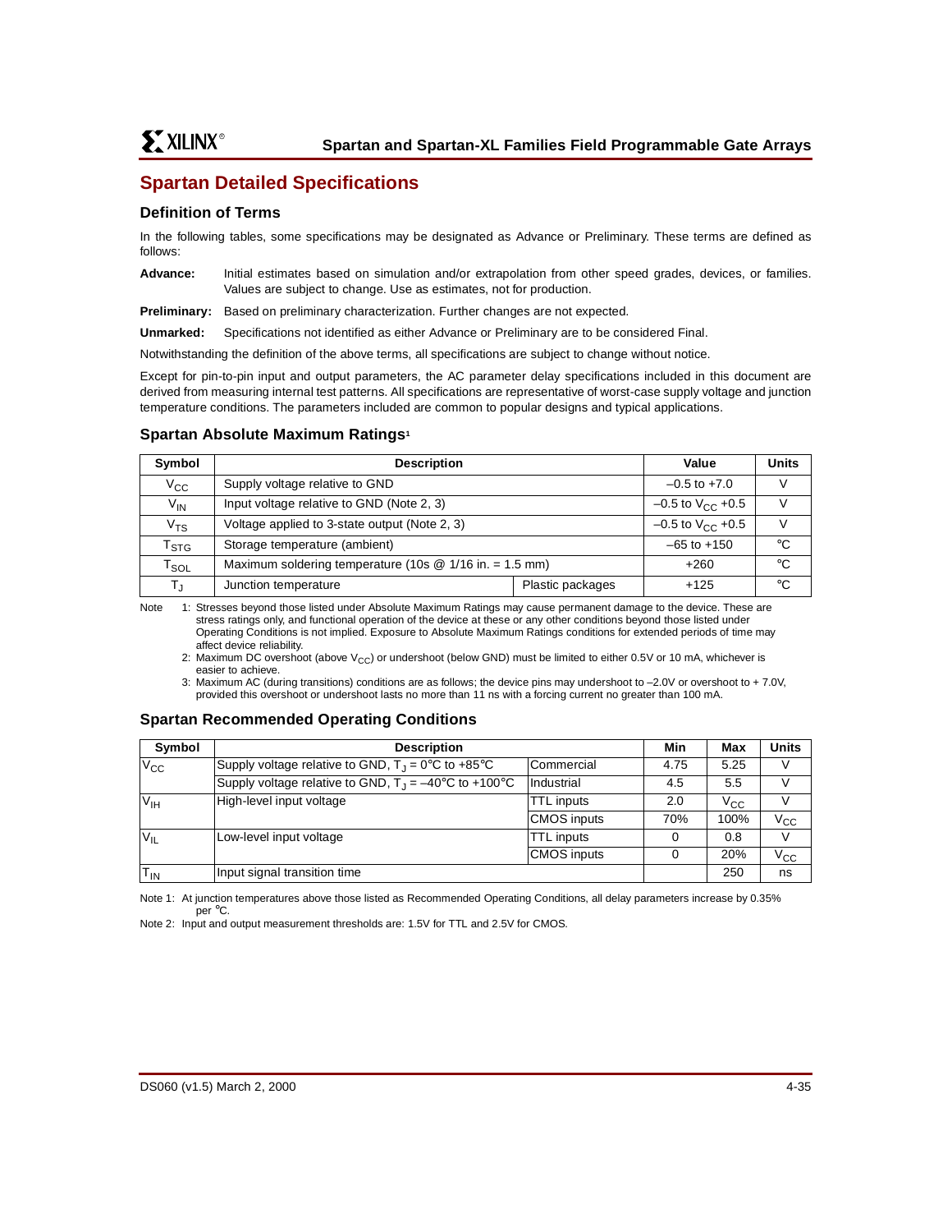## Spartan Detailed Specifications

### Definition of Terms

In the following tables, some specifications may be designated as Advance or Preliminary. These terms are defined as follows:

**Advance:** Initial estimates based on simulation and/or extrapolation from other speed grades, devices, or families. Values are subject to change. Use as estimates, not for production.

**Preliminary:** Based on preliminary characterization. Further changes are not expected.

**Unmarked:** Specifications not identified as either Advance or Preliminary are to be considered Final.

Notwithstanding the definition of the above terms, all specifications are subject to change without notice.

Except for pin-to-pin input and output parameters, the AC parameter delay specifications included in this document are derived from measuring internal test patterns. All specifications are representative of worst-case supply voltage and junction temperature conditions. The parameters included are common to popular designs and typical applications.

### Spartan Absolute Maximum Ratings[1]

| Symbol | Description | | Value | Units |
|---|---|---|---|---|
| $V_{CC}$ | Supply voltage relative to GND | | –0.5 to +7.0 | V |
| $V_{IN}$ | Input voltage relative to GND (Note 2, 3) | | –0.5 to $V_{CC}$ +0.5 | V |
| $V_{TS}$ | Voltage applied to 3-state output (Note 2, 3) | | –0.5 to $V_{CC}$ +0.5 | V |
| $T_{STG}$ | Storage temperature (ambient) | | –65 to +150 | °C |
| $T_{SOL}$ | Maximum soldering temperature (10s @ 1/16 in. = 1.5 mm) | | +260 | °C |
| $T_J$ | Junction temperature | Plastic packages | +125 | °C |

Note 1: Stresses beyond those listed under Absolute Maximum Ratings may cause permanent damage to the device. These are stress ratings only, and functional operation of the device at these or any other conditions beyond those listed under Operating Conditions is not implied. Exposure to Absolute Maximum Ratings conditions for extended periods of time may affect device reliability.

2: Maximum DC overshoot (above $V_{CC}$) or undershoot (below GND) must be limited to either 0.5V or 10 mA, whichever is easier to achieve.

3: Maximum AC (during transitions) conditions are as follows; the device pins may undershoot to –2.0V or overshoot to + 7.0V, provided this overshoot or undershoot lasts no more than 11 ns with a forcing current no greater than 100 mA.

### Spartan Recommended Operating Conditions

| Symbol | Description | | Min | Max | Units |
|---|---|---|---|---|---|
| $V_{CC}$ | Supply voltage relative to GND, $T_J$ = 0°C to +85°C | Commercial | 4.75 | 5.25 | V |
| | Supply voltage relative to GND, $T_J$ = –40°C to +100°C | Industrial | 4.5 | 5.5 | V |
| $V_{IH}$ | High-level input voltage | TTL inputs | 2.0 | $V_{CC}$ | V |
| | | CMOS inputs | 70% | 100% | $V_{CC}$ |
| $V_{IL}$ | Low-level input voltage | TTL inputs | 0 | 0.8 | V |
| | | CMOS inputs | 0 | 20% | $V_{CC}$ |
| $T_{IN}$ | Input signal transition time | | | 250 | ns |

Note 1: At junction temperatures above those listed as Recommended Operating Conditions, all delay parameters increase by 0.35% per °C.

Note 2: Input and output measurement thresholds are: 1.5V for TTL and 2.5V for CMOS.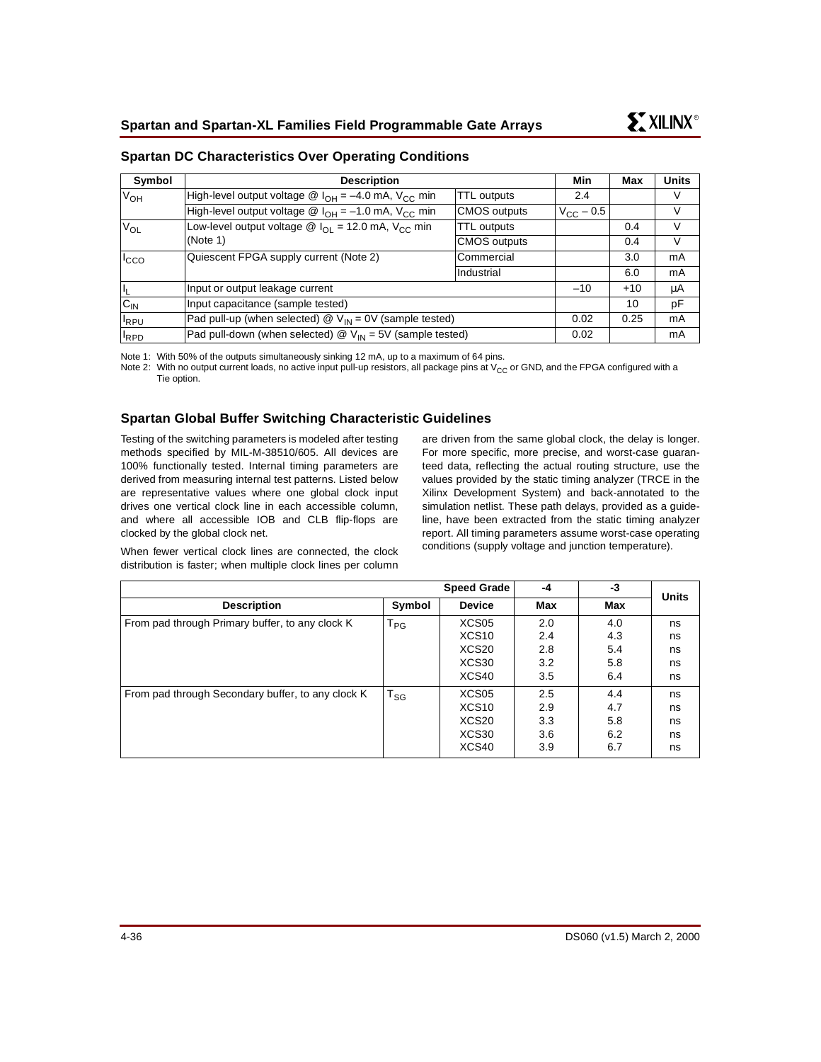## Spartan DC Characteristics Over Operating Conditions

| Symbol | Description | | Min | Max | Units |
|---|---|---|---|---|---|
| $V_{OH}$ | High-level output voltage @ $I_{OH} = -4.0$ mA, $V_{CC}$ min | TTL outputs | 2.4 | | V |
| | High-level output voltage @ $I_{OH} = -1.0$ mA, $V_{CC}$ min | CMOS outputs | $V_{CC} - 0.5$ | | V |
| $V_{OL}$ | Low-level output voltage @ $I_{OL} = 12.0$ mA, $V_{CC}$ min (Note 1) | TTL outputs | | 0.4 | V |
| | | CMOS outputs | | 0.4 | V |
| $I_{CCO}$ | Quiescent FPGA supply current (Note 2) | Commercial | | 3.0 | mA |
| | | Industrial | | 6.0 | mA |
| $I_L$ | Input or output leakage current | | –10 | +10 | μA |
| $C_{IN}$ | Input capacitance (sample tested) | | | 10 | pF |
| $I_{RPU}$ | Pad pull-up (when selected) @ $V_{IN} = 0V$ (sample tested) | | 0.02 | 0.25 | mA |
| $I_{RPD}$ | Pad pull-down (when selected) @ $V_{IN} = 5V$ (sample tested) | | 0.02 | | mA |

Note 1: With 50% of the outputs simultaneously sinking 12 mA, up to a maximum of 64 pins.

Note 2: With no output current loads, no active input pull-up resistors, all package pins at $V_{CC}$ or GND, and the FPGA configured with a Tie option.

## Spartan Global Buffer Switching Characteristic Guidelines

Testing of the switching parameters is modeled after testing methods specified by MIL-M-38510/605. All devices are 100% functionally tested. Internal timing parameters are derived from measuring internal test patterns. Listed below are representative values where one global clock input drives one vertical clock line in each accessible column, and where all accessible IOB and CLB flip-flops are clocked by the global clock net.

When fewer vertical clock lines are connected, the clock distribution is faster; when multiple clock lines per column are driven from the same global clock, the delay is longer. For more specific, more precise, and worst-case guaranteed data, reflecting the actual routing structure, use the values provided by the static timing analyzer (TRCE in the Xilinx Development System) and back-annotated to the simulation netlist. These path delays, provided as a guideline, have been extracted from the static timing analyzer report. All timing parameters assume worst-case operating conditions (supply voltage and junction temperature).

| | | Speed Grade | -4 | -3 | Units |
|---|---|---|---|---|---|
| Description | Symbol | Device | Max | Max | |
| From pad through Primary buffer, to any clock K | $T_{PG}$ | XCS05 | 2.0 | 4.0 | ns |
| | | XCS10 | 2.4 | 4.3 | ns |
| | | XCS20 | 2.8 | 5.4 | ns |
| | | XCS30 | 3.2 | 5.8 | ns |
| | | XCS40 | 3.5 | 6.4 | ns |
| From pad through Secondary buffer, to any clock K | $T_{SG}$ | XCS05 | 2.5 | 4.4 | ns |
| | | XCS10 | 2.9 | 4.7 | ns |
| | | XCS20 | 3.3 | 5.8 | ns |
| | | XCS30 | 3.6 | 6.2 | ns |
| | | XCS40 | 3.9 | 6.7 | ns |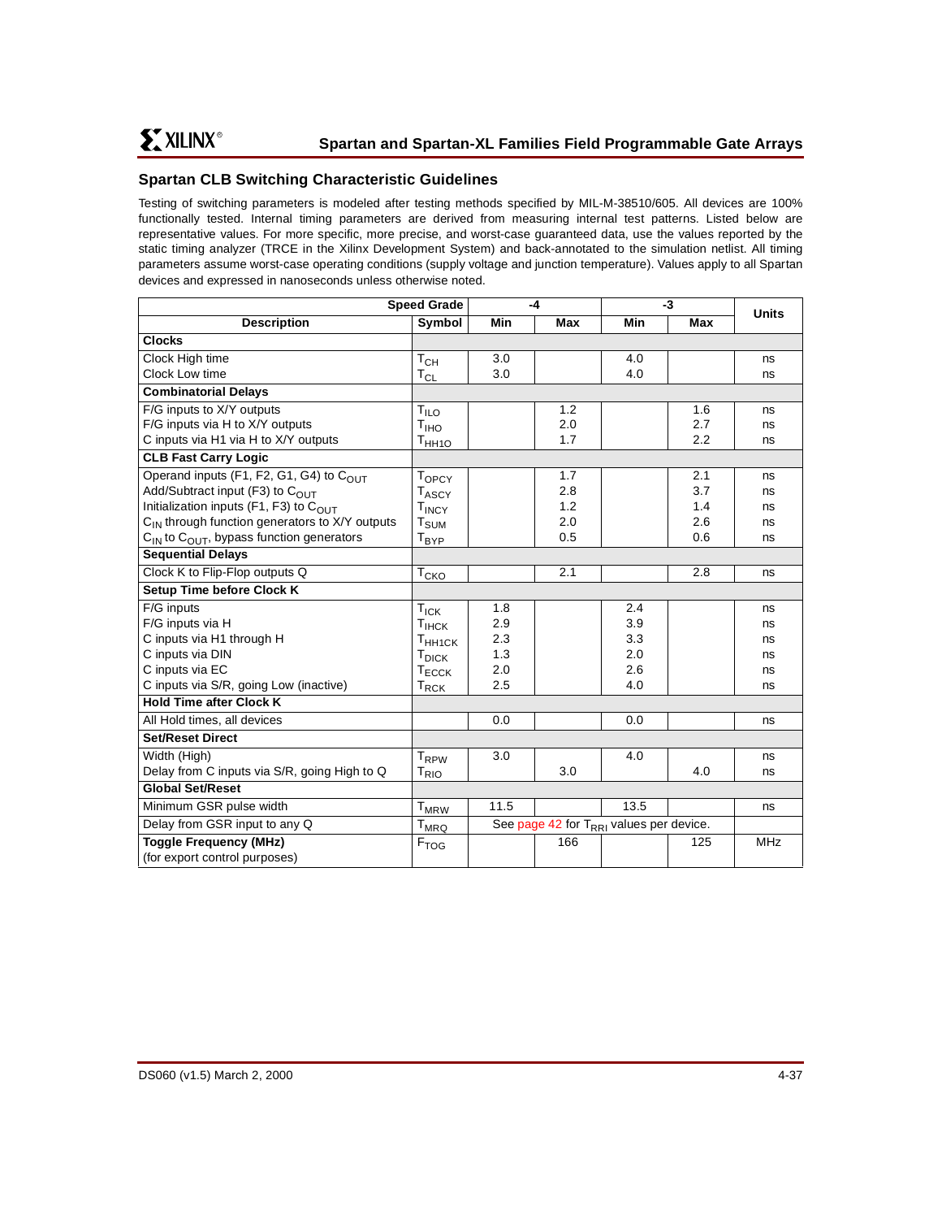## Spartan CLB Switching Characteristic Guidelines

Testing of switching parameters is modeled after testing methods specified by MIL-M-38510/605. All devices are 100% functionally tested. Internal timing parameters are derived from measuring internal test patterns. Listed below are representative values. For more specific, more precise, and worst-case guaranteed data, use the values reported by the static timing analyzer (TRCE in the Xilinx Development System) and back-annotated to the simulation netlist. All timing parameters assume worst-case operating conditions (supply voltage and junction temperature). Values apply to all Spartan devices and expressed in nanoseconds unless otherwise noted.

| Speed Grade | | -4 | | -3 | | Units |
|---|---|---|---|---|---|---|
| **Description** | **Symbol** | **Min** | **Max** | **Min** | **Max** | |
| **Clocks** | | | | | | |
| Clock High time | $T_{CH}$ | 3.0 | | 4.0 | | ns |
| Clock Low time | $T_{CL}$ | 3.0 | | 4.0 | | ns |
| **Combinatorial Delays** | | | | | | |
| F/G inputs to X/Y outputs | $T_{ILO}$ | | 1.2 | | 1.6 | ns |
| F/G inputs via H to X/Y outputs | $T_{IHO}$ | | 2.0 | | 2.7 | ns |
| C inputs via H1 via H to X/Y outputs | $T_{HH1O}$ | | 1.7 | | 2.2 | ns |
| **CLB Fast Carry Logic** | | | | | | |
| Operand inputs (F1, F2, G1, G4) to $C_{OUT}$ | $T_{OPCY}$ | | 1.7 | | 2.1 | ns |
| Add/Subtract input (F3) to $C_{OUT}$ | $T_{ASCY}$ | | 2.8 | | 3.7 | ns |
| Initialization inputs (F1, F3) to $C_{OUT}$ | $T_{INCY}$ | | 1.2 | | 1.4 | ns |
| $C_{IN}$ through function generators to X/Y outputs | $T_{SUM}$ | | 2.0 | | 2.6 | ns |
| $C_{IN}$ to $C_{OUT}$, bypass function generators | $T_{BYP}$ | | 0.5 | | 0.6 | ns |
| **Sequential Delays** | | | | | | |
| Clock K to Flip-Flop outputs Q | $T_{CKO}$ | | 2.1 | | 2.8 | ns |
| **Setup Time before Clock K** | | | | | | |
| F/G inputs | $T_{ICK}$ | 1.8 | | 2.4 | | ns |
| F/G inputs via H | $T_{IHCK}$ | 2.9 | | 3.9 | | ns |
| C inputs via H1 through H | $T_{HH1CK}$ | 2.3 | | 3.3 | | ns |
| C inputs via DIN | $T_{DICK}$ | 1.3 | | 2.0 | | ns |
| C inputs via EC | $T_{ECCK}$ | 2.0 | | 2.6 | | ns |
| C inputs via S/R, going Low (inactive) | $T_{RCK}$ | 2.5 | | 4.0 | | ns |
| **Hold Time after Clock K** | | | | | | |
| All Hold times, all devices | | 0.0 | | 0.0 | | ns |
| **Set/Reset Direct** | | | | | | |
| Width (High) | $T_{RPW}$ | 3.0 | | 4.0 | | ns |
| Delay from C inputs via S/R, going High to Q | $T_{RIO}$ | | 3.0 | | 4.0 | ns |
| **Global Set/Reset** | | | | | | |
| Minimum GSR pulse width | $T_{MRW}$ | 11.5 | | 13.5 | | ns |
| Delay from GSR input to any Q | $T_{MRQ}$ | See page 42 for $T_{RRI}$ values per device. | | | | |
| **Toggle Frequency (MHz)** (for export control purposes) | $F_{TOG}$ | | 166 | | 125 | MHz |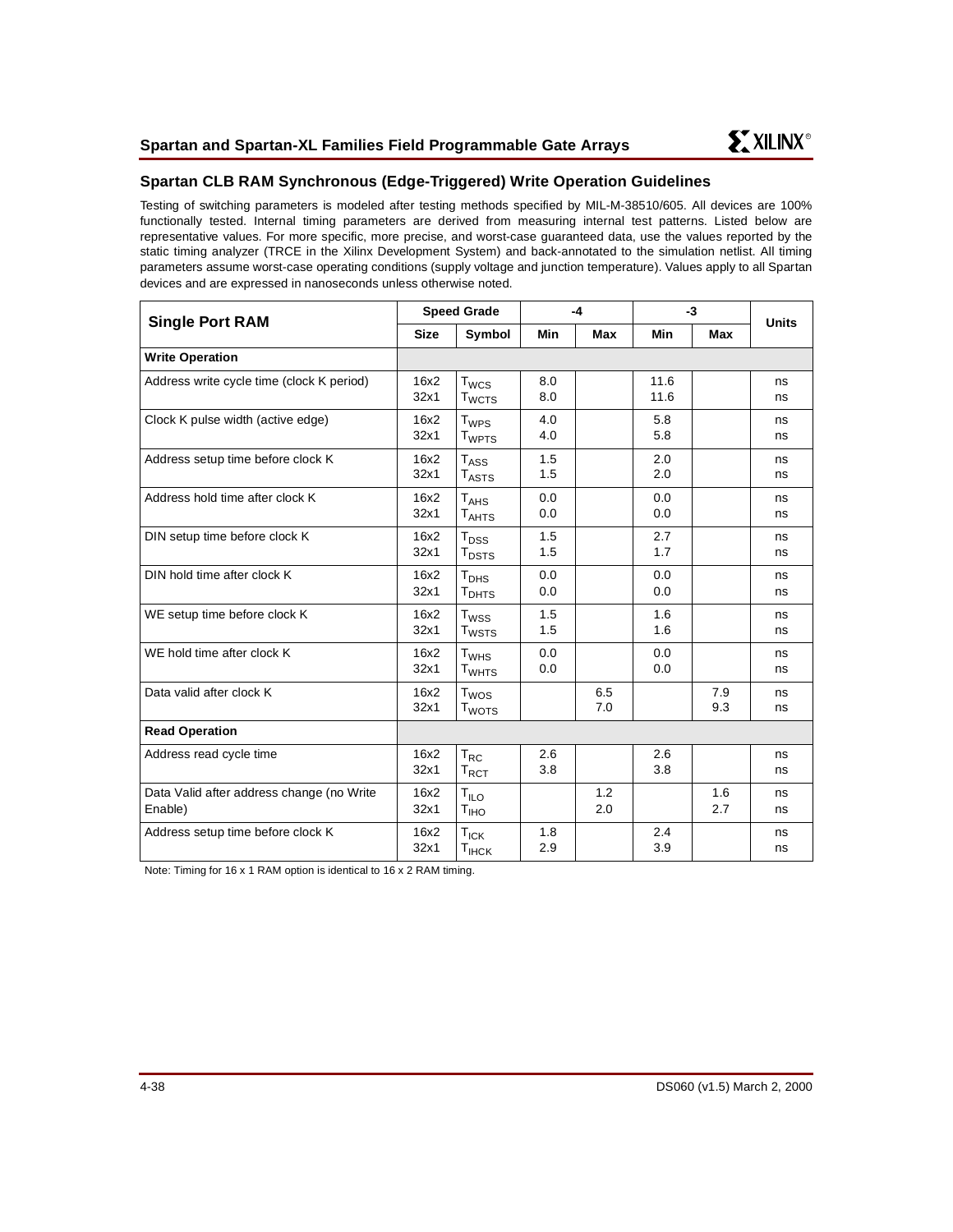## Spartan CLB RAM Synchronous (Edge-Triggered) Write Operation Guidelines

Testing of switching parameters is modeled after testing methods specified by MIL-M-38510/605. All devices are 100% functionally tested. Internal timing parameters are derived from measuring internal test patterns. Listed below are representative values. For more specific, more precise, and worst-case guaranteed data, use the values reported by the static timing analyzer (TRCE in the Xilinx Development System) and back-annotated to the simulation netlist. All timing parameters assume worst-case operating conditions (supply voltage and junction temperature). Values apply to all Spartan devices and are expressed in nanoseconds unless otherwise noted.

| Single Port RAM | Speed Grade | | -4 | | -3 | | Units |
|---|---|---|---|---|---|---|---|
| | Size | Symbol | Min | Max | Min | Max | |
| **Write Operation** | | | | | | | |
| Address write cycle time (clock K period) | 16x2<br>32x1 | $T_{WCS}$<br>$T_{WCTS}$ | 8.0<br>8.0 | | 11.6<br>11.6 | | ns<br>ns |
| Clock K pulse width (active edge) | 16x2<br>32x1 | $T_{WPS}$<br>$T_{WPTS}$ | 4.0<br>4.0 | | 5.8<br>5.8 | | ns<br>ns |
| Address setup time before clock K | 16x2<br>32x1 | $T_{ASS}$<br>$T_{ASTS}$ | 1.5<br>1.5 | | 2.0<br>2.0 | | ns<br>ns |
| Address hold time after clock K | 16x2<br>32x1 | $T_{AHS}$<br>$T_{AHTS}$ | 0.0<br>0.0 | | 0.0<br>0.0 | | ns<br>ns |
| DIN setup time before clock K | 16x2<br>32x1 | $T_{DSS}$<br>$T_{DSTS}$ | 1.5<br>1.5 | | 2.7<br>1.7 | | ns<br>ns |
| DIN hold time after clock K | 16x2<br>32x1 | $T_{DHS}$<br>$T_{DHTS}$ | 0.0<br>0.0 | | 0.0<br>0.0 | | ns<br>ns |
| WE setup time before clock K | 16x2<br>32x1 | $T_{WSS}$<br>$T_{WSTS}$ | 1.5<br>1.5 | | 1.6<br>1.6 | | ns<br>ns |
| WE hold time after clock K | 16x2<br>32x1 | $T_{WHS}$<br>$T_{WHTS}$ | 0.0<br>0.0 | | 0.0<br>0.0 | | ns<br>ns |
| Data valid after clock K | 16x2<br>32x1 | $T_{WOS}$<br>$T_{WOTS}$ | | 6.5<br>7.0 | | 7.9<br>9.3 | ns<br>ns |
| **Read Operation** | | | | | | | |
| Address read cycle time | 16x2<br>32x1 | $T_{RC}$<br>$T_{RCT}$ | 2.6<br>3.8 | | 2.6<br>3.8 | | ns<br>ns |
| Data Valid after address change (no Write Enable) | 16x2<br>32x1 | $T_{ILO}$<br>$T_{IHO}$ | | 1.2<br>2.0 | | 1.6<br>2.7 | ns<br>ns |
| Address setup time before clock K | 16x2<br>32x1 | $T_{ICK}$<br>$T_{IHCK}$ | 1.8<br>2.9 | | 2.4<br>3.9 | | ns<br>ns |

Note: Timing for 16 x 1 RAM option is identical to 16 x 2 RAM timing.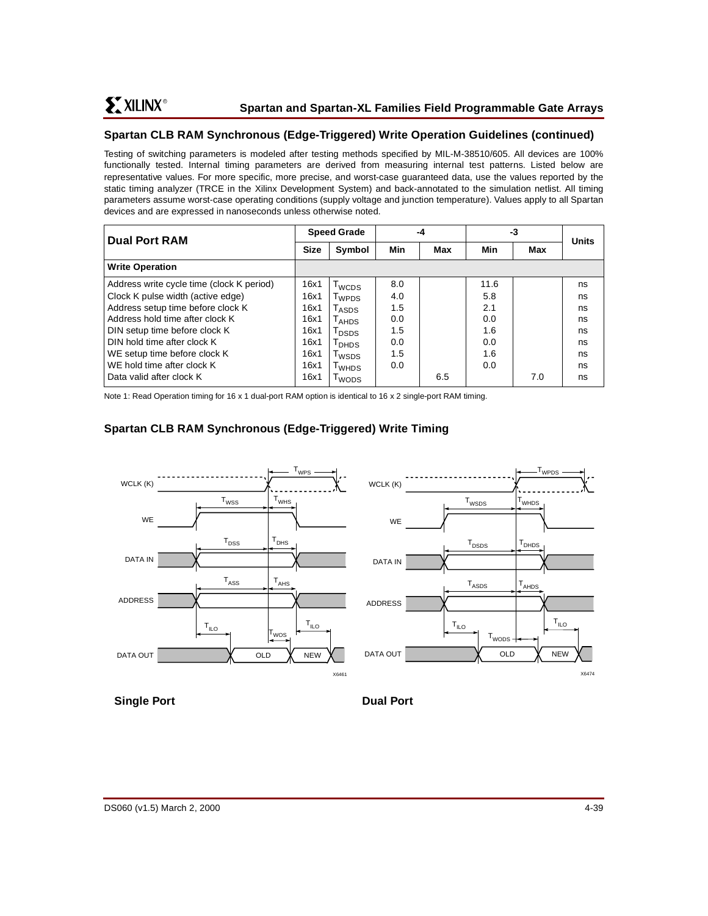## Spartan CLB RAM Synchronous (Edge-Triggered) Write Operation Guidelines (continued)

Testing of switching parameters is modeled after testing methods specified by MIL-M-38510/605. All devices are 100% functionally tested. Internal timing parameters are derived from measuring internal test patterns. Listed below are representative values. For more specific, more precise, and worst-case guaranteed data, use the values reported by the static timing analyzer (TRCE in the Xilinx Development System) and back-annotated to the simulation netlist. All timing parameters assume worst-case operating conditions (supply voltage and junction temperature). Values apply to all Spartan devices and are expressed in nanoseconds unless otherwise noted.

| Dual Port RAM | Speed Grade | | -4 | | -3 | | Units |
|---|---|---|---|---|---|---|---|
| | Size | Symbol | Min | Max | Min | Max | |
| **Write Operation** | | | | | | | |
| Address write cycle time (clock K period) | 16x1 | $T_{WCDS}$ | 8.0 | | 11.6 | | ns |
| Clock K pulse width (active edge) | 16x1 | $T_{WPDS}$ | 4.0 | | 5.8 | | ns |
| Address setup time before clock K | 16x1 | $T_{ASDS}$ | 1.5 | | 2.1 | | ns |
| Address hold time after clock K | 16x1 | $T_{AHDS}$ | 0.0 | | 0.0 | | ns |
| DIN setup time before clock K | 16x1 | $T_{DSDS}$ | 1.5 | | 1.6 | | ns |
| DIN hold time after clock K | 16x1 | $T_{DHDS}$ | 0.0 | | 0.0 | | ns |
| WE setup time before clock K | 16x1 | $T_{WSDS}$ | 1.5 | | 1.6 | | ns |
| WE hold time after clock K | 16x1 | $T_{WHDS}$ | 0.0 | | 0.0 | | ns |
| Data valid after clock K | 16x1 | $T_{WODS}$ | | 6.5 | | 7.0 | ns |

Note 1: Read Operation timing for 16 x 1 dual-port RAM option is identical to 16 x 2 single-port RAM timing.

## Spartan CLB RAM Synchronous (Edge-Triggered) Write Timing

**Single Port**

**Dual Port**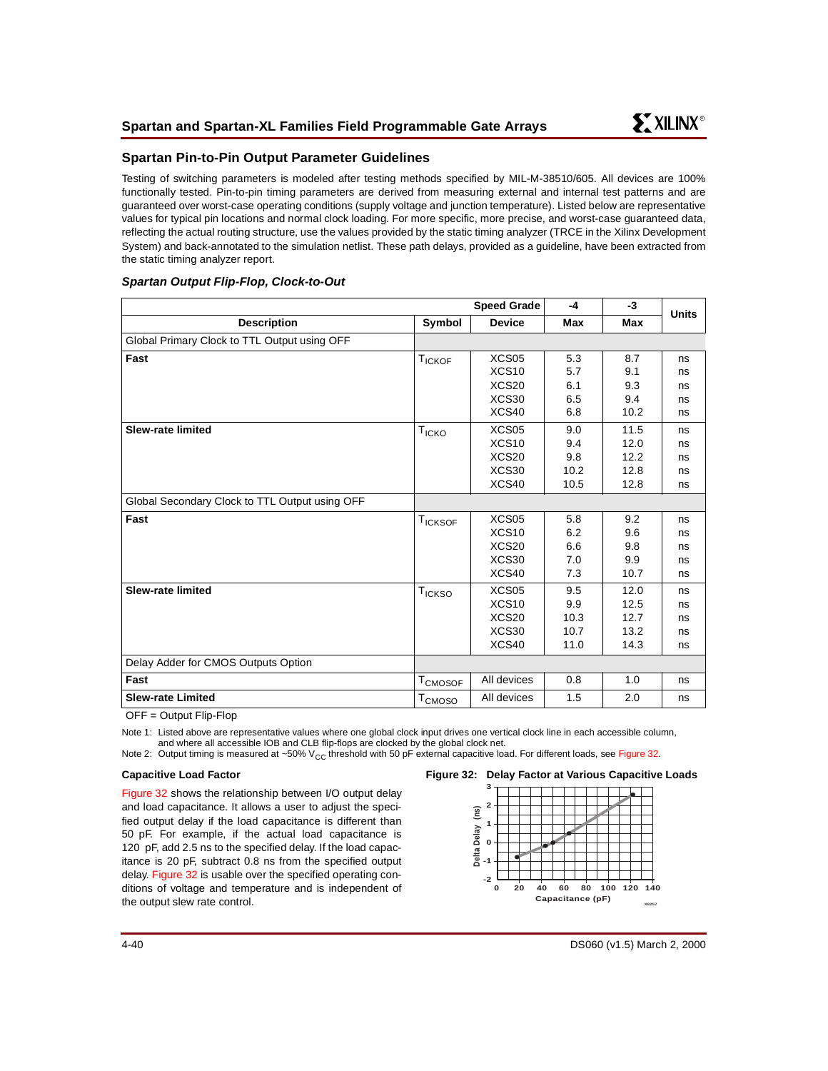## Spartan Pin-to-Pin Output Parameter Guidelines

Testing of switching parameters is modeled after testing methods specified by MIL-M-38510/605. All devices are 100% functionally tested. Pin-to-pin timing parameters are derived from measuring external and internal test patterns and are guaranteed over worst-case operating conditions (supply voltage and junction temperature). Listed below are representative values for typical pin locations and normal clock loading. For more specific, more precise, and worst-case guaranteed data, reflecting the actual routing structure, use the values provided by the static timing analyzer (TRCE in the Xilinx Development System) and back-annotated to the simulation netlist. These path delays, provided as a guideline, have been extracted from the static timing analyzer report.

### *Spartan Output Flip-Flop, Clock-to-Out*

| | | Speed Grade | -4 | -3 | Units |
|---|---|---|---|---|---|
| **Description** | **Symbol** | **Device** | **Max** | **Max** | |
| Global Primary Clock to TTL Output using OFF | | | | | |
| **Fast** | $T_{ICKOF}$ | XCS05 | 5.3 | 8.7 | ns |
| | | XCS10 | 5.7 | 9.1 | ns |
| | | XCS20 | 6.1 | 9.3 | ns |
| | | XCS30 | 6.5 | 9.4 | ns |
| | | XCS40 | 6.8 | 10.2 | ns |
| **Slew-rate limited** | $T_{ICKO}$ | XCS05 | 9.0 | 11.5 | ns |
| | | XCS10 | 9.4 | 12.0 | ns |
| | | XCS20 | 9.8 | 12.2 | ns |
| | | XCS30 | 10.2 | 12.8 | ns |
| | | XCS40 | 10.5 | 12.8 | ns |
| Global Secondary Clock to TTL Output using OFF | | | | | |
| **Fast** | $T_{ICKSOF}$ | XCS05 | 5.8 | 9.2 | ns |
| | | XCS10 | 6.2 | 9.6 | ns |
| | | XCS20 | 6.6 | 9.8 | ns |
| | | XCS30 | 7.0 | 9.9 | ns |
| | | XCS40 | 7.3 | 10.7 | ns |
| **Slew-rate limited** | $T_{ICKSO}$ | XCS05 | 9.5 | 12.0 | ns |
| | | XCS10 | 9.9 | 12.5 | ns |
| | | XCS20 | 10.3 | 12.7 | ns |
| | | XCS30 | 10.7 | 13.2 | ns |
| | | XCS40 | 11.0 | 14.3 | ns |
| Delay Adder for CMOS Outputs Option | | | | | |
| **Fast** | $T_{CMOSOF}$ | All devices | 0.8 | 1.0 | ns |
| **Slew-rate Limited** | $T_{CMOSO}$ | All devices | 1.5 | 2.0 | ns |

OFF = Output Flip-Flop

Note 1: Listed above are representative values where one global clock input drives one vertical clock line in each accessible column, and where all accessible IOB and CLB flip-flops are clocked by the global clock net.

Note 2: Output timing is measured at ~50% $V_{CC}$ threshold with 50 pF external capacitive load. For different loads, see Figure 32.

#### Capacitive Load Factor

Figure 32 shows the relationship between I/O output delay and load capacitance. It allows a user to adjust the specified output delay if the load capacitance is different than 50 pF. For example, if the actual load capacitance is 120 pF, add 2.5 ns to the specified delay. If the load capacitance is 20 pF, subtract 0.8 ns from the specified output delay. Figure 32 is usable over the specified operating conditions of voltage and temperature and is independent of the output slew rate control.

**Figure 32: Delay Factor at Various Capacitive Loads**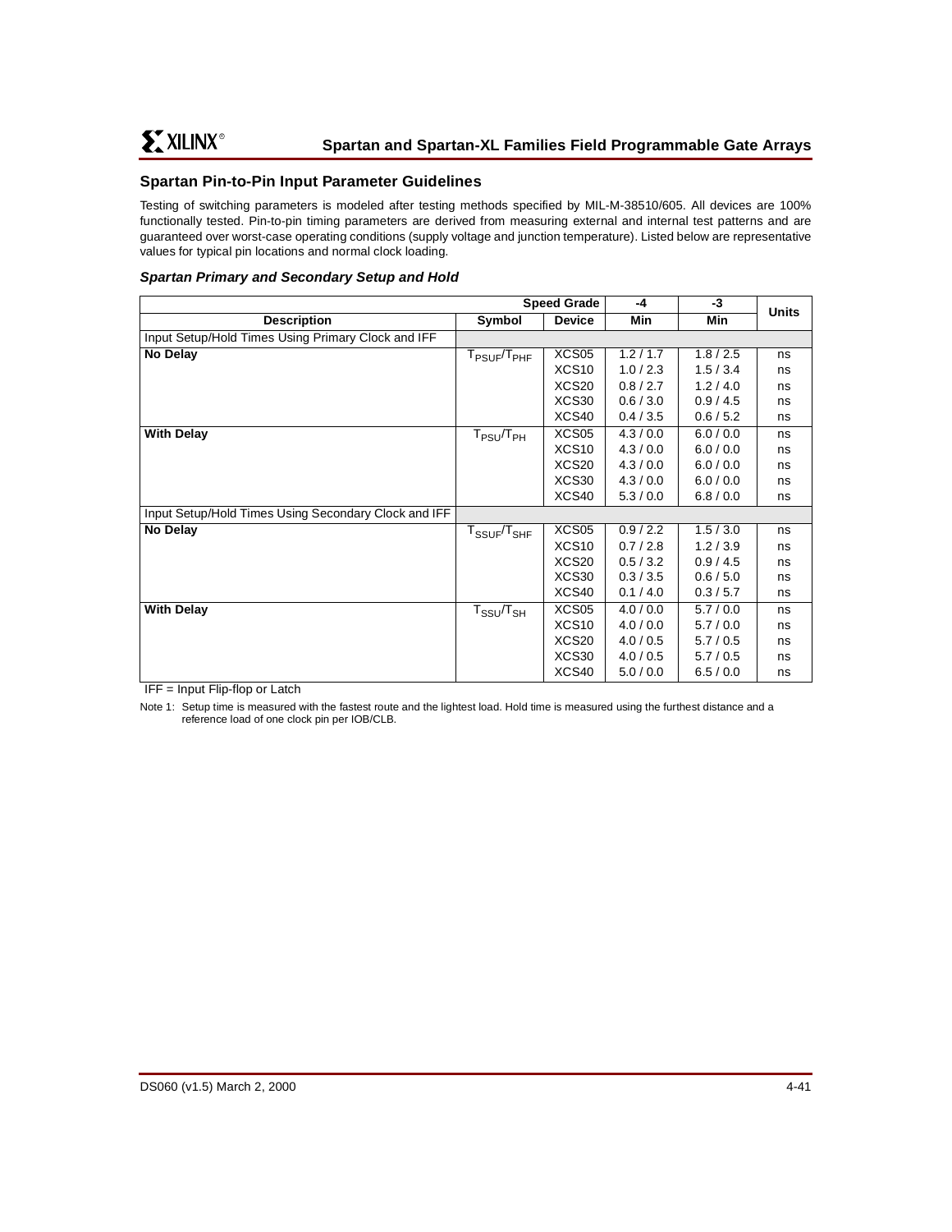## Spartan Pin-to-Pin Input Parameter Guidelines

Testing of switching parameters is modeled after testing methods specified by MIL-M-38510/605. All devices are 100% functionally tested. Pin-to-pin timing parameters are derived from measuring external and internal test patterns and are guaranteed over worst-case operating conditions (supply voltage and junction temperature). Listed below are representative values for typical pin locations and normal clock loading.

### *Spartan Primary and Secondary Setup and Hold*

| | | Speed Grade | -4 | -3 | Units |
|---|---|---|---|---|---|
| **Description** | **Symbol** | **Device** | **Min** | **Min** | |
| Input Setup/Hold Times Using Primary Clock and IFF | | | | | |
| **No Delay** | $T_{PSUF}/T_{PHF}$ | XCS05 | 1.2 / 1.7 | 1.8 / 2.5 | ns |
| | | XCS10 | 1.0 / 2.3 | 1.5 / 3.4 | ns |
| | | XCS20 | 0.8 / 2.7 | 1.2 / 4.0 | ns |
| | | XCS30 | 0.6 / 3.0 | 0.9 / 4.5 | ns |
| | | XCS40 | 0.4 / 3.5 | 0.6 / 5.2 | ns |
| **With Delay** | $T_{PSU}/T_{PH}$ | XCS05 | 4.3 / 0.0 | 6.0 / 0.0 | ns |
| | | XCS10 | 4.3 / 0.0 | 6.0 / 0.0 | ns |
| | | XCS20 | 4.3 / 0.0 | 6.0 / 0.0 | ns |
| | | XCS30 | 4.3 / 0.0 | 6.0 / 0.0 | ns |
| | | XCS40 | 5.3 / 0.0 | 6.8 / 0.0 | ns |
| Input Setup/Hold Times Using Secondary Clock and IFF | | | | | |
| **No Delay** | $T_{SSUF}/T_{SHF}$ | XCS05 | 0.9 / 2.2 | 1.5 / 3.0 | ns |
| | | XCS10 | 0.7 / 2.8 | 1.2 / 3.9 | ns |
| | | XCS20 | 0.5 / 3.2 | 0.9 / 4.5 | ns |
| | | XCS30 | 0.3 / 3.5 | 0.6 / 5.0 | ns |
| | | XCS40 | 0.1 / 4.0 | 0.3 / 5.7 | ns |
| **With Delay** | $T_{SSU}/T_{SH}$ | XCS05 | 4.0 / 0.0 | 5.7 / 0.0 | ns |
| | | XCS10 | 4.0 / 0.0 | 5.7 / 0.0 | ns |
| | | XCS20 | 4.0 / 0.5 | 5.7 / 0.5 | ns |
| | | XCS30 | 4.0 / 0.5 | 5.7 / 0.5 | ns |
| | | XCS40 | 5.0 / 0.0 | 6.5 / 0.0 | ns |

IFF = Input Flip-flop or Latch

Note 1: Setup time is measured with the fastest route and the lightest load. Hold time is measured using the furthest distance and a reference load of one clock pin per IOB/CLB.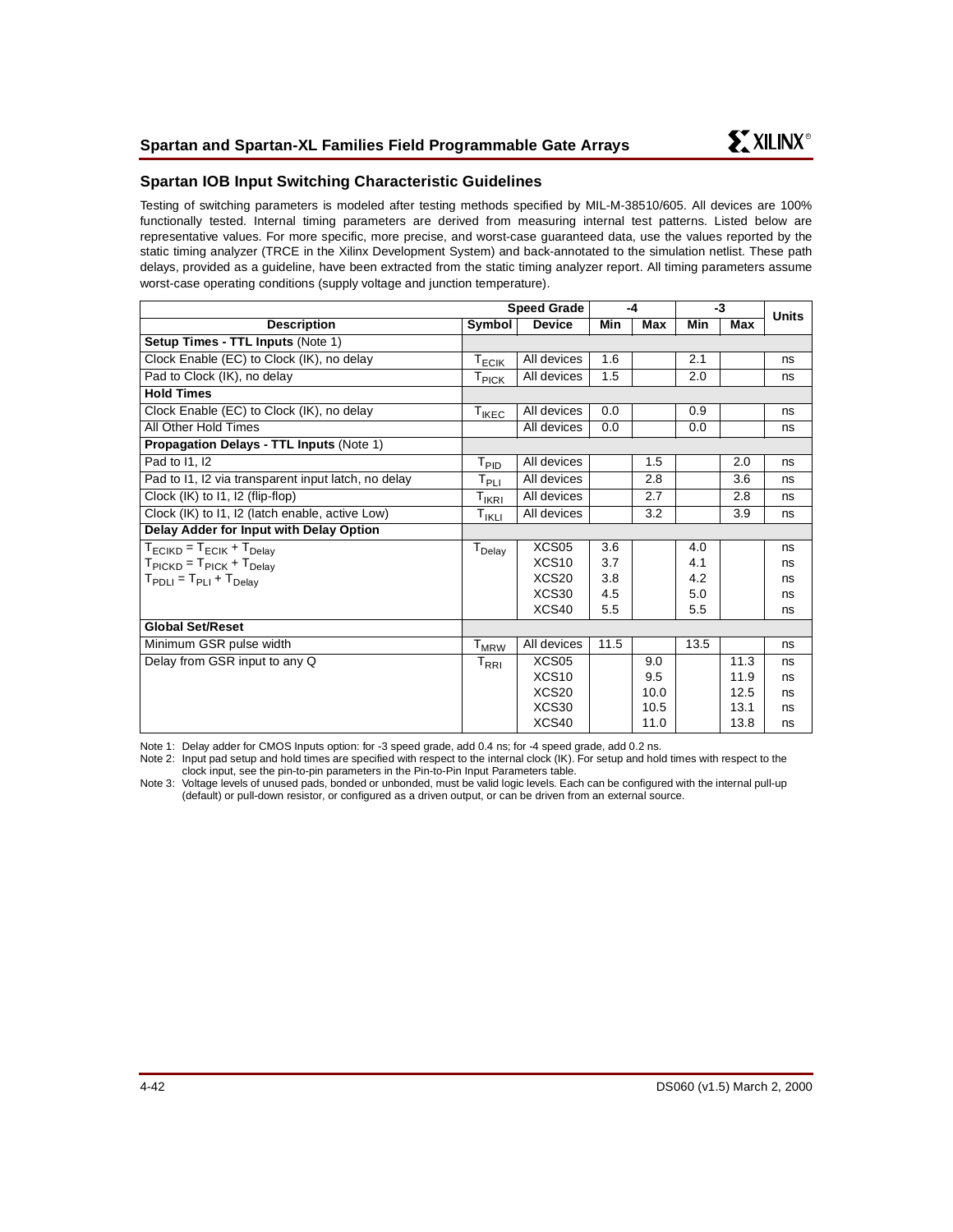## Spartan IOB Input Switching Characteristic Guidelines

Testing of switching parameters is modeled after testing methods specified by MIL-M-38510/605. All devices are 100% functionally tested. Internal timing parameters are derived from measuring internal test patterns. Listed below are representative values. For more specific, more precise, and worst-case guaranteed data, use the values reported by the static timing analyzer (TRCE in the Xilinx Development System) and back-annotated to the simulation netlist. These path delays, provided as a guideline, have been extracted from the static timing analyzer report. All timing parameters assume worst-case operating conditions (supply voltage and junction temperature).

| | | Speed Grade | -4 | | -3 | | Units |
|---|---|---|---|---|---|---|---|
| **Description** | **Symbol** | **Device** | **Min** | **Max** | **Min** | **Max** | |
| **Setup Times - TTL Inputs** (Note 1) | | | | | | | |
| Clock Enable (EC) to Clock (IK), no delay | $T_{ECIK}$ | All devices | 1.6 | | 2.1 | | ns |
| Pad to Clock (IK), no delay | $T_{PICK}$ | All devices | 1.5 | | 2.0 | | ns |
| **Hold Times** | | | | | | | |
| Clock Enable (EC) to Clock (IK), no delay | $T_{IKEC}$ | All devices | 0.0 | | 0.9 | | ns |
| All Other Hold Times | | All devices | 0.0 | | 0.0 | | ns |
| **Propagation Delays - TTL Inputs** (Note 1) | | | | | | | |
| Pad to I1, I2 | $T_{PID}$ | All devices | | 1.5 | | 2.0 | ns |
| Pad to I1, I2 via transparent input latch, no delay | $T_{PLI}$ | All devices | | 2.8 | | 3.6 | ns |
| Clock (IK) to I1, I2 (flip-flop) | $T_{IKRI}$ | All devices | | 2.7 | | 2.8 | ns |
| Clock (IK) to I1, I2 (latch enable, active Low) | $T_{IKLI}$ | All devices | | 3.2 | | 3.9 | ns |
| **Delay Adder for Input with Delay Option** | | | | | | | |
| $T_{ECIKD} = T_{ECIK} + T_{Delay}$ | $T_{Delay}$ | XCS05 | 3.6 | | 4.0 | | ns |
| $T_{PICKD} = T_{PICK} + T_{Delay}$ | | XCS10 | 3.7 | | 4.1 | | ns |
| $T_{PDLI} = T_{PLI} + T_{Delay}$ | | XCS20 | 3.8 | | 4.2 | | ns |
| | | XCS30 | 4.5 | | 5.0 | | ns |
| | | XCS40 | 5.5 | | 5.5 | | ns |
| **Global Set/Reset** | | | | | | | |
| Minimum GSR pulse width | $T_{MRW}$ | All devices | 11.5 | | 13.5 | | ns |
| Delay from GSR input to any Q | $T_{RRI}$ | XCS05 | | 9.0 | | 11.3 | ns |
| | | XCS10 | | 9.5 | | 11.9 | ns |
| | | XCS20 | | 10.0 | | 12.5 | ns |
| | | XCS30 | | 10.5 | | 13.1 | ns |
| | | XCS40 | | 11.0 | | 13.8 | ns |

Note 1: Delay adder for CMOS Inputs option: for -3 speed grade, add 0.4 ns; for -4 speed grade, add 0.2 ns.

Note 2: Input pad setup and hold times are specified with respect to the internal clock (IK). For setup and hold times with respect to the clock input, see the pin-to-pin parameters in the Pin-to-Pin Input Parameters table.

Note 3: Voltage levels of unused pads, bonded or unbonded, must be valid logic levels. Each can be configured with the internal pull-up (default) or pull-down resistor, or configured as a driven output, or can be driven from an external source.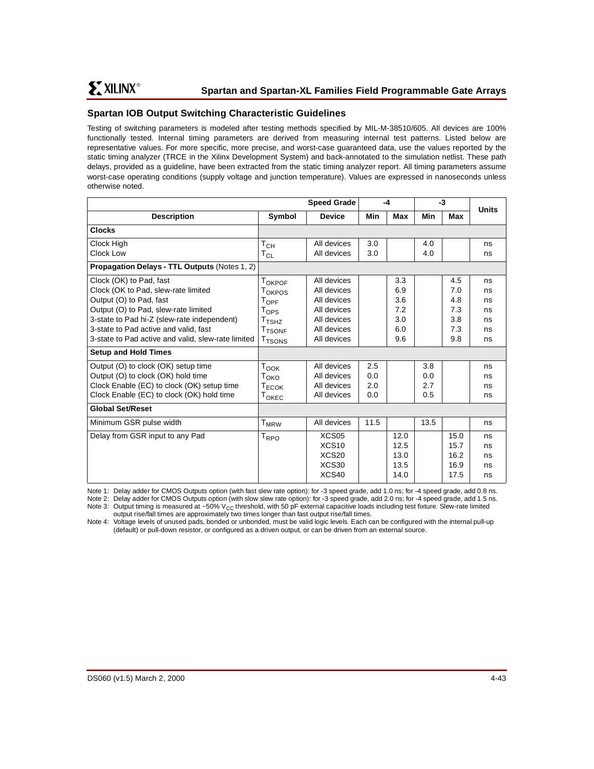## Spartan IOB Output Switching Characteristic Guidelines

Testing of switching parameters is modeled after testing methods specified by MIL-M-38510/605. All devices are 100% functionally tested. Internal timing parameters are derived from measuring internal test patterns. Listed below are representative values. For more specific, more precise, and worst-case guaranteed data, use the values reported by the static timing analyzer (TRCE in the Xilinx Development System) and back-annotated to the simulation netlist. These path delays, provided as a guideline, have been extracted from the static timing analyzer report. All timing parameters assume worst-case operating conditions (supply voltage and junction temperature). Values are expressed in nanoseconds unless otherwise noted.

| | | Speed Grade | -4 | | -3 | | Units |
|---|---|---|---|---|---|---|---|
| **Description** | **Symbol** | **Device** | **Min** | **Max** | **Min** | **Max** | |
| **Clocks** | | | | | | | |
| Clock High | $T_{CH}$ | All devices | 3.0 | | 4.0 | | ns |
| Clock Low | $T_{CL}$ | All devices | 3.0 | | 4.0 | | ns |
| **Propagation Delays - TTL Outputs** (Notes 1, 2) | | | | | | | |
| Clock (OK) to Pad, fast | $T_{OKPOF}$ | All devices | | 3.3 | | 4.5 | ns |
| Clock (OK to Pad, slew-rate limited | $T_{OKPOS}$ | All devices | | 6.9 | | 7.0 | ns |
| Output (O) to Pad, fast | $T_{OPF}$ | All devices | | 3.6 | | 4.8 | ns |
| Output (O) to Pad, slew-rate limited | $T_{OPS}$ | All devices | | 7.2 | | 7.3 | ns |
| 3-state to Pad hi-Z (slew-rate independent) | $T_{TSHZ}$ | All devices | | 3.0 | | 3.8 | ns |
| 3-state to Pad active and valid, fast | $T_{TSONF}$ | All devices | | 6.0 | | 7.3 | ns |
| 3-state to Pad active and valid, slew-rate limited | $T_{TSONS}$ | All devices | | 9.6 | | 9.8 | ns |
| **Setup and Hold Times** | | | | | | | |
| Output (O) to clock (OK) setup time | $T_{OOK}$ | All devices | 2.5 | | 3.8 | | ns |
| Output (O) to clock (OK) hold time | $T_{OKO}$ | All devices | 0.0 | | 0.0 | | ns |
| Clock Enable (EC) to clock (OK) setup time | $T_{ECOK}$ | All devices | 2.0 | | 2.7 | | ns |
| Clock Enable (EC) to clock (OK) hold time | $T_{OKEC}$ | All devices | 0.0 | | 0.5 | | ns |
| **Global Set/Reset** | | | | | | | |
| Minimum GSR pulse width | $T_{MRW}$ | All devices | 11.5 | | 13.5 | | ns |
| Delay from GSR input to any Pad | $T_{RPO}$ | XCS05 | | 12.0 | | 15.0 | ns |
| | | XCS10 | | 12.5 | | 15.7 | ns |
| | | XCS20 | | 13.0 | | 16.2 | ns |
| | | XCS30 | | 13.5 | | 16.9 | ns |
| | | XCS40 | | 14.0 | | 17.5 | ns |

Note 1: Delay adder for CMOS Outputs option (with fast slew rate option): for -3 speed grade, add 1.0 ns; for -4 speed grade, add 0.8 ns.
Note 2: Delay adder for CMOS Outputs option (with slow slew rate option): for -3 speed grade, add 2.0 ns; for -4 speed grade, add 1.5 ns.
Note 3: Output timing is measured at ~50% $V_{CC}$ threshold, with 50 pF external capacitive loads including test fixture. Slew-rate limited output rise/fall times are approximately two times longer than fast output rise/fall times.
Note 4: Voltage levels of unused pads, bonded or unbonded, must be valid logic levels. Each can be configured with the internal pull-up (default) or pull-down resistor, or configured as a driven output, or can be driven from an external source.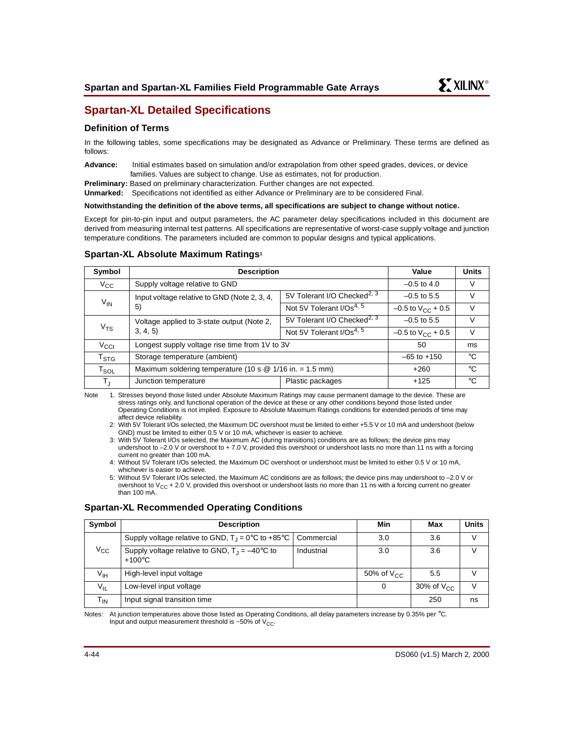## Spartan-XL Detailed Specifications

### Definition of Terms

In the following tables, some specifications may be designated as Advance or Preliminary. These terms are defined as follows:

**Advance:** Initial estimates based on simulation and/or extrapolation from other speed grades, devices, or device families. Values are subject to change. Use as estimates, not for production.

**Preliminary:** Based on preliminary characterization. Further changes are not expected.

**Unmarked:** Specifications not identified as either Advance or Preliminary are to be considered Final.

**Notwithstanding the definition of the above terms, all specifications are subject to change without notice.**

Except for pin-to-pin input and output parameters, the AC parameter delay specifications included in this document are derived from measuring internal test patterns. All specifications are representative of worst-case supply voltage and junction temperature conditions. The parameters included are common to popular designs and typical applications.

### Spartan-XL Absolute Maximum Ratings[1]

| Symbol | Description | | Value | Units |
|---|---|---|---|---|
| $V_{CC}$ | Supply voltage relative to GND | | –0.5 to 4.0 | V |
| $V_{IN}$ | Input voltage relative to GND (Note 2, 3, 4, 5) | 5V Tolerant I/O Checked[2, 3] | –0.5 to 5.5 | V |
| | | Not 5V Tolerant I/Os[4, 5] | –0.5 to $V_{CC}$ + 0.5 | V |
| $V_{TS}$ | Voltage applied to 3-state output (Note 2, 3, 4, 5) | 5V Tolerant I/O Checked[2, 3] | –0.5 to 5.5 | V |
| | | Not 5V Tolerant I/Os[4, 5] | –0.5 to $V_{CC}$ + 0.5 | V |
| $V_{CCt}$ | Longest supply voltage rise time from 1V to 3V | | 50 | ms |
| $T_{STG}$ | Storage temperature (ambient) | | –65 to +150 | °C |
| $T_{SOL}$ | Maximum soldering temperature (10 s @ 1/16 in. = 1.5 mm) | | +260 | °C |
| $T_J$ | Junction temperature | Plastic packages | +125 | °C |

Note
1. Stresses beyond those listed under Absolute Maximum Ratings may cause permanent damage to the device. These are stress ratings only, and functional operation of the device at these or any other conditions beyond those listed under Operating Conditions is not implied. Exposure to Absolute Maximum Ratings conditions for extended periods of time may affect device reliability.
2. With 5V Tolerant I/Os selected, the Maximum DC overshoot must be limited to either +5.5 V or 10 mA and undershoot (below GND) must be limited to either 0.5 V or 10 mA, whichever is easier to achieve.
3. With 5V Tolerant I/Os selected, the Maximum AC (during transitions) conditions are as follows; the device pins may undershoot to –2.0 V or overshoot to + 7.0 V, provided this overshoot or undershoot lasts no more than 11 ns with a forcing current no greater than 100 mA.
4. Without 5V Tolerant I/Os selected, the Maximum DC overshoot or undershoot must be limited to either 0.5 V or 10 mA, whichever is easier to achieve.
5. Without 5V Tolerant I/Os selected, the Maximum AC conditions are as follows; the device pins may undershoot to –2.0 V or overshoot to $V_{CC}$ + 2.0 V, provided this overshoot or undershoot lasts no more than 11 ns with a forcing current no greater than 100 mA.

### Spartan-XL Recommended Operating Conditions

| Symbol | Description | | Min | Max | Units |
|---|---|---|---|---|---|
| $V_{CC}$ | Supply voltage relative to GND, $T_J$ = 0°C to +85°C | Commercial | 3.0 | 3.6 | V |
| | Supply voltage relative to GND, $T_J$ = –40°C to +100°C | Industrial | 3.0 | 3.6 | V |
| $V_{IH}$ | High-level input voltage | | 50% of $V_{CC}$ | 5.5 | V |
| $V_{IL}$ | Low-level input voltage | | 0 | 30% of $V_{CC}$ | V |
| $T_{IN}$ | Input signal transition time | | | 250 | ns |

Notes: At junction temperatures above those listed as Operating Conditions, all delay parameters increase by 0.35% per °C.
Input and output measurement threshold is ~50% of $V_{CC}$.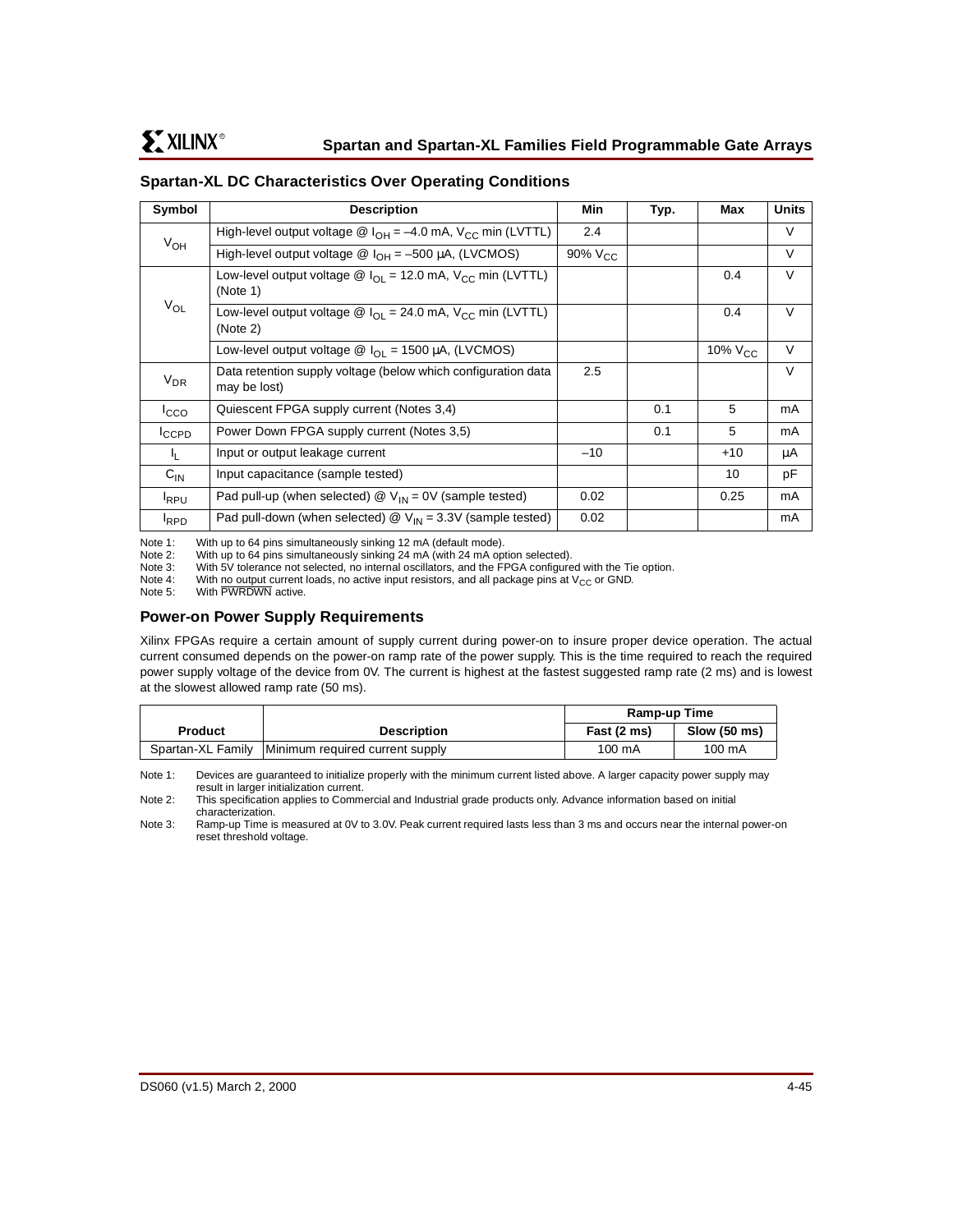## Spartan-XL DC Characteristics Over Operating Conditions

| Symbol | Description | Min | Typ. | Max | Units |
|---|---|---|---|---|---|
| $V_{OH}$ | High-level output voltage @ $I_{OH}$ = –4.0 mA, $V_{CC}$ min (LVTTL) | 2.4 | | | V |
| | High-level output voltage @ $I_{OH}$ = –500 µA, (LVCMOS) | 90% $V_{CC}$ | | | V |
| $V_{OL}$ | Low-level output voltage @ $I_{OL}$ = 12.0 mA, $V_{CC}$ min (LVTTL) (Note 1) | | | 0.4 | V |
| | Low-level output voltage @ $I_{OL}$ = 24.0 mA, $V_{CC}$ min (LVTTL) (Note 2) | | | 0.4 | V |
| | Low-level output voltage @ $I_{OL}$ = 1500 µA, (LVCMOS) | | | 10% $V_{CC}$ | V |
| $V_{DR}$ | Data retention supply voltage (below which configuration data may be lost) | 2.5 | | | V |
| $I_{CCO}$ | Quiescent FPGA supply current (Notes 3,4) | | 0.1 | 5 | mA |
| $I_{CCPD}$ | Power Down FPGA supply current (Notes 3,5) | | 0.1 | 5 | mA |
| $I_L$ | Input or output leakage current | –10 | | +10 | µA |
| $C_{IN}$ | Input capacitance (sample tested) | | | 10 | pF |
| $I_{RPU}$ | Pad pull-up (when selected) @ $V_{IN}$ = 0V (sample tested) | 0.02 | | 0.25 | mA |
| $I_{RPD}$ | Pad pull-down (when selected) @ $V_{IN}$ = 3.3V (sample tested) | 0.02 | | | mA |

Note 1: With up to 64 pins simultaneously sinking 12 mA (default mode).
Note 2: With up to 64 pins simultaneously sinking 24 mA (with 24 mA option selected).
Note 3: With 5V tolerance not selected, no internal oscillators, and the FPGA configured with the Tie option.
Note 4: With no output current loads, no active input resistors, and all package pins at $V_{CC}$ or GND.
Note 5: With $\overline{\text{PWRDWN}}$ active.

## Power-on Power Supply Requirements

Xilinx FPGAs require a certain amount of supply current during power-on to insure proper device operation. The actual current consumed depends on the power-on ramp rate of the power supply. This is the time required to reach the required power supply voltage of the device from 0V. The current is highest at the fastest suggested ramp rate (2 ms) and is lowest at the slowest allowed ramp rate (50 ms).

| Product | Description | Ramp-up Time | |
|---|---|---|---|
| | | Fast (2 ms) | Slow (50 ms) |
| Spartan-XL Family | Minimum required current supply | 100 mA | 100 mA |

Note 1: Devices are guaranteed to initialize properly with the minimum current listed above. A larger capacity power supply may result in larger initialization current.
Note 2: This specification applies to Commercial and Industrial grade products only. Advance information based on initial characterization.
Note 3: Ramp-up Time is measured at 0V to 3.0V. Peak current required lasts less than 3 ms and occurs near the internal power-on reset threshold voltage.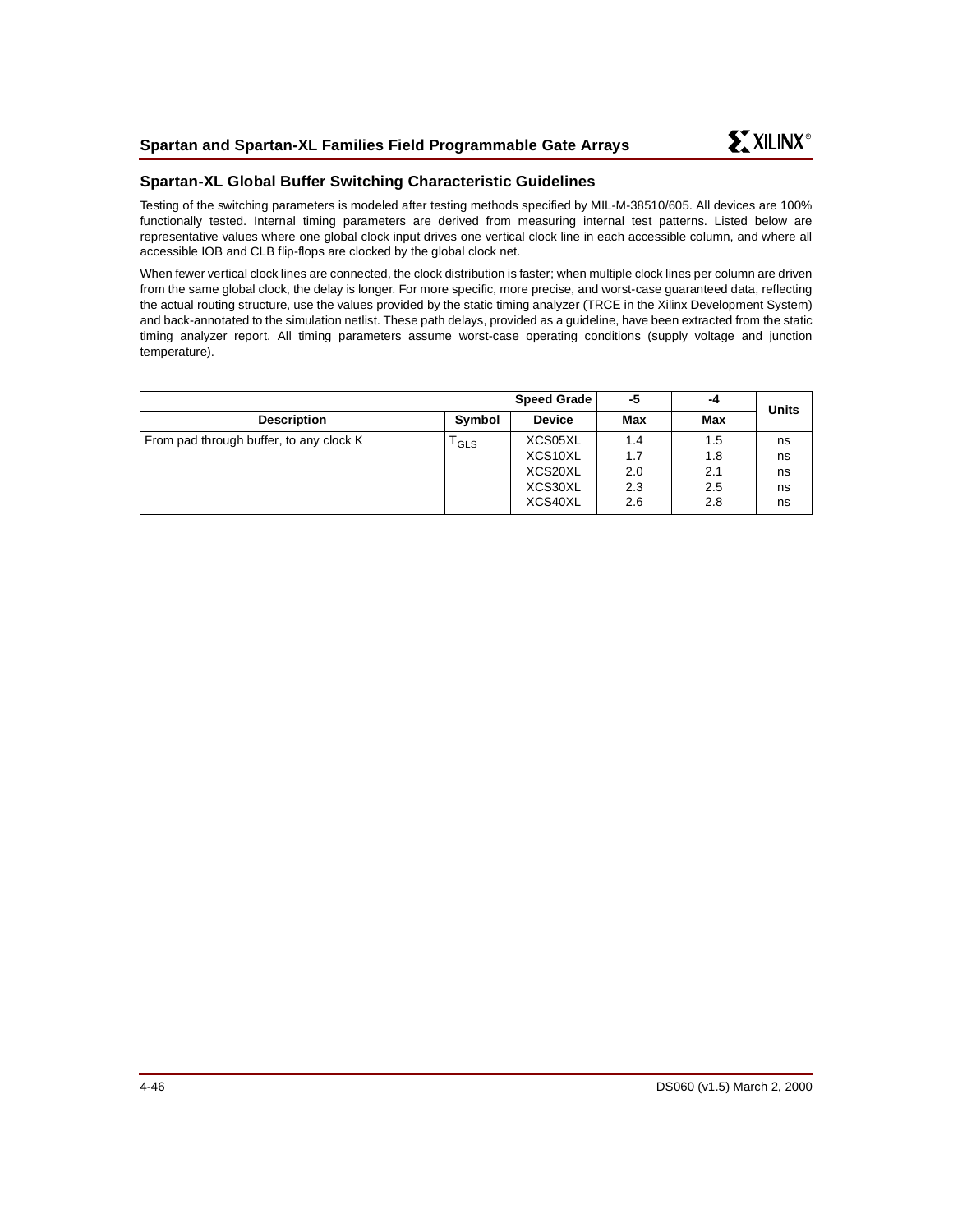## Spartan-XL Global Buffer Switching Characteristic Guidelines

Testing of the switching parameters is modeled after testing methods specified by MIL-M-38510/605. All devices are 100% functionally tested. Internal timing parameters are derived from measuring internal test patterns. Listed below are representative values where one global clock input drives one vertical clock line in each accessible column, and where all accessible IOB and CLB flip-flops are clocked by the global clock net.

When fewer vertical clock lines are connected, the clock distribution is faster; when multiple clock lines per column are driven from the same global clock, the delay is longer. For more specific, more precise, and worst-case guaranteed data, reflecting the actual routing structure, use the values provided by the static timing analyzer (TRCE in the Xilinx Development System) and back-annotated to the simulation netlist. These path delays, provided as a guideline, have been extracted from the static timing analyzer report. All timing parameters assume worst-case operating conditions (supply voltage and junction temperature).

| | | **Speed Grade** | **-5** | **-4** | **Units** |
|---|---|---|---|---|---|
| **Description** | **Symbol** | **Device** | **Max** | **Max** | |
| From pad through buffer, to any clock K | $T_{GLS}$ | XCS05XL | 1.4 | 1.5 | ns |
| | | XCS10XL | 1.7 | 1.8 | ns |
| | | XCS20XL | 2.0 | 2.1 | ns |
| | | XCS30XL | 2.3 | 2.5 | ns |
| | | XCS40XL | 2.6 | 2.8 | ns |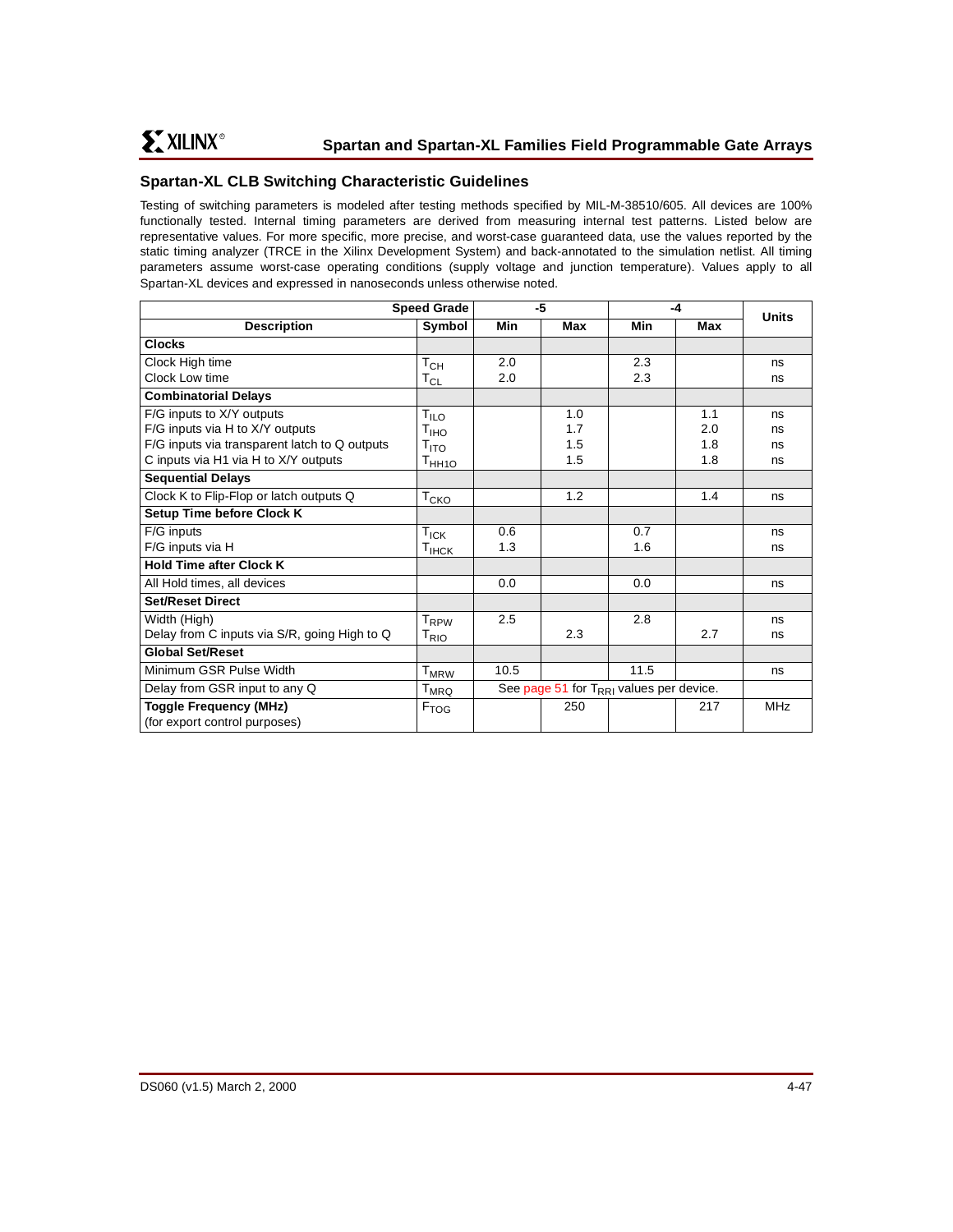## Spartan-XL CLB Switching Characteristic Guidelines

Testing of switching parameters is modeled after testing methods specified by MIL-M-38510/605. All devices are 100% functionally tested. Internal timing parameters are derived from measuring internal test patterns. Listed below are representative values. For more specific, more precise, and worst-case guaranteed data, use the values reported by the static timing analyzer (TRCE in the Xilinx Development System) and back-annotated to the simulation netlist. All timing parameters assume worst-case operating conditions (supply voltage and junction temperature). Values apply to all Spartan-XL devices and expressed in nanoseconds unless otherwise noted.

| | Speed Grade | -5 | | -4 | | Units |
|---|---|---|---|---|---|---|
| **Description** | **Symbol** | **Min** | **Max** | **Min** | **Max** | |
| **Clocks** | | | | | | |
| Clock High time | $T_{CH}$ | 2.0 | | 2.3 | | ns |
| Clock Low time | $T_{CL}$ | 2.0 | | 2.3 | | ns |
| **Combinatorial Delays** | | | | | | |
| F/G inputs to X/Y outputs | $T_{ILO}$ | | 1.0 | | 1.1 | ns |
| F/G inputs via H to X/Y outputs | $T_{IHO}$ | | 1.7 | | 2.0 | ns |
| F/G inputs via transparent latch to Q outputs | $T_{ITO}$ | | 1.5 | | 1.8 | ns |
| C inputs via H1 via H to X/Y outputs | $T_{HH1O}$ | | 1.5 | | 1.8 | ns |
| **Sequential Delays** | | | | | | |
| Clock K to Flip-Flop or latch outputs Q | $T_{CKO}$ | | 1.2 | | 1.4 | ns |
| **Setup Time before Clock K** | | | | | | |
| F/G inputs | $T_{ICK}$ | 0.6 | | 0.7 | | ns |
| F/G inputs via H | $T_{IHCK}$ | 1.3 | | 1.6 | | ns |
| **Hold Time after Clock K** | | | | | | |
| All Hold times, all devices | | 0.0 | | 0.0 | | ns |
| **Set/Reset Direct** | | | | | | |
| Width (High) | $T_{RPW}$ | 2.5 | | 2.8 | | ns |
| Delay from C inputs via S/R, going High to Q | $T_{RIO}$ | | 2.3 | | 2.7 | ns |
| **Global Set/Reset** | | | | | | |
| Minimum GSR Pulse Width | $T_{MRW}$ | 10.5 | | 11.5 | | ns |
| Delay from GSR input to any Q | $T_{MRQ}$ | See page 51 for $T_{RRI}$ values per device. | | | | |
| **Toggle Frequency (MHz)** (for export control purposes) | $F_{TOG}$ | | 250 | | 217 | MHz |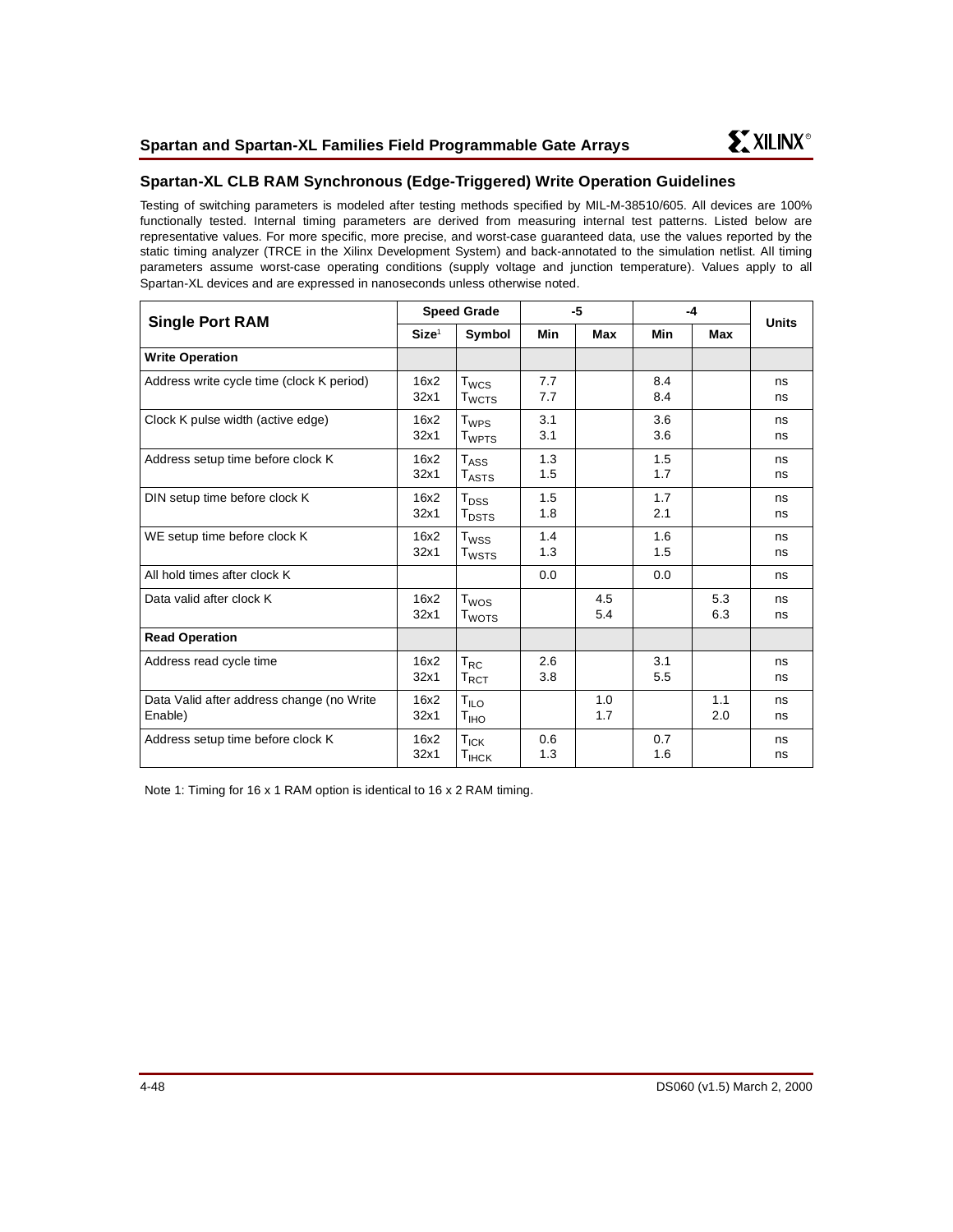## Spartan-XL CLB RAM Synchronous (Edge-Triggered) Write Operation Guidelines

Testing of switching parameters is modeled after testing methods specified by MIL-M-38510/605. All devices are 100% functionally tested. Internal timing parameters are derived from measuring internal test patterns. Listed below are representative values. For more specific, more precise, and worst-case guaranteed data, use the values reported by the static timing analyzer (TRCE in the Xilinx Development System) and back-annotated to the simulation netlist. All timing parameters assume worst-case operating conditions (supply voltage and junction temperature). Values apply to all Spartan-XL devices and are expressed in nanoseconds unless otherwise noted.

| Single Port RAM | Speed Grade | | -5 | | -4 | | Units |
|---|---|---|---|---|---|---|---|
| | Size[1] | Symbol | Min | Max | Min | Max | |
| **Write Operation** | | | | | | | |
| Address write cycle time (clock K period) | 16x2<br>32x1 | $T_{WCS}$<br>$T_{WCTS}$ | 7.7<br>7.7 | | 8.4<br>8.4 | | ns<br>ns |
| Clock K pulse width (active edge) | 16x2<br>32x1 | $T_{WPS}$<br>$T_{WPTS}$ | 3.1<br>3.1 | | 3.6<br>3.6 | | ns<br>ns |
| Address setup time before clock K | 16x2<br>32x1 | $T_{ASS}$<br>$T_{ASTS}$ | 1.3<br>1.5 | | 1.5<br>1.7 | | ns<br>ns |
| DIN setup time before clock K | 16x2<br>32x1 | $T_{DSS}$<br>$T_{DSTS}$ | 1.5<br>1.8 | | 1.7<br>2.1 | | ns<br>ns |
| WE setup time before clock K | 16x2<br>32x1 | $T_{WSS}$<br>$T_{WSTS}$ | 1.4<br>1.3 | | 1.6<br>1.5 | | ns<br>ns |
| All hold times after clock K | | | 0.0 | | 0.0 | | ns |
| Data valid after clock K | 16x2<br>32x1 | $T_{WOS}$<br>$T_{WOTS}$ | | 4.5<br>5.4 | | 5.3<br>6.3 | ns<br>ns |
| **Read Operation** | | | | | | | |
| Address read cycle time | 16x2<br>32x1 | $T_{RC}$<br>$T_{RCT}$ | 2.6<br>3.8 | | 3.1<br>5.5 | | ns<br>ns |
| Data Valid after address change (no Write Enable) | 16x2<br>32x1 | $T_{ILO}$<br>$T_{IHO}$ | | 1.0<br>1.7 | | 1.1<br>2.0 | ns<br>ns |
| Address setup time before clock K | 16x2<br>32x1 | $T_{ICK}$<br>$T_{IHCK}$ | 0.6<br>1.3 | | 0.7<br>1.6 | | ns<br>ns |

Note 1: Timing for 16 x 1 RAM option is identical to 16 x 2 RAM timing.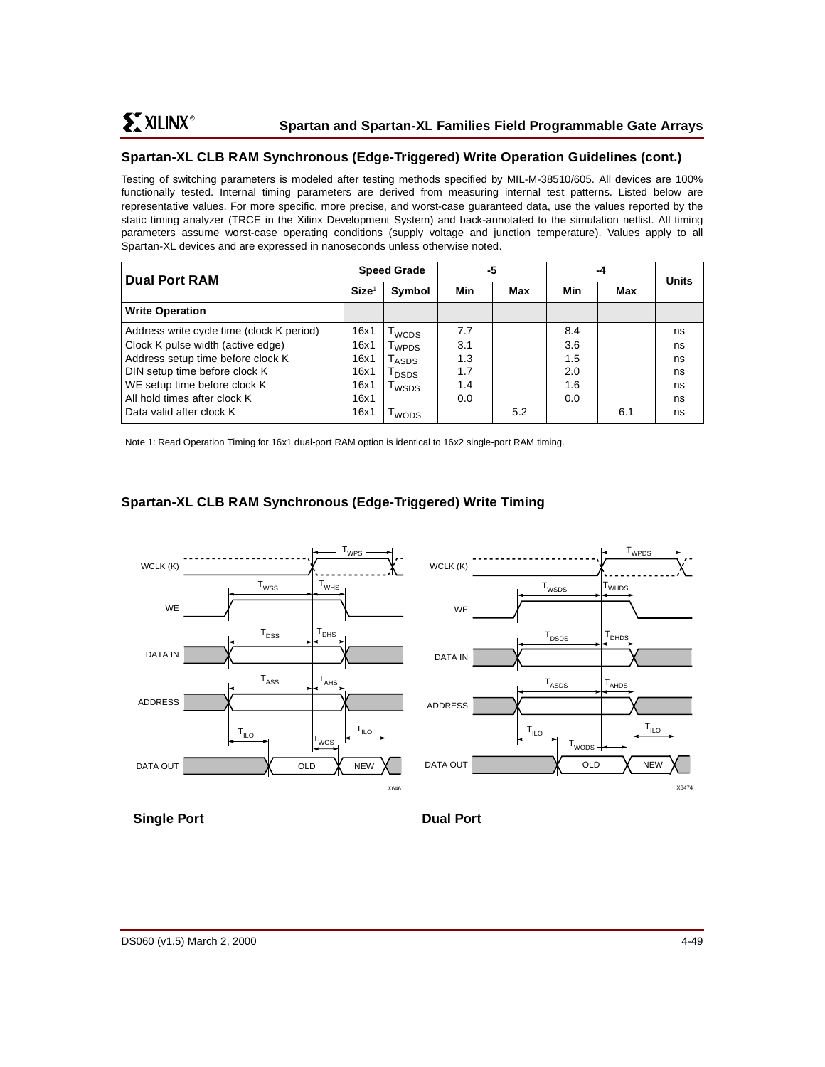## Spartan-XL CLB RAM Synchronous (Edge-Triggered) Write Operation Guidelines (cont.)

Testing of switching parameters is modeled after testing methods specified by MIL-M-38510/605. All devices are 100% functionally tested. Internal timing parameters are derived from measuring internal test patterns. Listed below are representative values. For more specific, more precise, and worst-case guaranteed data, use the values reported by the static timing analyzer (TRCE in the Xilinx Development System) and back-annotated to the simulation netlist. All timing parameters assume worst-case operating conditions (supply voltage and junction temperature). Values apply to all Spartan-XL devices and are expressed in nanoseconds unless otherwise noted.

| Dual Port RAM | Speed Grade | | -5 | | -4 | | Units |
|---|---|---|---|---|---|---|---|
| | Size[1] | Symbol | Min | Max | Min | Max | |
| **Write Operation** | | | | | | | |
| Address write cycle time (clock K period) | 16x1 | $T_{WCDS}$ | 7.7 | | 8.4 | | ns |
| Clock K pulse width (active edge) | 16x1 | $T_{WPDS}$ | 3.1 | | 3.6 | | ns |
| Address setup time before clock K | 16x1 | $T_{ASDS}$ | 1.3 | | 1.5 | | ns |
| DIN setup time before clock K | 16x1 | $T_{DSDS}$ | 1.7 | | 2.0 | | ns |
| WE setup time before clock K | 16x1 | $T_{WSDS}$ | 1.4 | | 1.6 | | ns |
| All hold times after clock K | 16x1 | | 0.0 | | 0.0 | | ns |
| Data valid after clock K | 16x1 | $T_{WODS}$ | | 5.2 | | 6.1 | ns |

Note 1: Read Operation Timing for 16x1 dual-port RAM option is identical to 16x2 single-port RAM timing.

## Spartan-XL CLB RAM Synchronous (Edge-Triggered) Write Timing

**Single Port**

**Dual Port**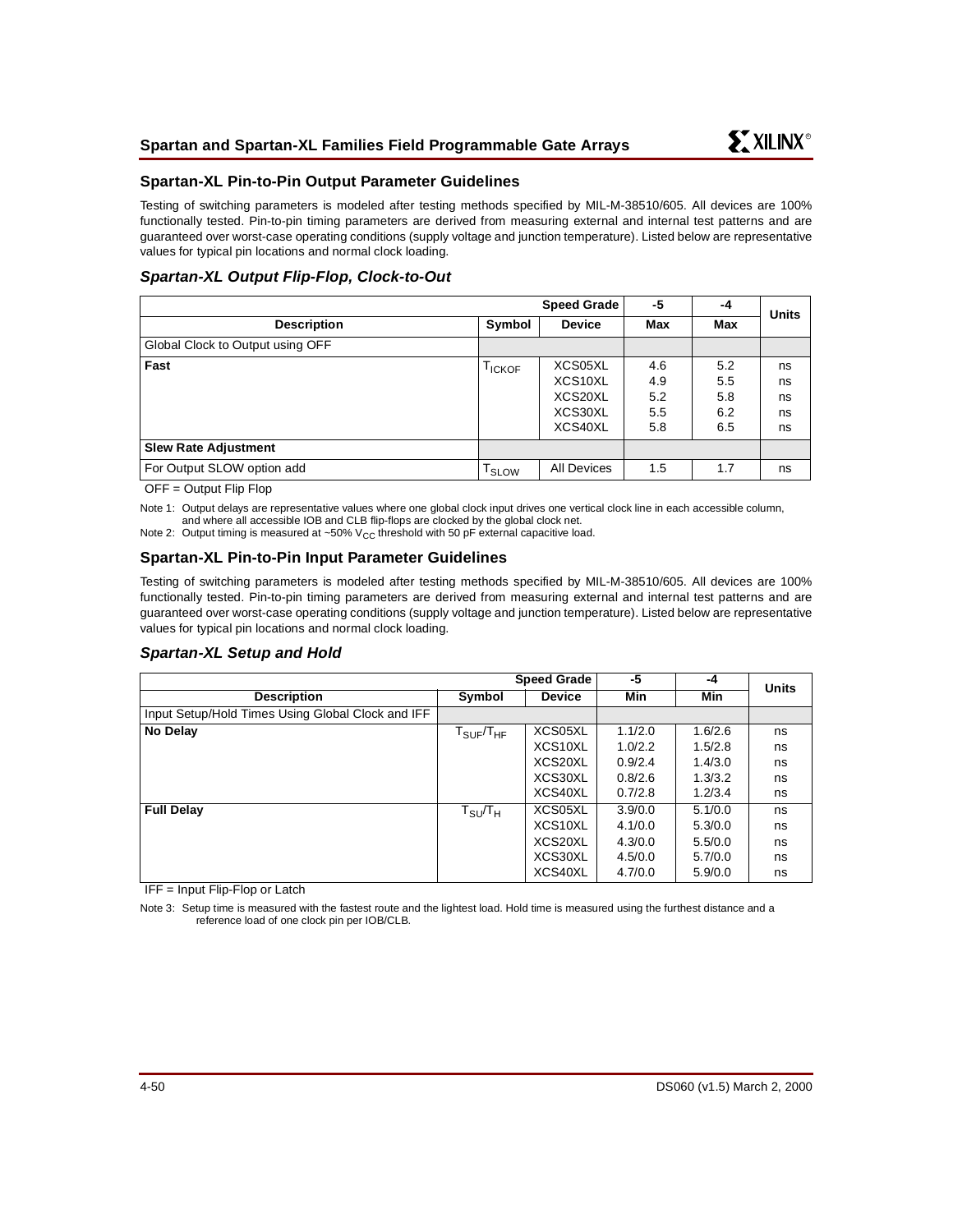## Spartan-XL Pin-to-Pin Output Parameter Guidelines

Testing of switching parameters is modeled after testing methods specified by MIL-M-38510/605. All devices are 100% functionally tested. Pin-to-pin timing parameters are derived from measuring external and internal test patterns and are guaranteed over worst-case operating conditions (supply voltage and junction temperature). Listed below are representative values for typical pin locations and normal clock loading.

### *Spartan-XL Output Flip-Flop, Clock-to-Out*

| | | Speed Grade | -5 | -4 | Units |
|---|---|---|---|---|---|
| **Description** | **Symbol** | **Device** | **Max** | **Max** | |
| Global Clock to Output using OFF | | | | | |
| **Fast** | $T_{ICKOF}$ | XCS05XL | 4.6 | 5.2 | ns |
| | | XCS10XL | 4.9 | 5.5 | ns |
| | | XCS20XL | 5.2 | 5.8 | ns |
| | | XCS30XL | 5.5 | 6.2 | ns |
| | | XCS40XL | 5.8 | 6.5 | ns |
| **Slew Rate Adjustment** | | | | | |
| For Output SLOW option add | $T_{SLOW}$ | All Devices | 1.5 | 1.7 | ns |

OFF = Output Flip Flop

Note 1: Output delays are representative values where one global clock input drives one vertical clock line in each accessible column, and where all accessible IOB and CLB flip-flops are clocked by the global clock net.

Note 2: Output timing is measured at ~50% $V_{CC}$ threshold with 50 pF external capacitive load.

## Spartan-XL Pin-to-Pin Input Parameter Guidelines

Testing of switching parameters is modeled after testing methods specified by MIL-M-38510/605. All devices are 100% functionally tested. Pin-to-pin timing parameters are derived from measuring external and internal test patterns and are guaranteed over worst-case operating conditions (supply voltage and junction temperature). Listed below are representative values for typical pin locations and normal clock loading.

### *Spartan-XL Setup and Hold*

| | | Speed Grade | -5 | -4 | Units |
|---|---|---|---|---|---|
| **Description** | **Symbol** | **Device** | **Min** | **Min** | |
| Input Setup/Hold Times Using Global Clock and IFF | | | | | |
| **No Delay** | $T_{SUF}/T_{HF}$ | XCS05XL | 1.1/2.0 | 1.6/2.6 | ns |
| | | XCS10XL | 1.0/2.2 | 1.5/2.8 | ns |
| | | XCS20XL | 0.9/2.4 | 1.4/3.0 | ns |
| | | XCS30XL | 0.8/2.6 | 1.3/3.2 | ns |
| | | XCS40XL | 0.7/2.8 | 1.2/3.4 | ns |
| **Full Delay** | $T_{SU}/T_H$ | XCS05XL | 3.9/0.0 | 5.1/0.0 | ns |
| | | XCS10XL | 4.1/0.0 | 5.3/0.0 | ns |
| | | XCS20XL | 4.3/0.0 | 5.5/0.0 | ns |
| | | XCS30XL | 4.5/0.0 | 5.7/0.0 | ns |
| | | XCS40XL | 4.7/0.0 | 5.9/0.0 | ns |

IFF = Input Flip-Flop or Latch

Note 3: Setup time is measured with the fastest route and the lightest load. Hold time is measured using the furthest distance and a reference load of one clock pin per IOB/CLB.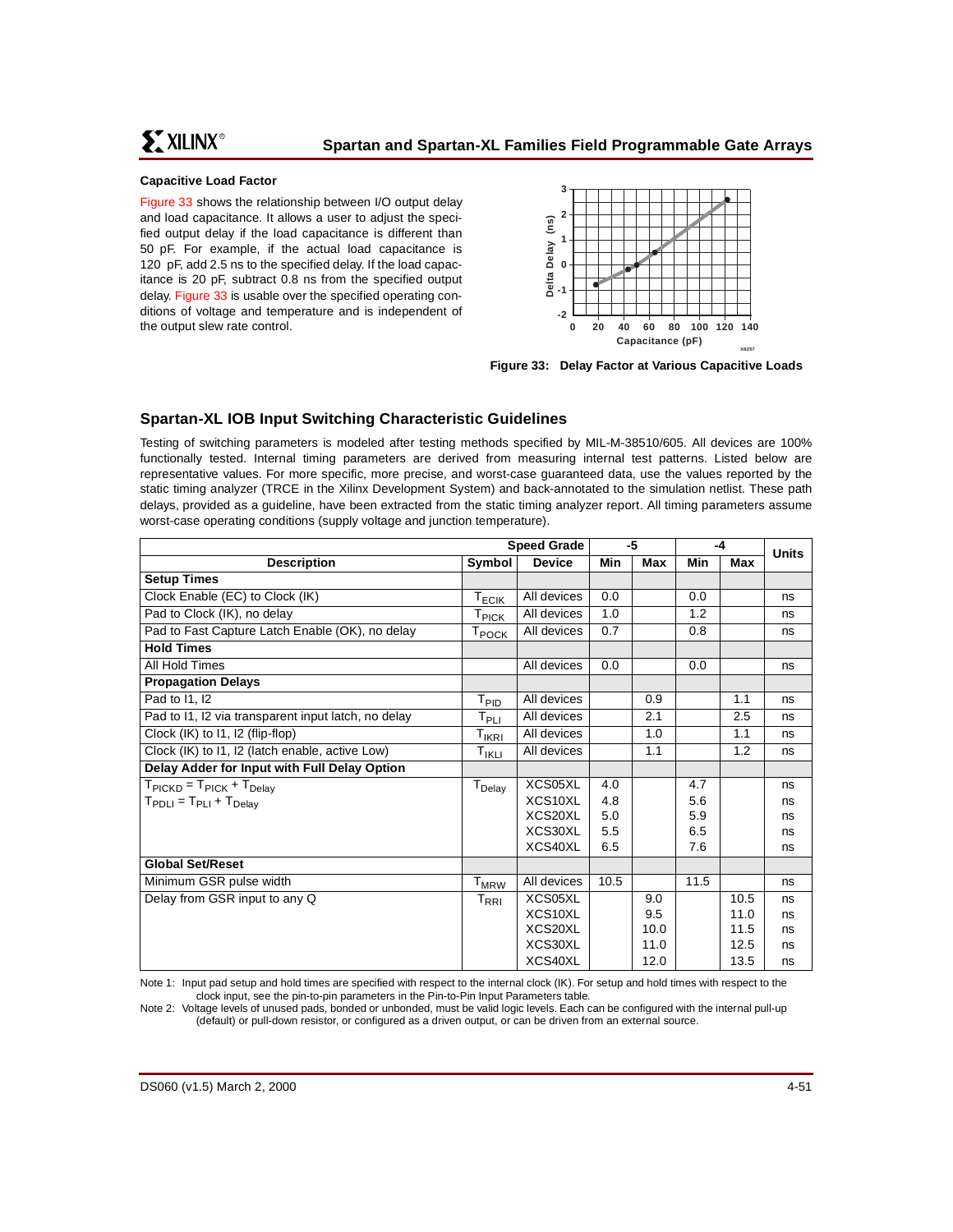### Capacitive Load Factor

Figure 33 shows the relationship between I/O output delay and load capacitance. It allows a user to adjust the specified output delay if the load capacitance is different than 50 pF. For example, if the actual load capacitance is 120 pF, add 2.5 ns to the specified delay. If the load capacitance is 20 pF, subtract 0.8 ns from the specified output delay. Figure 33 is usable over the specified operating conditions of voltage and temperature and is independent of the output slew rate control.

**Figure 33: Delay Factor at Various Capacitive Loads**

## Spartan-XL IOB Input Switching Characteristic Guidelines

Testing of switching parameters is modeled after testing methods specified by MIL-M-38510/605. All devices are 100% functionally tested. Internal timing parameters are derived from measuring internal test patterns. Listed below are representative values. For more specific, more precise, and worst-case guaranteed data, use the values reported by the static timing analyzer (TRCE in the Xilinx Development System) and back-annotated to the simulation netlist. These path delays, provided as a guideline, have been extracted from the static timing analyzer report. All timing parameters assume worst-case operating conditions (supply voltage and junction temperature).

| | | Speed Grade | -5 | | -4 | | Units |
|---|---|---|---|---|---|---|---|
| **Description** | **Symbol** | **Device** | **Min** | **Max** | **Min** | **Max** | |
| **Setup Times** | | | | | | | |
| Clock Enable (EC) to Clock (IK) | $T_{ECIK}$ | All devices | 0.0 | | 0.0 | | ns |
| Pad to Clock (IK), no delay | $T_{PICK}$ | All devices | 1.0 | | 1.2 | | ns |
| Pad to Fast Capture Latch Enable (OK), no delay | $T_{POCK}$ | All devices | 0.7 | | 0.8 | | ns |
| **Hold Times** | | | | | | | |
| All Hold Times | | All devices | 0.0 | | 0.0 | | ns |
| **Propagation Delays** | | | | | | | |
| Pad to I1, I2 | $T_{PID}$ | All devices | | 0.9 | | 1.1 | ns |
| Pad to I1, I2 via transparent input latch, no delay | $T_{PLI}$ | All devices | | 2.1 | | 2.5 | ns |
| Clock (IK) to I1, I2 (flip-flop) | $T_{IKRI}$ | All devices | | 1.0 | | 1.1 | ns |
| Clock (IK) to I1, I2 (latch enable, active Low) | $T_{IKLI}$ | All devices | | 1.1 | | 1.2 | ns |
| **Delay Adder for Input with Full Delay Option** | | | | | | | |
| $T_{PICKD} = T_{PICK} + T_{Delay}$<br>$T_{PDLI} = T_{PLI} + T_{Delay}$ | $T_{Delay}$ | XCS05XL | 4.0 | | 4.7 | | ns |
| | | XCS10XL | 4.8 | | 5.6 | | ns |
| | | XCS20XL | 5.0 | | 5.9 | | ns |
| | | XCS30XL | 5.5 | | 6.5 | | ns |
| | | XCS40XL | 6.5 | | 7.6 | | ns |
| **Global Set/Reset** | | | | | | | |
| Minimum GSR pulse width | $T_{MRW}$ | All devices | 10.5 | | 11.5 | | ns |
| Delay from GSR input to any Q | $T_{RRI}$ | XCS05XL | | 9.0 | | 10.5 | ns |
| | | XCS10XL | | 9.5 | | 11.0 | ns |
| | | XCS20XL | | 10.0 | | 11.5 | ns |
| | | XCS30XL | | 11.0 | | 12.5 | ns |
| | | XCS40XL | | 12.0 | | 13.5 | ns |

Note 1: Input pad setup and hold times are specified with respect to the internal clock (IK). For setup and hold times with respect to the clock input, see the pin-to-pin parameters in the Pin-to-Pin Input Parameters table.

Note 2: Voltage levels of unused pads, bonded or unbonded, must be valid logic levels. Each can be configured with the internal pull-up (default) or pull-down resistor, or configured as a driven output, or can be driven from an external source.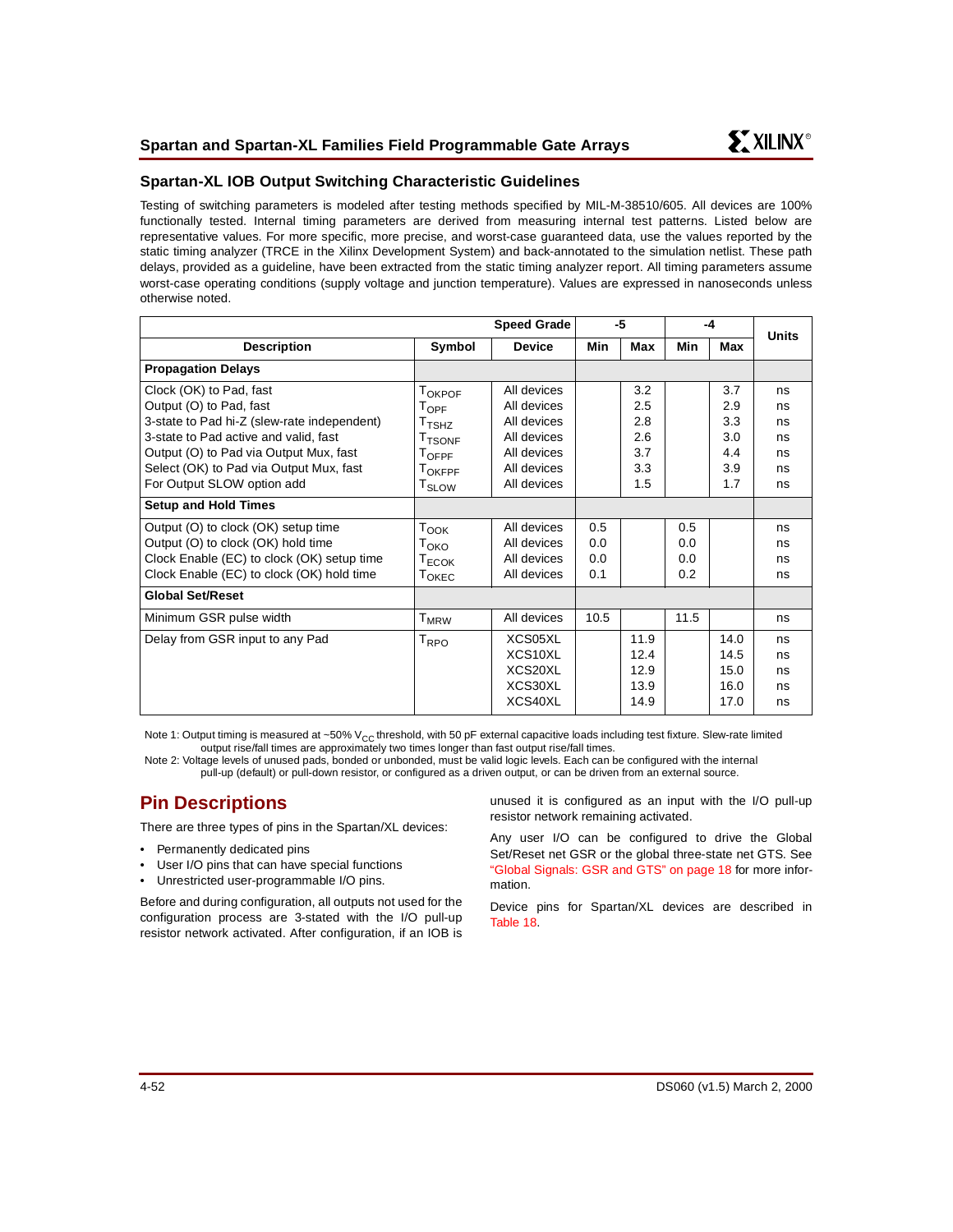## Spartan-XL IOB Output Switching Characteristic Guidelines

Testing of switching parameters is modeled after testing methods specified by MIL-M-38510/605. All devices are 100% functionally tested. Internal timing parameters are derived from measuring internal test patterns. Listed below are representative values. For more specific, more precise, and worst-case guaranteed data, use the values reported by the static timing analyzer (TRCE in the Xilinx Development System) and back-annotated to the simulation netlist. These path delays, provided as a guideline, have been extracted from the static timing analyzer report. All timing parameters assume worst-case operating conditions (supply voltage and junction temperature). Values are expressed in nanoseconds unless otherwise noted.

| | | Speed Grade | -5 | | -4 | | Units |
|---|---|---|---|---|---|---|---|
| **Description** | **Symbol** | **Device** | **Min** | **Max** | **Min** | **Max** | |
| **Propagation Delays** | | | | | | | |
| Clock (OK) to Pad, fast | $T_{OKPOF}$ | All devices | | 3.2 | | 3.7 | ns |
| Output (O) to Pad, fast | $T_{OPF}$ | All devices | | 2.5 | | 2.9 | ns |
| 3-state to Pad hi-Z (slew-rate independent) | $T_{TSHZ}$ | All devices | | 2.8 | | 3.3 | ns |
| 3-state to Pad active and valid, fast | $T_{TSONF}$ | All devices | | 2.6 | | 3.0 | ns |
| Output (O) to Pad via Output Mux, fast | $T_{OFPF}$ | All devices | | 3.7 | | 4.4 | ns |
| Select (OK) to Pad via Output Mux, fast | $T_{OKFPF}$ | All devices | | 3.3 | | 3.9 | ns |
| For Output SLOW option add | $T_{SLOW}$ | All devices | | 1.5 | | 1.7 | ns |
| **Setup and Hold Times** | | | | | | | |
| Output (O) to clock (OK) setup time | $T_{OOK}$ | All devices | 0.5 | | 0.5 | | ns |
| Output (O) to clock (OK) hold time | $T_{OKO}$ | All devices | 0.0 | | 0.0 | | ns |
| Clock Enable (EC) to clock (OK) setup time | $T_{ECOK}$ | All devices | 0.0 | | 0.0 | | ns |
| Clock Enable (EC) to clock (OK) hold time | $T_{OKEC}$ | All devices | 0.1 | | 0.2 | | ns |
| **Global Set/Reset** | | | | | | | |
| Minimum GSR pulse width | $T_{MRW}$ | All devices | 10.5 | | 11.5 | | ns |
| Delay from GSR input to any Pad | $T_{RPO}$ | XCS05XL | | 11.9 | | 14.0 | ns |
| | | XCS10XL | | 12.4 | | 14.5 | ns |
| | | XCS20XL | | 12.9 | | 15.0 | ns |
| | | XCS30XL | | 13.9 | | 16.0 | ns |
| | | XCS40XL | | 14.9 | | 17.0 | ns |

Note 1: Output timing is measured at ~50% $V_{CC}$ threshold, with 50 pF external capacitive loads including test fixture. Slew-rate limited output rise/fall times are approximately two times longer than fast output rise/fall times.

Note 2: Voltage levels of unused pads, bonded or unbonded, must be valid logic levels. Each can be configured with the internal pull-up (default) or pull-down resistor, or configured as a driven output, or can be driven from an external source.

## Pin Descriptions

There are three types of pins in the Spartan/XL devices:

- Permanently dedicated pins
- User I/O pins that can have special functions
- Unrestricted user-programmable I/O pins.

Before and during configuration, all outputs not used for the configuration process are 3-stated with the I/O pull-up resistor network activated. After configuration, if an IOB is unused it is configured as an input with the I/O pull-up resistor network remaining activated.

Any user I/O can be configured to drive the Global Set/Reset net GSR or the global three-state net GTS. See "Global Signals: GSR and GTS" on page 18 for more information.

Device pins for Spartan/XL devices are described in Table 18.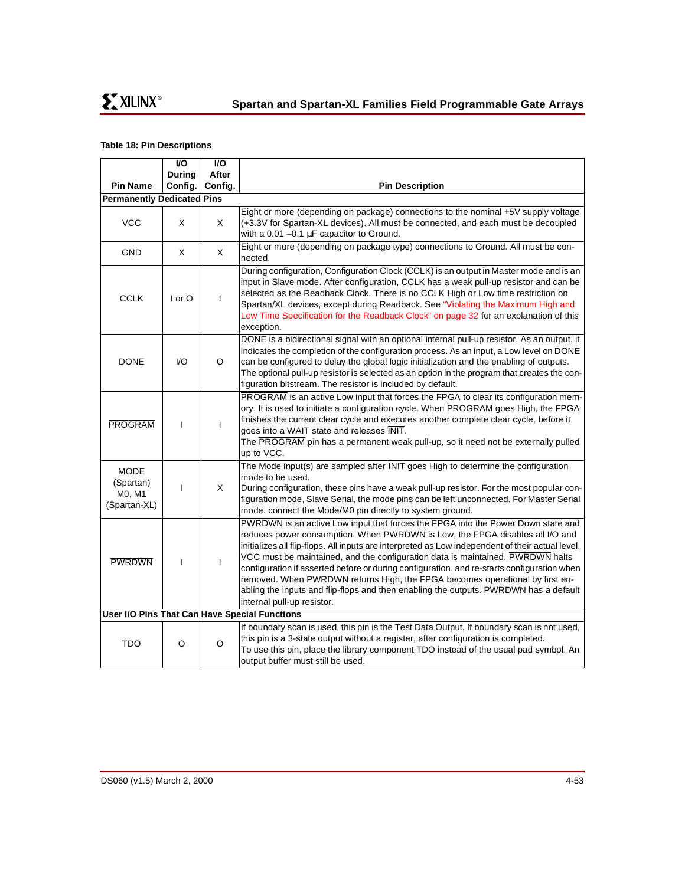**Table 18: Pin Descriptions**

| Pin Name | I/O During Config. | I/O After Config. | Pin Description |
|---|---|---|---|
| **Permanently Dedicated Pins** | | | |
| VCC | X | X | Eight or more (depending on package) connections to the nominal +5V supply voltage (+3.3V for Spartan-XL devices). All must be connected, and each must be decoupled with a 0.01 –0.1 μF capacitor to Ground. |
| GND | X | X | Eight or more (depending on package type) connections to Ground. All must be connected. |
| CCLK | I or O | I | During configuration, Configuration Clock (CCLK) is an output in Master mode and is an input in Slave mode. After configuration, CCLK has a weak pull-up resistor and can be selected as the Readback Clock. There is no CCLK High or Low time restriction on Spartan/XL devices, except during Readback. See "Violating the Maximum High and Low Time Specification for the Readback Clock" on page 32 for an explanation of this exception. |
| DONE | I/O | O | DONE is a bidirectional signal with an optional internal pull-up resistor. As an output, it indicates the completion of the configuration process. As an input, a Low level on DONE can be configured to delay the global logic initialization and the enabling of outputs. The optional pull-up resistor is selected as an option in the program that creates the configuration bitstream. The resistor is included by default. |
| $\overline{\text{PROGRAM}}$ | I | I | $\overline{\text{PROGRAM}}$ is an active Low input that forces the FPGA to clear its configuration memory. It is used to initiate a configuration cycle. When $\overline{\text{PROGRAM}}$ goes High, the FPGA finishes the current clear cycle and executes another complete clear cycle, before it goes into a WAIT state and releases $\overline{\text{INIT}}$. The $\overline{\text{PROGRAM}}$ pin has a permanent weak pull-up, so it need not be externally pulled up to VCC. |
| MODE (Spartan) M0, M1 (Spartan-XL) | I | X | The Mode input(s) are sampled after $\overline{\text{INIT}}$ goes High to determine the configuration mode to be used. During configuration, these pins have a weak pull-up resistor. For the most popular configuration mode, Slave Serial, the mode pins can be left unconnected. For Master Serial mode, connect the Mode/M0 pin directly to system ground. |
| $\overline{\text{PWRDWN}}$ | I | I | $\overline{\text{PWRDWN}}$ is an active Low input that forces the FPGA into the Power Down state and reduces power consumption. When $\overline{\text{PWRDWN}}$ is Low, the FPGA disables all I/O and initializes all flip-flops. All inputs are interpreted as Low independent of their actual level. VCC must be maintained, and the configuration data is maintained. $\overline{\text{PWRDWN}}$ halts configuration if asserted before or during configuration, and re-starts configuration when removed. When $\overline{\text{PWRDWN}}$ returns High, the FPGA becomes operational by first enabling the inputs and flip-flops and then enabling the outputs. $\overline{\text{PWRDWN}}$ has a default internal pull-up resistor. |
| **User I/O Pins That Can Have Special Functions** | | | |
| TDO | O | O | If boundary scan is used, this pin is the Test Data Output. If boundary scan is not used, this pin is a 3-state output without a register, after configuration is completed. To use this pin, place the library component TDO instead of the usual pad symbol. An output buffer must still be used. |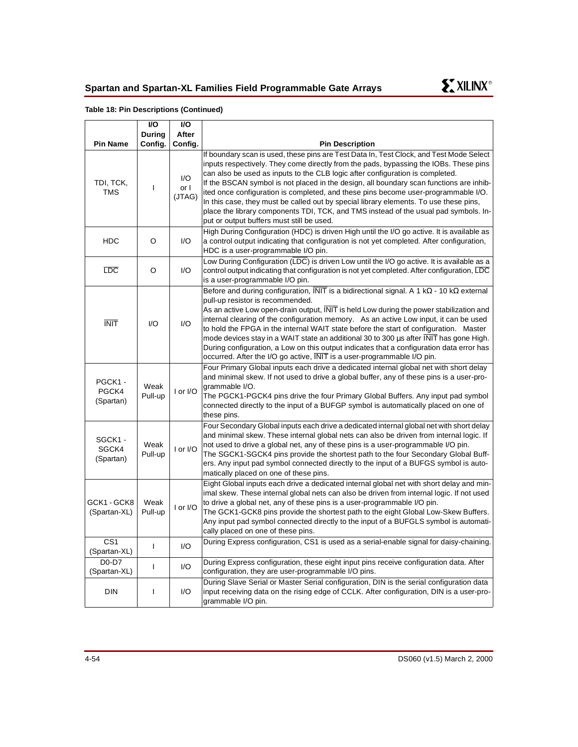**Table 18: Pin Descriptions (Continued)**

| Pin Name | I/O During Config. | I/O After Config. | Pin Description |
|---|---|---|---|
| TDI, TCK, TMS | I | I/O or I (JTAG) | If boundary scan is used, these pins are Test Data In, Test Clock, and Test Mode Select inputs respectively. They come directly from the pads, bypassing the IOBs. These pins can also be used as inputs to the CLB logic after configuration is completed. If the BSCAN symbol is not placed in the design, all boundary scan functions are inhibited once configuration is completed, and these pins become user-programmable I/O. In this case, they must be called out by special library elements. To use these pins, place the library components TDI, TCK, and TMS instead of the usual pad symbols. Input or output buffers must still be used. |
| HDC | O | I/O | High During Configuration (HDC) is driven High until the I/O go active. It is available as a control output indicating that configuration is not yet completed. After configuration, HDC is a user-programmable I/O pin. |
| $\overline{\text{LDC}}$ | O | I/O | Low During Configuration ($\overline{\text{LDC}}$) is driven Low until the I/O go active. It is available as a control output indicating that configuration is not yet completed. After configuration, $\overline{\text{LDC}}$ is a user-programmable I/O pin. |
| $\overline{\text{INIT}}$ | I/O | I/O | Before and during configuration, $\overline{\text{INIT}}$ is a bidirectional signal. A 1 kΩ - 10 kΩ external pull-up resistor is recommended. As an active Low open-drain output, $\overline{\text{INIT}}$ is held Low during the power stabilization and internal clearing of the configuration memory. As an active Low input, it can be used to hold the FPGA in the internal WAIT state before the start of configuration. Master mode devices stay in a WAIT state an additional 30 to 300 µs after $\overline{\text{INIT}}$ has gone High. During configuration, a Low on this output indicates that a configuration data error has occurred. After the I/O go active, $\overline{\text{INIT}}$ is a user-programmable I/O pin. |
| PGCK1 - PGCK4 (Spartan) | Weak Pull-up | I or I/O | Four Primary Global inputs each drive a dedicated internal global net with short delay and minimal skew. If not used to drive a global buffer, any of these pins is a user-programmable I/O. The PGCK1-PGCK4 pins drive the four Primary Global Buffers. Any input pad symbol connected directly to the input of a BUFGP symbol is automatically placed on one of these pins. |
| SGCK1 - SGCK4 (Spartan) | Weak Pull-up | I or I/O | Four Secondary Global inputs each drive a dedicated internal global net with short delay and minimal skew. These internal global nets can also be driven from internal logic. If not used to drive a global net, any of these pins is a user-programmable I/O pin. The SGCK1-SGCK4 pins provide the shortest path to the four Secondary Global Buffers. Any input pad symbol connected directly to the input of a BUFGS symbol is automatically placed on one of these pins. |
| GCK1 - GCK8 (Spartan-XL) | Weak Pull-up | I or I/O | Eight Global inputs each drive a dedicated internal global net with short delay and minimal skew. These internal global nets can also be driven from internal logic. If not used to drive a global net, any of these pins is a user-programmable I/O pin. The GCK1-GCK8 pins provide the shortest path to the eight Global Low-Skew Buffers. Any input pad symbol connected directly to the input of a BUFGLS symbol is automatically placed on one of these pins. |
| CS1 (Spartan-XL) | I | I/O | During Express configuration, CS1 is used as a serial-enable signal for daisy-chaining. |
| D0-D7 (Spartan-XL) | I | I/O | During Express configuration, these eight input pins receive configuration data. After configuration, they are user-programmable I/O pins. |
| DIN | I | I/O | During Slave Serial or Master Serial configuration, DIN is the serial configuration data input receiving data on the rising edge of CCLK. After configuration, DIN is a user-programmable I/O pin. |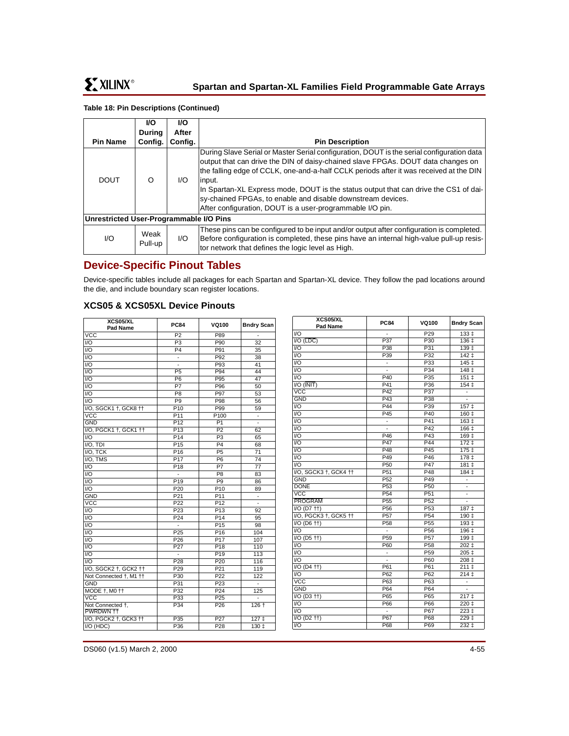**Table 18: Pin Descriptions (Continued)**

| Pin Name | I/O During Config. | I/O After Config. | Pin Description |
|---|---|---|---|
| DOUT | O | I/O | During Slave Serial or Master Serial configuration, DOUT is the serial configuration data output that can drive the DIN of daisy-chained slave FPGAs. DOUT data changes on the falling edge of CCLK, one-and-a-half CCLK periods after it was received at the DIN input. In Spartan-XL Express mode, DOUT is the status output that can drive the CS1 of daisy-chained FPGAs, to enable and disable downstream devices. After configuration, DOUT is a user-programmable I/O pin. |
| **Unrestricted User-Programmable I/O Pins** | | | |
| I/O | Weak Pull-up | I/O | These pins can be configured to be input and/or output after configuration is completed. Before configuration is completed, these pins have an internal high-value pull-up resistor network that defines the logic level as High. |

## Device-Specific Pinout Tables

Device-specific tables include all packages for each Spartan and Spartan-XL device. They follow the pad locations around the die, and include boundary scan register locations.

### XCS05 & XCS05XL Device Pinouts

| XCS05/XL Pad Name | PC84 | VQ100 | Bndry Scan |
|---|---|---|---|
| VCC | P2 | P89 | - |
| I/O | P3 | P90 | 32 |
| I/O | P4 | P91 | 35 |
| I/O | - | P92 | 38 |
| I/O | - | P93 | 41 |
| I/O | P5 | P94 | 44 |
| I/O | P6 | P95 | 47 |
| I/O | P7 | P96 | 50 |
| I/O | P8 | P97 | 53 |
| I/O | P9 | P98 | 56 |
| I/O, SGCK1 †, GCK8 †† | P10 | P99 | 59 |
| VCC | P11 | P100 | - |
| GND | P12 | P1 | - |
| I/O, PGCK1 †, GCK1 †† | P13 | P2 | 62 |
| I/O | P14 | P3 | 65 |
| I/O, TDI | P15 | P4 | 68 |
| I/O, TCK | P16 | P5 | 71 |
| I/O, TMS | P17 | P6 | 74 |
| I/O | P18 | P7 | 77 |
| I/O | - | P8 | 83 |
| I/O | P19 | P9 | 86 |
| I/O | P20 | P10 | 89 |
| GND | P21 | P11 | - |
| VCC | P22 | P12 | - |
| I/O | P23 | P13 | 92 |
| I/O | P24 | P14 | 95 |
| I/O | - | P15 | 98 |
| I/O | P25 | P16 | 104 |
| I/O | P26 | P17 | 107 |
| I/O | P27 | P18 | 110 |
| I/O | - | P19 | 113 |
| I/O | P28 | P20 | 116 |
| I/O, SGCK2 †, GCK2 †† | P29 | P21 | 119 |
| Not Connected †, M1 †† | P30 | P22 | 122 |
| GND | P31 | P23 | - |
| MODE †, M0 †† | P32 | P24 | 125 |
| VCC | P33 | P25 | - |
| Not Connected †, PWRDWN †† | P34 | P26 | 126 † |
| I/O, PGCK2 †, GCK3 †† | P35 | P27 | 127 ‡ |
| I/O (HDC) | P36 | P28 | 130 ‡ |
| I/O | - | P29 | 133 ‡ |
| I/O (LDC) | P37 | P30 | 136 ‡ |
| I/O | P38 | P31 | 139 ‡ |
| I/O | P39 | P32 | 142 ‡ |
| I/O | - | P33 | 145 ‡ |
| I/O | - | P34 | 148 ‡ |
| I/O | P40 | P35 | 151 ‡ |
| I/O (INIT) | P41 | P36 | 154 ‡ |
| VCC | P42 | P37 | - |
| GND | P43 | P38 | - |
| I/O | P44 | P39 | 157 ‡ |
| I/O | P45 | P40 | 160 ‡ |
| I/O | - | P41 | 163 ‡ |
| I/O | - | P42 | 166 ‡ |
| I/O | P46 | P43 | 169 ‡ |
| I/O | P47 | P44 | 172 ‡ |
| I/O | P48 | P45 | 175 ‡ |
| I/O | P49 | P46 | 178 ‡ |
| I/O | P50 | P47 | 181 ‡ |
| I/O, SGCK3 †, GCK4 †† | P51 | P48 | 184 ‡ |
| GND | P52 | P49 | - |
| DONE | P53 | P50 | - |
| VCC | P54 | P51 | - |
| PROGRAM | P55 | P52 | - |
| I/O (D7 ††) | P56 | P53 | 187 ‡ |
| I/O, PGCK3 †, GCK5 †† | P57 | P54 | 190 ‡ |
| I/O (D6 ††) | P58 | P55 | 193 ‡ |
| I/O | - | P56 | 196 ‡ |
| I/O (D5 ††) | P59 | P57 | 199 ‡ |
| I/O | P60 | P58 | 202 ‡ |
| I/O | - | P59 | 205 ‡ |
| I/O | - | P60 | 208 ‡ |
| I/O (D4 ††) | P61 | P61 | 211 ‡ |
| I/O | P62 | P62 | 214 ‡ |
| VCC | P63 | P63 | - |
| GND | P64 | P64 | - |
| I/O (D3 ††) | P65 | P65 | 217 ‡ |
| I/O | P66 | P66 | 220 ‡ |
| I/O | - | P67 | 223 ‡ |
| I/O (D2 ††) | P67 | P68 | 229 ‡ |
| I/O | P68 | P69 | 232 ‡ |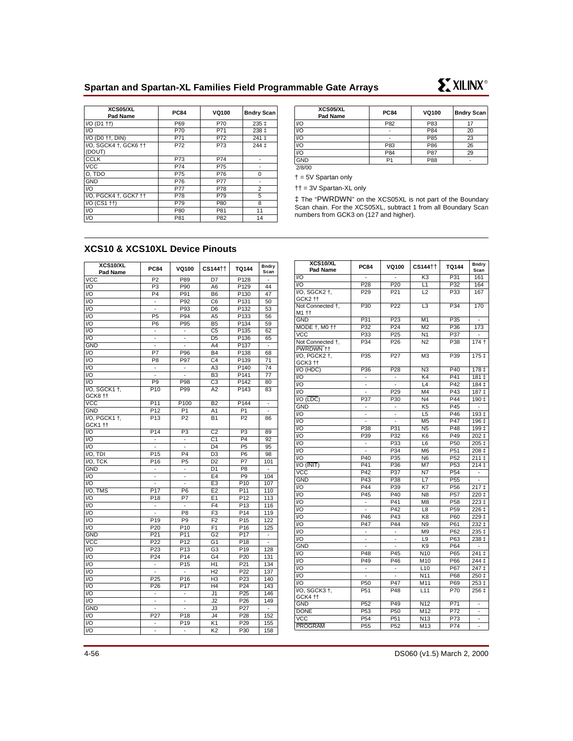| XCS05/XL Pad Name | PC84 | VQ100 | Bndry Scan |
|---|---|---|---|
| I/O (D1 ††) | P69 | P70 | 235 ‡ |
| I/O | P70 | P71 | 238 ‡ |
| I/O (D0 ††, DIN) | P71 | P72 | 241 ‡ |
| I/O, SGCK4 †, GCK6 †† (DOUT) | P72 | P73 | 244 ‡ |
| CCLK | P73 | P74 | - |
| VCC | P74 | P75 | - |
| O, TDO | P75 | P76 | 0 |
| GND | P76 | P77 | - |
| I/O | P77 | P78 | 2 |
| I/O, PGCK4 †, GCK7 †† | P78 | P79 | 5 |
| I/O (CS1 ††) | P79 | P80 | 8 |
| I/O | P80 | P81 | 11 |
| I/O | P81 | P82 | 14 |
| I/O | P82 | P83 | 17 |
| I/O | - | P84 | 20 |
| I/O | - | P85 | 23 |
| I/O | P83 | P86 | 26 |
| I/O | P84 | P87 | 29 |
| GND | P1 | P88 | - |

2/8/00

† = 5V Spartan only

†† = 3V Spartan-XL only

‡ The "PWRDWN" on the XCS05XL is not part of the Boundary Scan chain. For the XCS05XL, subtract 1 from all Boundary Scan numbers from GCK3 on (127 and higher).

## XCS10 & XCS10XL Device Pinouts

| XCS10/XL Pad Name | PC84 | VQ100 | CS144†† | TQ144 | Bndry Scan |
|---|---|---|---|---|---|
| VCC | P2 | P89 | D7 | P128 | - |
| I/O | P3 | P90 | A6 | P129 | 44 |
| I/O | P4 | P91 | B6 | P130 | 47 |
| I/O | - | P92 | C6 | P131 | 50 |
| I/O | - | P93 | D6 | P132 | 53 |
| I/O | P5 | P94 | A5 | P133 | 56 |
| I/O | P6 | P95 | B5 | P134 | 59 |
| I/O | - | - | C5 | P135 | 62 |
| I/O | - | - | D5 | P136 | 65 |
| GND | - | - | A4 | P137 | - |
| I/O | P7 | P96 | B4 | P138 | 68 |
| I/O | P8 | P97 | C4 | P139 | 71 |
| I/O | - | - | A3 | P140 | 74 |
| I/O | - | - | B3 | P141 | 77 |
| I/O | P9 | P98 | C3 | P142 | 80 |
| I/O, SGCK1 †, GCK8 †† | P10 | P99 | A2 | P143 | 83 |
| VCC | P11 | P100 | B2 | P144 | - |
| GND | P12 | P1 | A1 | P1 | - |
| I/O, PGCK1 †, GCK1 †† | P13 | P2 | B1 | P2 | 86 |
| I/O | P14 | P3 | C2 | P3 | 89 |
| I/O | - | - | C1 | P4 | 92 |
| I/O | - | - | D4 | P5 | 95 |
| I/O, TDI | P15 | P4 | D3 | P6 | 98 |
| I/O, TCK | P16 | P5 | D2 | P7 | 101 |
| GND | - | - | D1 | P8 | - |
| I/O | - | - | E4 | P9 | 104 |
| I/O | - | - | E3 | P10 | 107 |
| I/O, TMS | P17 | P6 | E2 | P11 | 110 |
| I/O | P18 | P7 | E1 | P12 | 113 |
| I/O | - | - | F4 | P13 | 116 |
| I/O | - | P8 | F3 | P14 | 119 |
| I/O | P19 | P9 | F2 | P15 | 122 |
| I/O | P20 | P10 | F1 | P16 | 125 |
| GND | P21 | P11 | G2 | P17 | - |
| VCC | P22 | P12 | G1 | P18 | - |
| I/O | P23 | P13 | G3 | P19 | 128 |
| I/O | P24 | P14 | G4 | P20 | 131 |
| I/O | - | P15 | H1 | P21 | 134 |
| I/O | - | - | H2 | P22 | 137 |
| I/O | P25 | P16 | H3 | P23 | 140 |
| I/O | P26 | P17 | H4 | P24 | 143 |
| I/O | - | - | J1 | P25 | 146 |
| I/O | - | - | J2 | P26 | 149 |
| GND | - | - | J3 | P27 | - |
| I/O | P27 | P18 | J4 | P28 | 152 |
| I/O | - | P19 | K1 | P29 | 155 |
| I/O | - | - | K2 | P30 | 158 |
| I/O | - | - | K3 | P31 | 161 |
| I/O | P28 | P20 | L1 | P32 | 164 |
| I/O, SGCK2 †, GCK2 †† | P29 | P21 | L2 | P33 | 167 |
| Not Connected †, M1 †† | P30 | P22 | L3 | P34 | 170 |
| GND | P31 | P23 | M1 | P35 | - |
| MODE †, M0 †† | P32 | P24 | M2 | P36 | 173 |
| VCC | P33 | P25 | N1 | P37 | - |
| Not Connected †, PWRDWN †† | P34 | P26 | N2 | P38 | 174 † |
| I/O, PGCK2 †, GCK3 †† | P35 | P27 | M3 | P39 | 175 ‡ |
| I/O (HDC) | P36 | P28 | N3 | P40 | 178 ‡ |
| I/O | - | - | K4 | P41 | 181 ‡ |
| I/O | - | - | L4 | P42 | 184 ‡ |
| I/O | - | P29 | M4 | P43 | 187 ‡ |
| I/O (LDC) | P37 | P30 | N4 | P44 | 190 ‡ |
| GND | - | - | K5 | P45 | - |
| I/O | - | - | L5 | P46 | 193 ‡ |
| I/O | - | - | M5 | P47 | 196 ‡ |
| I/O | P38 | P31 | N5 | P48 | 199 ‡ |
| I/O | P39 | P32 | K6 | P49 | 202 ‡ |
| I/O | - | P33 | L6 | P50 | 205 ‡ |
| I/O | - | P34 | M6 | P51 | 208 ‡ |
| I/O | P40 | P35 | N6 | P52 | 211 ‡ |
| I/O (INIT) | P41 | P36 | M7 | P53 | 214 ‡ |
| VCC | P42 | P37 | N7 | P54 | - |
| GND | P43 | P38 | L7 | P55 | - |
| I/O | P44 | P39 | K7 | P56 | 217 ‡ |
| I/O | P45 | P40 | N8 | P57 | 220 ‡ |
| I/O | - | P41 | M8 | P58 | 223 ‡ |
| I/O | - | P42 | L8 | P59 | 226 ‡ |
| I/O | P46 | P43 | K8 | P60 | 229 ‡ |
| I/O | P47 | P44 | N9 | P61 | 232 ‡ |
| I/O | - | - | M9 | P62 | 235 ‡ |
| I/O | - | - | L9 | P63 | 238 ‡ |
| GND | - | - | K9 | P64 | - |
| I/O | P48 | P45 | N10 | P65 | 241 ‡ |
| I/O | P49 | P46 | M10 | P66 | 244 ‡ |
| I/O | - | - | L10 | P67 | 247 ‡ |
| I/O | - | - | N11 | P68 | 250 ‡ |
| I/O | P50 | P47 | M11 | P69 | 253 ‡ |
| I/O, SGCK3 †, GCK4 †† | P51 | P48 | L11 | P70 | 256 ‡ |
| GND | P52 | P49 | N12 | P71 | - |
| DONE | P53 | P50 | M12 | P72 | - |
| VCC | P54 | P51 | N13 | P73 | - |
| PROGRAM | P55 | P52 | M13 | P74 | - |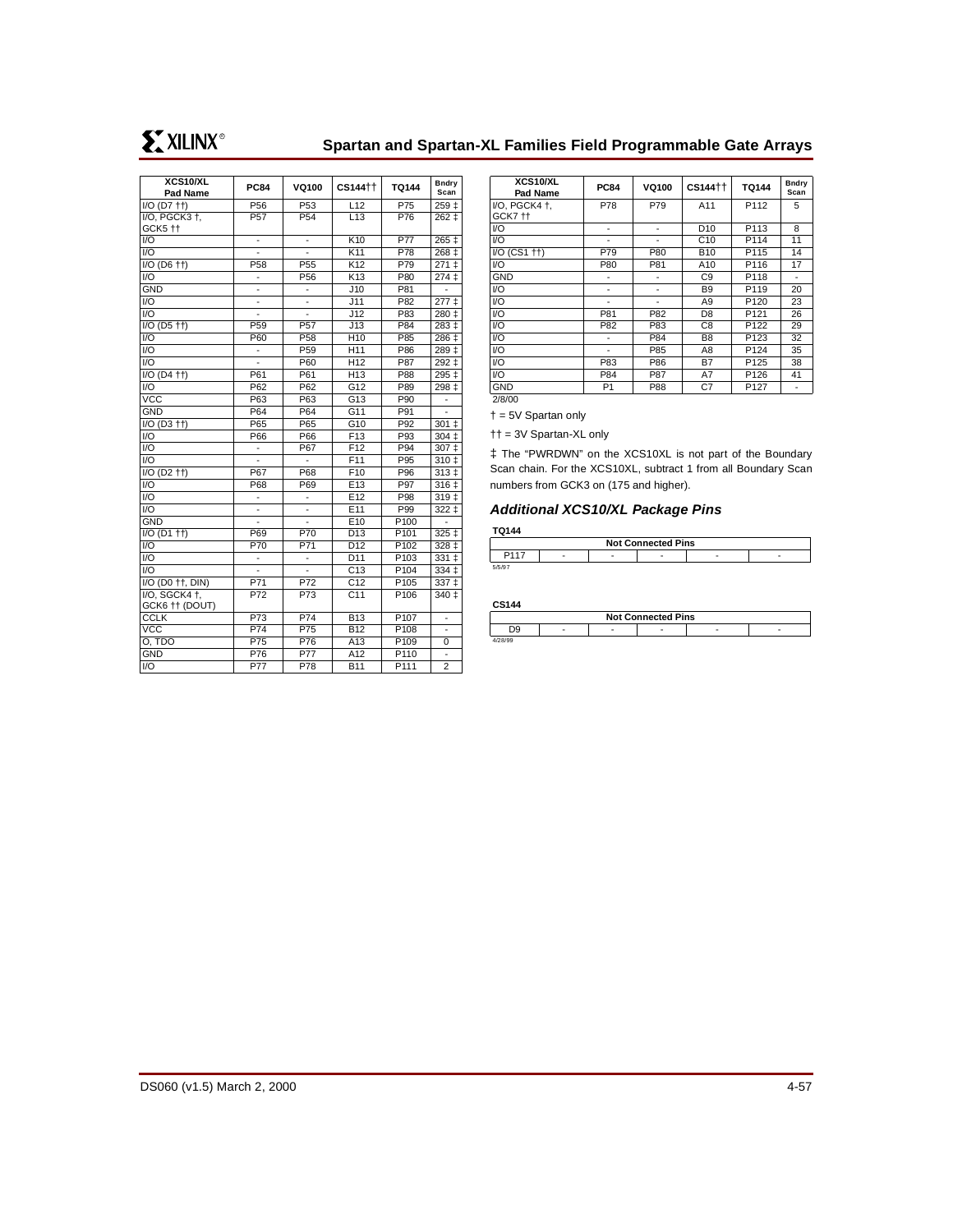| XCS10/XL Pad Name | PC84 | VQ100 | CS144†† | TQ144 | Bndry Scan |
|---|---|---|---|---|---|
| I/O (D7 ††) | P56 | P53 | L12 | P75 | 259 ‡ |
| I/O, PGCK3 †, GCK5 †† | P57 | P54 | L13 | P76 | 262 ‡ |
| I/O | - | - | K10 | P77 | 265 ‡ |
| I/O | - | - | K11 | P78 | 268 ‡ |
| I/O (D6 ††) | P58 | P55 | K12 | P79 | 271 ‡ |
| I/O | - | P56 | K13 | P80 | 274 ‡ |
| GND | - | - | J10 | P81 | - |
| I/O | - | - | J11 | P82 | 277 ‡ |
| I/O | - | - | J12 | P83 | 280 ‡ |
| I/O (D5 ††) | P59 | P57 | J13 | P84 | 283 ‡ |
| I/O | P60 | P58 | H10 | P85 | 286 ‡ |
| I/O | - | P59 | H11 | P86 | 289 ‡ |
| I/O | - | P60 | H12 | P87 | 292 ‡ |
| I/O (D4 ††) | P61 | P61 | H13 | P88 | 295 ‡ |
| I/O | P62 | P62 | G12 | P89 | 298 ‡ |
| VCC | P63 | P63 | G13 | P90 | - |
| GND | P64 | P64 | G11 | P91 | - |
| I/O (D3 ††) | P65 | P65 | G10 | P92 | 301 ‡ |
| I/O | P66 | P66 | F13 | P93 | 304 ‡ |
| I/O | - | P67 | F12 | P94 | 307 ‡ |
| I/O | - | - | F11 | P95 | 310 ‡ |
| I/O (D2 ††) | P67 | P68 | F10 | P96 | 313 ‡ |
| I/O | P68 | P69 | E13 | P97 | 316 ‡ |
| I/O | - | - | E12 | P98 | 319 ‡ |
| I/O | - | - | E11 | P99 | 322 ‡ |
| GND | - | - | E10 | P100 | - |
| I/O (D1 ††) | P69 | P70 | D13 | P101 | 325 ‡ |
| I/O | P70 | P71 | D12 | P102 | 328 ‡ |
| I/O | - | - | D11 | P103 | 331 ‡ |
| I/O | - | - | C13 | P104 | 334 ‡ |
| I/O (D0 ††, DIN) | P71 | P72 | C12 | P105 | 337 ‡ |
| I/O, SGCK4 †, GCK6 †† (DOUT) | P72 | P73 | C11 | P106 | 340 ‡ |
| CCLK | P73 | P74 | B13 | P107 | - |
| VCC | P74 | P75 | B12 | P108 | - |
| O, TDO | P75 | P76 | A13 | P109 | 0 |
| GND | P76 | P77 | A12 | P110 | - |
| I/O | P77 | P78 | B11 | P111 | 2 |
| I/O, PGCK4 †, GCK7 †† | P78 | P79 | A11 | P112 | 5 |
| I/O | - | - | D10 | P113 | 8 |
| I/O | - | - | C10 | P114 | 11 |
| I/O (CS1 ††) | P79 | P80 | B10 | P115 | 14 |
| I/O | P80 | P81 | A10 | P116 | 17 |
| GND | - | - | C9 | P118 | - |
| I/O | - | - | B9 | P119 | 20 |
| I/O | - | - | A9 | P120 | 23 |
| I/O | P81 | P82 | D8 | P121 | 26 |
| I/O | P82 | P83 | C8 | P122 | 29 |
| I/O | - | P84 | B8 | P123 | 32 |
| I/O | - | P85 | A8 | P124 | 35 |
| I/O | P83 | P86 | B7 | P125 | 38 |
| I/O | P84 | P87 | A7 | P126 | 41 |
| GND | P1 | P88 | C7 | P127 | - |

2/8/00

† = 5V Spartan only

†† = 3V Spartan-XL only

‡ The "PWRDWN" on the XCS10XL is not part of the Boundary Scan chain. For the XCS10XL, subtract 1 from all Boundary Scan numbers from GCK3 on (175 and higher).

### *Additional XCS10/XL Package Pins*

**TQ144**

| Not Connected Pins | | | | | |
|---|---|---|---|---|---|
| P117 | - | - | - | - | - |

5/5/97

**CS144**

| Not Connected Pins | | | | | |
|---|---|---|---|---|---|
| D9 | - | - | - | - | - |

4/28/99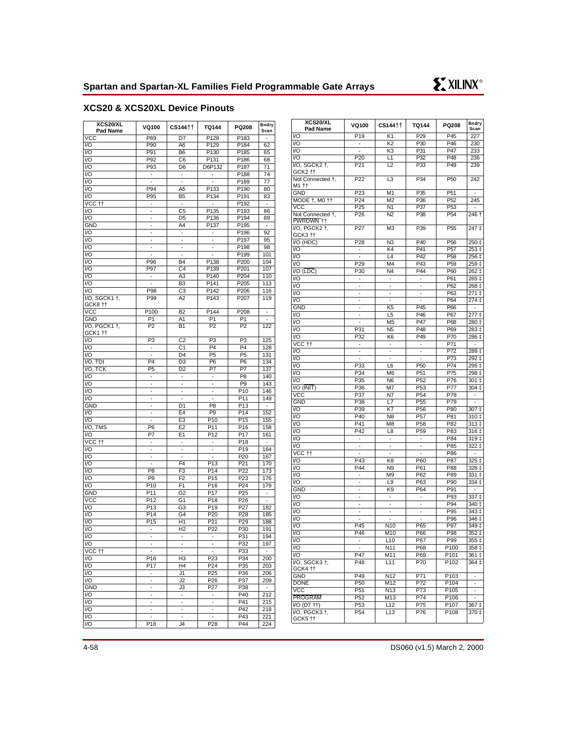## XCS20 & XCS20XL Device Pinouts

| XCS20/XL Pad Name | VQ100 | CS144†† | TQ144 | PQ208 | Bndry Scan |
|---|---|---|---|---|---|
| VCC | P89 | D7 | P128 | P183 | - |
| I/O | P90 | A6 | P129 | P184 | 62 |
| I/O | P91 | B6 | P130 | P185 | 65 |
| I/O | P92 | C6 | P131 | P186 | 68 |
| I/O | P93 | D6 | D6P132 | P187 | 71 |
| I/O | - | - | - | P188 | 74 |
| I/O | - | - | - | P189 | 77 |
| I/O | P94 | A5 | P133 | P190 | 80 |
| I/O | P95 | B5 | P134 | P191 | 83 |
| VCC †† | - | - | - | P192 | - |
| I/O | - | C5 | P135 | P193 | 86 |
| I/O | - | D5 | P136 | P194 | 89 |
| GND | - | A4 | P137 | P195 | - |
| I/O | - | - | - | P196 | 92 |
| I/O | - | - | - | P197 | 95 |
| I/O | - | - | - | P198 | 98 |
| I/O | - | - | - | P199 | 101 |
| I/O | P96 | B4 | P138 | P200 | 104 |
| I/O | P97 | C4 | P139 | P201 | 107 |
| I/O | - | A3 | P140 | P204 | 110 |
| I/O | - | B3 | P141 | P205 | 113 |
| I/O | P98 | C3 | P142 | P206 | 116 |
| I/O, SGCK1 †, GCK8 †† | P99 | A2 | P143 | P207 | 119 |
| VCC | P100 | B2 | P144 | P208 | - |
| GND | P1 | A1 | P1 | P1 | - |
| I/O, PGCK1 †, GCK1 †† | P2 | B1 | P2 | P2 | 122 |
| I/O | P3 | C2 | P3 | P3 | 125 |
| I/O | - | C1 | P4 | P4 | 128 |
| I/O | - | D4 | P5 | P5 | 131 |
| I/O, TDI | P4 | D3 | P6 | P6 | 134 |
| I/O, TCK | P5 | D2 | P7 | P7 | 137 |
| I/O | - | - | - | P8 | 140 |
| I/O | - | - | - | P9 | 143 |
| I/O | - | - | - | P10 | 146 |
| I/O | - | - | - | P11 | 149 |
| GND | - | D1 | P8 | P13 | - |
| I/O | - | E4 | P9 | P14 | 152 |
| I/O | - | E3 | P10 | P15 | 155 |
| I/O, TMS | P6 | E2 | P11 | P16 | 158 |
| I/O | P7 | E1 | P12 | P17 | 161 |
| VCC †† | - | - | - | P18 | - |
| I/O | - | - | - | P19 | 164 |
| I/O | - | - | - | P20 | 167 |
| I/O | - | F4 | P13 | P21 | 170 |
| I/O | P8 | F3 | P14 | P22 | 173 |
| I/O | P9 | F2 | P15 | P23 | 176 |
| I/O | P10 | F1 | P16 | P24 | 179 |
| GND | P11 | G2 | P17 | P25 | - |
| VCC | P12 | G1 | P18 | P26 | - |
| I/O | P13 | G3 | P19 | P27 | 182 |
| I/O | P14 | G4 | P20 | P28 | 185 |
| I/O | P15 | H1 | P21 | P29 | 188 |
| I/O | - | H2 | P22 | P30 | 191 |
| I/O | - | - | - | P31 | 194 |
| I/O | - | - | - | P32 | 197 |
| VCC †† | - | - | - | P33 | - |
| I/O | P16 | H3 | P23 | P34 | 200 |
| I/O | P17 | H4 | P24 | P35 | 203 |
| I/O | - | J1 | P25 | P36 | 206 |
| I/O | - | J2 | P26 | P37 | 209 |
| GND | - | J3 | P27 | P38 | - |
| I/O | - | - | - | P40 | 212 |
| I/O | - | - | - | P41 | 215 |
| I/O | - | - | - | P42 | 218 |
| I/O | - | - | - | P43 | 221 |
| I/O | P18 | J4 | P28 | P44 | 224 |
| I/O | P19 | K1 | P29 | P45 | 227 |
| I/O | - | K2 | P30 | P46 | 230 |
| I/O | - | K3 | P31 | P47 | 233 |
| I/O | P20 | L1 | P32 | P48 | 236 |
| I/O, SGCK2 †, GCK2 †† | P21 | L2 | P33 | P49 | 239 |
| Not Connected †, M1 †† | P22 | L3 | P34 | P50 | 242 |
| GND | P23 | M1 | P35 | P51 | - |
| MODE †, M0 †† | P24 | M2 | P36 | P52 | 245 |
| VCC | P25 | N1 | P37 | P53 | - |
| Not Connected †, PWRDWN †† | P26 | N2 | P38 | P54 | 246 † |
| I/O, PGCK2 †, GCK3 †† | P27 | M3 | P39 | P55 | 247 ‡ |
| I/O (HDC) | P28 | N3 | P40 | P56 | 250 ‡ |
| I/O | - | K4 | P41 | P57 | 253 ‡ |
| I/O | - | L4 | P42 | P58 | 256 ‡ |
| I/O | P29 | M4 | P43 | P59 | 259 ‡ |
| I/O (LDC) | P30 | N4 | P44 | P60 | 262 ‡ |
| I/O | - | - | - | P61 | 265 ‡ |
| I/O | - | - | - | P62 | 268 ‡ |
| I/O | - | - | - | P63 | 271 ‡ |
| I/O | - | - | - | P64 | 274 ‡ |
| GND | - | K5 | P45 | P66 | - |
| I/O | - | L5 | P46 | P67 | 277 ‡ |
| I/O | - | M5 | P47 | P68 | 280 ‡ |
| I/O | P31 | N5 | P48 | P69 | 283 ‡ |
| I/O | P32 | K6 | P49 | P70 | 286 ‡ |
| VCC †† | - | - | - | P71 | - |
| I/O | - | - | - | P72 | 289 ‡ |
| I/O | - | - | - | P73 | 292 ‡ |
| I/O | P33 | L6 | P50 | P74 | 295 ‡ |
| I/O | P34 | M6 | P51 | P75 | 298 ‡ |
| I/O | P35 | N6 | P52 | P76 | 301 ‡ |
| I/O (INIT) | P36 | M7 | P53 | P77 | 304 ‡ |
| VCC | P37 | N7 | P54 | P78 | - |
| GND | P38 | L7 | P55 | P79 | - |
| I/O | P39 | K7 | P56 | P80 | 307 ‡ |
| I/O | P40 | N8 | P57 | P81 | 310 ‡ |
| I/O | P41 | M8 | P58 | P82 | 313 ‡ |
| I/O | P42 | L8 | P59 | P83 | 316 ‡ |
| I/O | - | - | - | P84 | 319 ‡ |
| I/O | - | - | - | P85 | 322 ‡ |
| VCC †† | - | - | - | P86 | - |
| I/O | P43 | K8 | P60 | P87 | 325 ‡ |
| I/O | P44 | N9 | P61 | P88 | 328 ‡ |
| I/O | - | M9 | P62 | P89 | 331 ‡ |
| I/O | - | L9 | P63 | P90 | 334 ‡ |
| GND | - | K9 | P64 | P91 | - |
| I/O | - | - | - | P93 | 337 ‡ |
| I/O | - | - | - | P94 | 340 ‡ |
| I/O | - | - | - | P95 | 343 ‡ |
| I/O | - | - | - | P96 | 346 ‡ |
| I/O | P45 | N10 | P65 | P97 | 349 ‡ |
| I/O | P46 | M10 | P66 | P98 | 352 ‡ |
| I/O | - | L10 | P67 | P99 | 355 ‡ |
| I/O | - | N11 | P68 | P100 | 358 ‡ |
| I/O | P47 | M11 | P69 | P101 | 361 ‡ |
| I/O, SGCK3 †, GCK4 †† | P48 | L11 | P70 | P102 | 364 ‡ |
| GND | P49 | N12 | P71 | P103 | - |
| DONE | P50 | M12 | P72 | P104 | - |
| VCC | P51 | N13 | P73 | P105 | - |
| PROGRAM | P52 | M13 | P74 | P106 | - |
| I/O (D7 ††) | P53 | L12 | P75 | P107 | 367 ‡ |
| I/O, PGCK3 †, GCK5 †† | P54 | L13 | P76 | P108 | 370 ‡ |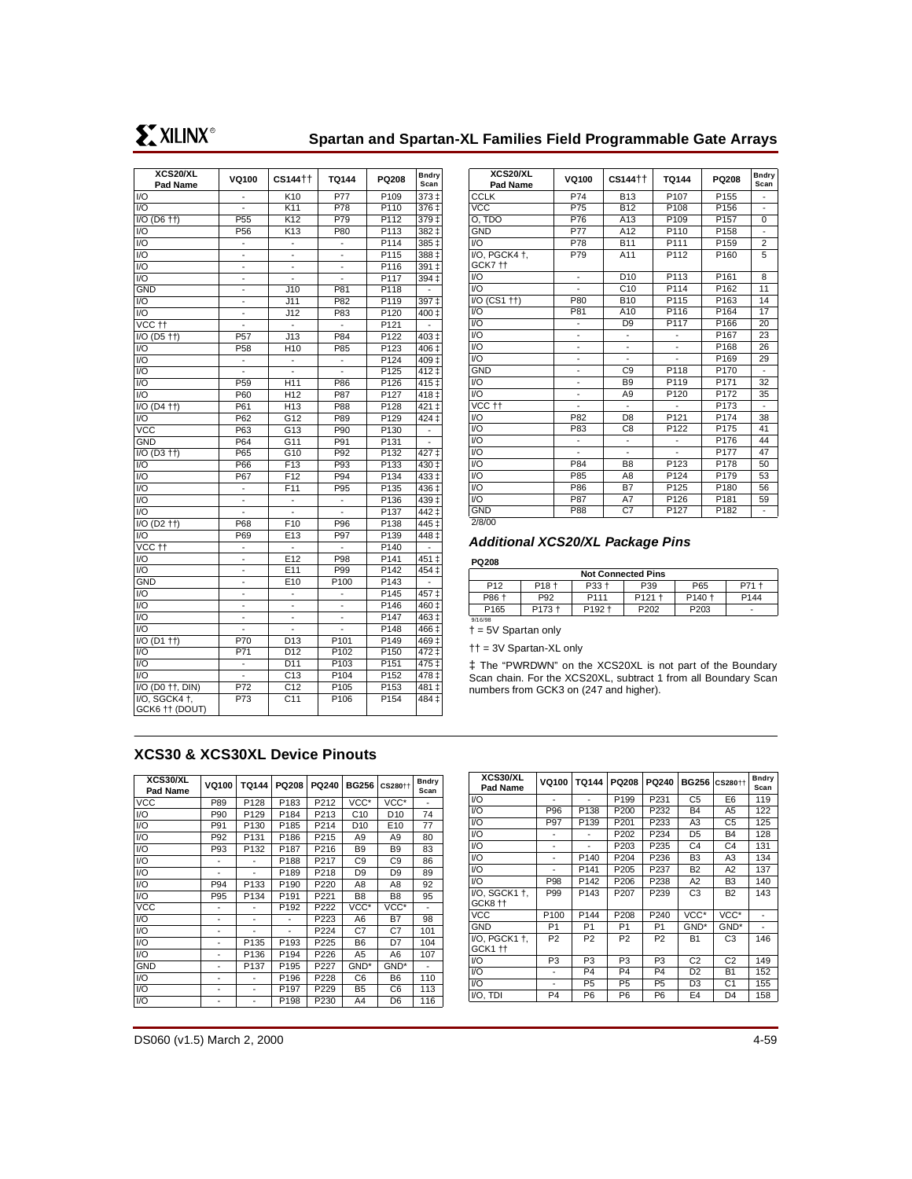| XCS20/XL Pad Name | VQ100 | CS144†† | TQ144 | PQ208 | Bndry Scan |
|---|---|---|---|---|---|
| I/O | - | K10 | P77 | P109 | 373 ‡ |
| I/O | - | K11 | P78 | P110 | 376 ‡ |
| I/O (D6 ††) | P55 | K12 | P79 | P112 | 379 ‡ |
| I/O | P56 | K13 | P80 | P113 | 382 ‡ |
| I/O | - | - | - | P114 | 385 ‡ |
| I/O | - | - | - | P115 | 388 ‡ |
| I/O | - | - | - | P116 | 391 ‡ |
| I/O | - | - | - | P117 | 394 ‡ |
| GND | - | J10 | P81 | P118 | - |
| I/O | - | J11 | P82 | P119 | 397 ‡ |
| I/O | - | J12 | P83 | P120 | 400 ‡ |
| VCC †† | - | - | - | P121 | - |
| I/O (D5 ††) | P57 | J13 | P84 | P122 | 403 ‡ |
| I/O | P58 | H10 | P85 | P123 | 406 ‡ |
| I/O | - | - | - | P124 | 409 ‡ |
| I/O | - | - | - | P125 | 412 ‡ |
| I/O | P59 | H11 | P86 | P126 | 415 ‡ |
| I/O | P60 | H12 | P87 | P127 | 418 ‡ |
| I/O (D4 ††) | P61 | H13 | P88 | P128 | 421 ‡ |
| I/O | P62 | G12 | P89 | P129 | 424 ‡ |
| VCC | P63 | G13 | P90 | P130 | - |
| GND | P64 | G11 | P91 | P131 | - |
| I/O (D3 ††) | P65 | G10 | P92 | P132 | 427 ‡ |
| I/O | P66 | F13 | P93 | P133 | 430 ‡ |
| I/O | P67 | F12 | P94 | P134 | 433 ‡ |
| I/O | - | F11 | P95 | P135 | 436 ‡ |
| I/O | - | - | - | P136 | 439 ‡ |
| I/O | - | - | - | P137 | 442 ‡ |
| I/O (D2 ††) | P68 | F10 | P96 | P138 | 445 ‡ |
| I/O | P69 | E13 | P97 | P139 | 448 ‡ |
| VCC †† | - | - | - | P140 | - |
| I/O | - | E12 | P98 | P141 | 451 ‡ |
| I/O | - | E11 | P99 | P142 | 454 ‡ |
| GND | - | E10 | P100 | P143 | - |
| I/O | - | - | - | P145 | 457 ‡ |
| I/O | - | - | - | P146 | 460 ‡ |
| I/O | - | - | - | P147 | 463 ‡ |
| I/O | - | - | - | P148 | 466 ‡ |
| I/O (D1 ††) | P70 | D13 | P101 | P149 | 469 ‡ |
| I/O | P71 | D12 | P102 | P150 | 472 ‡ |
| I/O | - | D11 | P103 | P151 | 475 ‡ |
| I/O | - | C13 | P104 | P152 | 478 ‡ |
| I/O (D0 ††, DIN) | P72 | C12 | P105 | P153 | 481 ‡ |
| I/O, SGCK4 †, GCK6 †† (DOUT) | P73 | C11 | P106 | P154 | 484 ‡ |
| CCLK | P74 | B13 | P107 | P155 | - |
| VCC | P75 | B12 | P108 | P156 | - |
| O, TDO | P76 | A13 | P109 | P157 | 0 |
| GND | P77 | A12 | P110 | P158 | - |
| I/O | P78 | B11 | P111 | P159 | 2 |
| I/O, PGCK4 †, GCK7 †† | P79 | A11 | P112 | P160 | 5 |
| I/O | - | D10 | P113 | P161 | 8 |
| I/O | - | C10 | P114 | P162 | 11 |
| I/O (CS1 ††) | P80 | B10 | P115 | P163 | 14 |
| I/O | P81 | A10 | P116 | P164 | 17 |
| I/O | - | D9 | P117 | P166 | 20 |
| I/O | - | - | - | P167 | 23 |
| I/O | - | - | - | P168 | 26 |
| I/O | - | - | - | P169 | 29 |
| GND | - | C9 | P118 | P170 | - |
| I/O | - | B9 | P119 | P171 | 32 |
| I/O | - | A9 | P120 | P172 | 35 |
| VCC †† | - | - | - | P173 | - |
| I/O | P82 | D8 | P121 | P174 | 38 |
| I/O | P83 | C8 | P122 | P175 | 41 |
| I/O | - | - | - | P176 | 44 |
| I/O | - | - | - | P177 | 47 |
| I/O | P84 | B8 | P123 | P178 | 50 |
| I/O | P85 | A8 | P124 | P179 | 53 |
| I/O | P86 | B7 | P125 | P180 | 56 |
| I/O | P87 | A7 | P126 | P181 | 59 |
| GND | P88 | C7 | P127 | P182 | - |

2/8/00

### Additional XCS20/XL Package Pins

**PQ208**

| Not Connected Pins | | | | | |
|---|---|---|---|---|---|
| P12 | P18 † | P33 † | P39 | P65 | P71 † |
| P86 † | P92 | P111 | P121 † | P140 † | P144 |
| P165 | P173 † | P192 † | P202 | P203 | - |

9/16/98

† = 5V Spartan only

†† = 3V Spartan-XL only

‡ The "PWRDWN" on the XCS20XL is not part of the Boundary Scan chain. For the XCS20XL, subtract 1 from all Boundary Scan numbers from GCK3 on (247 and higher).

## XCS30 & XCS30XL Device Pinouts

| XCS30/XL Pad Name | VQ100 | TQ144 | PQ208 | PQ240 | BG256 | CS280†† | Bndry Scan |
|---|---|---|---|---|---|---|---|
| VCC | P89 | P128 | P183 | P212 | VCC* | VCC* | - |
| I/O | P90 | P129 | P184 | P213 | C10 | D10 | 74 |
| I/O | P91 | P130 | P185 | P214 | D10 | E10 | 77 |
| I/O | P92 | P131 | P186 | P215 | A9 | A9 | 80 |
| I/O | P93 | P132 | P187 | P216 | B9 | B9 | 83 |
| I/O | - | - | P188 | P217 | C9 | C9 | 86 |
| I/O | - | - | P189 | P218 | D9 | D9 | 89 |
| I/O | P94 | P133 | P190 | P220 | A8 | A8 | 92 |
| I/O | P95 | P134 | P191 | P221 | B8 | B8 | 95 |
| VCC | - | - | P192 | P222 | VCC* | VCC* | - |
| I/O | - | - | - | P223 | A6 | B7 | 98 |
| I/O | - | - | - | P224 | C7 | C7 | 101 |
| I/O | - | P135 | P193 | P225 | B6 | D7 | 104 |
| I/O | - | P136 | P194 | P226 | A5 | A6 | 107 |
| GND | - | P137 | P195 | P227 | GND* | GND* | - |
| I/O | - | - | P196 | P228 | C6 | B6 | 110 |
| I/O | - | - | P197 | P229 | B5 | C6 | 113 |
| I/O | - | - | P198 | P230 | A4 | D6 | 116 |
| I/O | - | - | P199 | P231 | C5 | E6 | 119 |
| I/O | P96 | P138 | P200 | P232 | B4 | A5 | 122 |
| I/O | P97 | P139 | P201 | P233 | A3 | C5 | 125 |
| I/O | - | - | P202 | P234 | D5 | B4 | 128 |
| I/O | - | - | P203 | P235 | C4 | C4 | 131 |
| I/O | - | P140 | P204 | P236 | B3 | A3 | 134 |
| I/O | - | P141 | P205 | P237 | B2 | A2 | 137 |
| I/O | P98 | P142 | P206 | P238 | A2 | B3 | 140 |
| I/O, SGCK1 †, GCK8 †† | P99 | P143 | P207 | P239 | C3 | B2 | 143 |
| VCC | P100 | P144 | P208 | P240 | VCC* | VCC* | - |
| GND | P1 | P1 | P1 | P1 | GND* | GND* | - |
| I/O, PGCK1 †, GCK1 †† | P2 | P2 | P2 | P2 | B1 | C3 | 146 |
| I/O | P3 | P3 | P3 | P3 | C2 | C2 | 149 |
| I/O | - | P4 | P4 | P4 | D2 | B1 | 152 |
| I/O | - | P5 | P5 | P5 | D3 | C1 | 155 |
| I/O, TDI | P4 | P6 | P6 | P6 | E4 | D4 | 158 |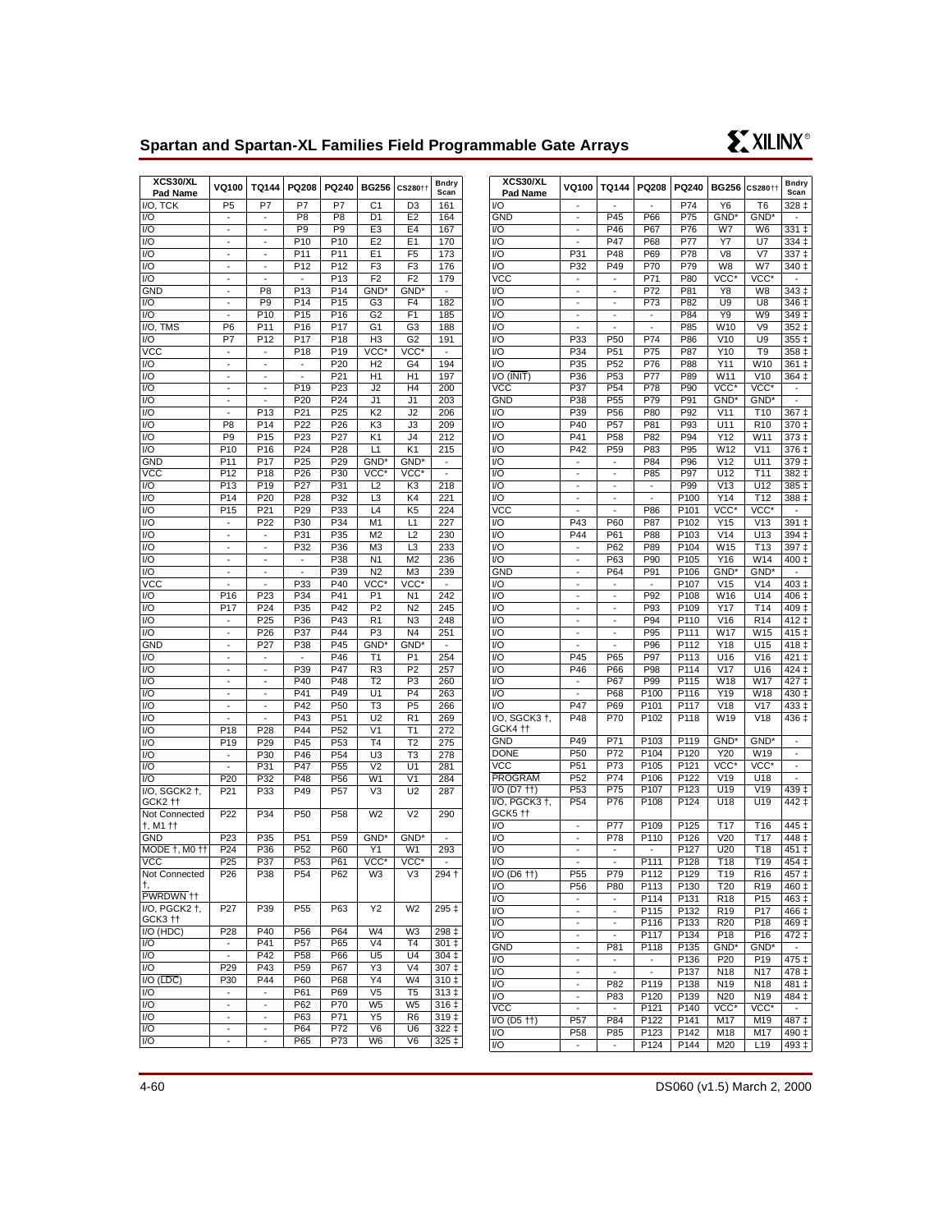| XCS30/XL Pad Name | VQ100 | TQ144 | PQ208 | PQ240 | BG256 | CS280†† | Bndry Scan |
|---|---|---|---|---|---|---|---|
| I/O, TCK | P5 | P7 | P7 | P7 | C1 | D3 | 161 |
| I/O | - | - | P8 | P8 | D1 | E2 | 164 |
| I/O | - | - | P9 | P9 | E3 | E4 | 167 |
| I/O | - | - | P10 | P10 | E2 | E1 | 170 |
| I/O | - | - | P11 | P11 | E1 | F5 | 173 |
| I/O | - | - | P12 | P12 | F3 | F3 | 176 |
| I/O | - | - | - | P13 | F2 | F2 | 179 |
| GND | - | P8 | P13 | P14 | GND* | GND* | - |
| I/O | - | P9 | P14 | P15 | G3 | F4 | 182 |
| I/O | - | P10 | P15 | P16 | G2 | F1 | 185 |
| I/O, TMS | P6 | P11 | P16 | P17 | G1 | G3 | 188 |
| I/O | P7 | P12 | P17 | P18 | H3 | G2 | 191 |
| VCC | - | - | P18 | P19 | VCC* | VCC* | - |
| I/O | - | - | - | P20 | H2 | G4 | 194 |
| I/O | - | - | - | P21 | H1 | H1 | 197 |
| I/O | - | - | P19 | P23 | J2 | H4 | 200 |
| I/O | - | - | P20 | P24 | J1 | J1 | 203 |
| I/O | - | P13 | P21 | P25 | K2 | J2 | 206 |
| I/O | P8 | P14 | P22 | P26 | K3 | J3 | 209 |
| I/O | P9 | P15 | P23 | P27 | K1 | J4 | 212 |
| I/O | P10 | P16 | P24 | P28 | L1 | K1 | 215 |
| GND | P11 | P17 | P25 | P29 | GND* | GND* | - |
| VCC | P12 | P18 | P26 | P30 | VCC* | VCC* | - |
| I/O | P13 | P19 | P27 | P31 | L2 | K3 | 218 |
| I/O | P14 | P20 | P28 | P32 | L3 | K4 | 221 |
| I/O | P15 | P21 | P29 | P33 | L4 | K5 | 224 |
| I/O | - | P22 | P30 | P34 | M1 | L1 | 227 |
| I/O | - | - | P31 | P35 | M2 | L2 | 230 |
| I/O | - | - | P32 | P36 | M3 | L3 | 233 |
| I/O | - | - | - | P38 | N1 | M2 | 236 |
| I/O | - | - | - | P39 | N2 | M3 | 239 |
| VCC | - | - | P33 | P40 | VCC* | VCC* | - |
| I/O | P16 | P23 | P34 | P41 | P1 | N1 | 242 |
| I/O | P17 | P24 | P35 | P42 | P2 | N2 | 245 |
| I/O | - | P25 | P36 | P43 | R1 | N3 | 248 |
| I/O | - | P26 | P37 | P44 | P3 | N4 | 251 |
| GND | - | P27 | P38 | P45 | GND* | GND* | - |
| I/O | - | - | - | P46 | T1 | P1 | 254 |
| I/O | - | - | P39 | P47 | R3 | P2 | 257 |
| I/O | - | - | P40 | P48 | T2 | P3 | 260 |
| I/O | - | - | P41 | P49 | U1 | P4 | 263 |
| I/O | - | - | P42 | P50 | T3 | P5 | 266 |
| I/O | - | - | P43 | P51 | U2 | R1 | 269 |
| I/O | P18 | P28 | P44 | P52 | V1 | T1 | 272 |
| I/O | P19 | P29 | P45 | P53 | T4 | T2 | 275 |
| I/O | - | P30 | P46 | P54 | U3 | T3 | 278 |
| I/O | - | P31 | P47 | P55 | V2 | U1 | 281 |
| I/O | P20 | P32 | P48 | P56 | W1 | V1 | 284 |
| I/O, SGCK2 †, GCK2 †† | P21 | P33 | P49 | P57 | V3 | U2 | 287 |
| Not Connected †, M1 †† | P22 | P34 | P50 | P58 | W2 | V2 | 290 |
| GND | P23 | P35 | P51 | P59 | GND* | GND* | - |
| MODE †, M0 †† | P24 | P36 | P52 | P60 | Y1 | W1 | 293 |
| VCC | P25 | P37 | P53 | P61 | VCC* | VCC* | - |
| Not Connected †, PWRDWN †† | P26 | P38 | P54 | P62 | W3 | V3 | 294 † |
| I/O, PGCK2 †, GCK3 †† | P27 | P39 | P55 | P63 | Y2 | W2 | 295 ‡ |
| I/O (HDC) | P28 | P40 | P56 | P64 | W4 | W3 | 298 ‡ |
| I/O | - | P41 | P57 | P65 | V4 | T4 | 301 ‡ |
| I/O | - | P42 | P58 | P66 | U5 | U4 | 304 ‡ |
| I/O | P29 | P43 | P59 | P67 | Y3 | V4 | 307 ‡ |
| I/O (LDC) | P30 | P44 | P60 | P68 | Y4 | W4 | 310 ‡ |
| I/O | - | - | P61 | P69 | V5 | T5 | 313 ‡ |
| I/O | - | - | P62 | P70 | W5 | W5 | 316 ‡ |
| I/O | - | - | P63 | P71 | Y5 | R6 | 319 ‡ |
| I/O | - | - | P64 | P72 | V6 | U6 | 322 ‡ |
| I/O | - | - | P65 | P73 | W6 | V6 | 325 ‡ |
| I/O | - | - | - | P74 | Y6 | T6 | 328 ‡ |
| GND | - | P45 | P66 | P75 | GND* | GND* | - |
| I/O | - | P46 | P67 | P76 | W7 | W6 | 331 ‡ |
| I/O | - | P47 | P68 | P77 | Y7 | U7 | 334 ‡ |
| I/O | P31 | P48 | P69 | P78 | V8 | V7 | 337 ‡ |
| I/O | P32 | P49 | P70 | P79 | W8 | W7 | 340 ‡ |
| VCC | - | - | P71 | P80 | VCC* | VCC* | - |
| I/O | - | - | P72 | P81 | Y8 | W8 | 343 ‡ |
| I/O | - | - | P73 | P82 | U9 | U8 | 346 ‡ |
| I/O | - | - | - | P84 | Y9 | W9 | 349 ‡ |
| I/O | - | - | - | P85 | W10 | V9 | 352 ‡ |
| I/O | P33 | P50 | P74 | P86 | V10 | U9 | 355 ‡ |
| I/O | P34 | P51 | P75 | P87 | Y10 | T9 | 358 ‡ |
| I/O | P35 | P52 | P76 | P88 | Y11 | W10 | 361 ‡ |
| I/O (INIT) | P36 | P53 | P77 | P89 | W11 | V10 | 364 ‡ |
| VCC | P37 | P54 | P78 | P90 | VCC* | VCC* | - |
| GND | P38 | P55 | P79 | P91 | GND* | GND* | - |
| I/O | P39 | P56 | P80 | P92 | V11 | T10 | 367 ‡ |
| I/O | P40 | P57 | P81 | P93 | U11 | R10 | 370 ‡ |
| I/O | P41 | P58 | P82 | P94 | Y12 | W11 | 373 ‡ |
| I/O | P42 | P59 | P83 | P95 | W12 | V11 | 376 ‡ |
| I/O | - | - | P84 | P96 | V12 | U11 | 379 ‡ |
| I/O | - | - | P85 | P97 | U12 | T11 | 382 ‡ |
| I/O | - | - | - | P99 | V13 | U12 | 385 ‡ |
| I/O | - | - | - | P100 | Y14 | T12 | 388 ‡ |
| VCC | - | - | P86 | P101 | VCC* | VCC* | - |
| I/O | P43 | P60 | P87 | P102 | Y15 | V13 | 391 ‡ |
| I/O | P44 | P61 | P88 | P103 | V14 | U13 | 394 ‡ |
| I/O | - | P62 | P89 | P104 | W15 | T13 | 397 ‡ |
| I/O | - | P63 | P90 | P105 | Y16 | W14 | 400 ‡ |
| GND | - | P64 | P91 | P106 | GND* | GND* | - |
| I/O | - | - | - | P107 | V15 | V14 | 403 ‡ |
| I/O | - | - | P92 | P108 | W16 | U14 | 406 ‡ |
| I/O | - | - | P93 | P109 | Y17 | T14 | 409 ‡ |
| I/O | - | - | P94 | P110 | V16 | R14 | 412 ‡ |
| I/O | - | - | P95 | P111 | W17 | W15 | 415 ‡ |
| I/O | - | - | P96 | P112 | Y18 | U15 | 418 ‡ |
| I/O | P45 | P65 | P97 | P113 | U16 | V16 | 421 ‡ |
| I/O | P46 | P66 | P98 | P114 | V17 | U16 | 424 ‡ |
| I/O | - | P67 | P99 | P115 | W18 | W17 | 427 ‡ |
| I/O | - | P68 | P100 | P116 | Y19 | W18 | 430 ‡ |
| I/O | P47 | P69 | P101 | P117 | V18 | V17 | 433 ‡ |
| I/O, SGCK3 †, GCK4 †† | P48 | P70 | P102 | P118 | W19 | V18 | 436 ‡ |
| GND | P49 | P71 | P103 | P119 | GND* | GND* | - |
| DONE | P50 | P72 | P104 | P120 | Y20 | W19 | - |
| VCC | P51 | P73 | P105 | P121 | VCC* | VCC* | - |
| PROGRAM | P52 | P74 | P106 | P122 | V19 | U18 | - |
| I/O (D7 ††) | P53 | P75 | P107 | P123 | U19 | V19 | 439 ‡ |
| I/O, PGCK3 †, GCK5 †† | P54 | P76 | P108 | P124 | U18 | U19 | 442 ‡ |
| I/O | - | P77 | P109 | P125 | T17 | T16 | 445 ‡ |
| I/O | - | P78 | P110 | P126 | V20 | T17 | 448 ‡ |
| I/O | - | - | - | P127 | U20 | T18 | 451 ‡ |
| I/O | - | - | P111 | P128 | T18 | T19 | 454 ‡ |
| I/O (D6 ††) | P55 | P79 | P112 | P129 | T19 | R16 | 457 ‡ |
| I/O | P56 | P80 | P113 | P130 | T20 | R19 | 460 ‡ |
| I/O | - | - | P114 | P131 | R18 | P15 | 463 ‡ |
| I/O | - | - | P115 | P132 | R19 | P17 | 466 ‡ |
| I/O | - | - | P116 | P133 | R20 | P18 | 469 ‡ |
| I/O | - | - | P117 | P134 | P18 | P16 | 472 ‡ |
| GND | - | P81 | P118 | P135 | GND* | GND* | - |
| I/O | - | - | - | P136 | P20 | P19 | 475 ‡ |
| I/O | - | - | - | P137 | N18 | N17 | 478 ‡ |
| I/O | - | P82 | P119 | P138 | N19 | N18 | 481 ‡ |
| I/O | - | P83 | P120 | P139 | N20 | N19 | 484 ‡ |
| VCC | - | - | P121 | P140 | VCC* | VCC* | - |
| I/O (D5 ††) | P57 | P84 | P122 | P141 | M17 | M19 | 487 ‡ |
| I/O | P58 | P85 | P123 | P142 | M18 | M17 | 490 ‡ |
| I/O | - | - | P124 | P144 | M20 | L19 | 493 ‡ |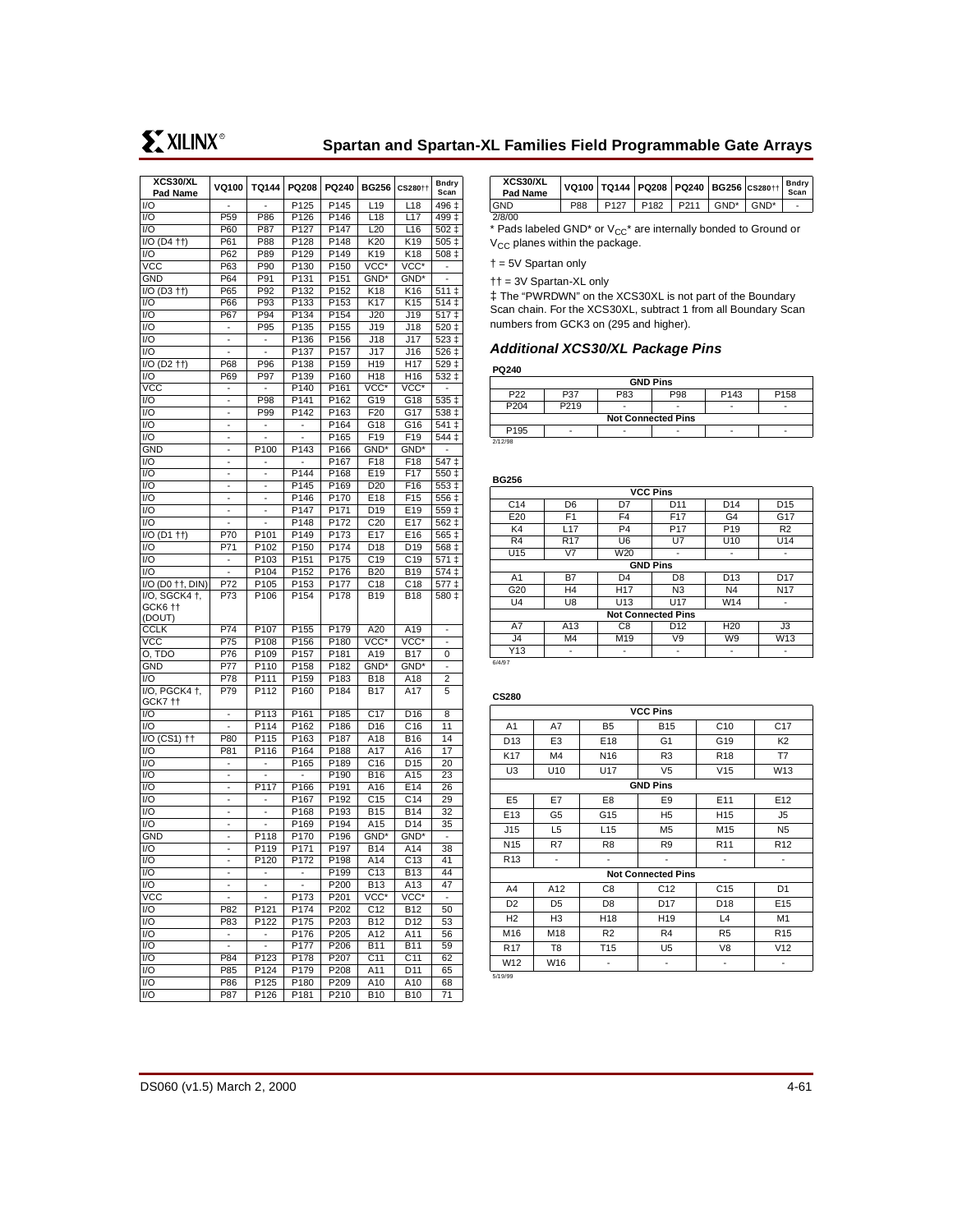| XCS30/XL Pad Name | VQ100 | TQ144 | PQ208 | PQ240 | BG256 | CS280†† | Bndry Scan |
|---|---|---|---|---|---|---|---|
| I/O | - | - | P125 | P145 | L19 | L18 | 496 ‡ |
| I/O | P59 | P86 | P126 | P146 | L18 | L17 | 499 ‡ |
| I/O | P60 | P87 | P127 | P147 | L20 | L16 | 502 ‡ |
| I/O (D4 ††) | P61 | P88 | P128 | P148 | K20 | K19 | 505 ‡ |
| I/O | P62 | P89 | P129 | P149 | K19 | K18 | 508 ‡ |
| VCC | P63 | P90 | P130 | P150 | VCC* | VCC* | - |
| GND | P64 | P91 | P131 | P151 | GND* | GND* | - |
| I/O (D3 ††) | P65 | P92 | P132 | P152 | K18 | K16 | 511 ‡ |
| I/O | P66 | P93 | P133 | P153 | K17 | K15 | 514 ‡ |
| I/O | P67 | P94 | P134 | P154 | J20 | J19 | 517 ‡ |
| I/O | - | P95 | P135 | P155 | J19 | J18 | 520 ‡ |
| I/O | - | - | P136 | P156 | J18 | J17 | 523 ‡ |
| I/O | - | - | P137 | P157 | J17 | J16 | 526 ‡ |
| I/O (D2 ††) | P68 | P96 | P138 | P159 | H19 | H17 | 529 ‡ |
| I/O | P69 | P97 | P139 | P160 | H18 | H16 | 532 ‡ |
| VCC | - | - | P140 | P161 | VCC* | VCC* | - |
| I/O | - | P98 | P141 | P162 | G19 | G18 | 535 ‡ |
| I/O | - | P99 | P142 | P163 | F20 | G17 | 538 ‡ |
| I/O | - | - | - | P164 | G18 | G16 | 541 ‡ |
| I/O | - | - | - | P165 | F19 | F19 | 544 ‡ |
| GND | - | P100 | P143 | P166 | GND* | GND* | - |
| I/O | - | - | - | P167 | F18 | F18 | 547 ‡ |
| I/O | - | - | P144 | P168 | E19 | F17 | 550 ‡ |
| I/O | - | - | P145 | P169 | D20 | F16 | 553 ‡ |
| I/O | - | - | P146 | P170 | E18 | F15 | 556 ‡ |
| I/O | - | - | P147 | P171 | D19 | E19 | 559 ‡ |
| I/O | - | - | P148 | P172 | C20 | E17 | 562 ‡ |
| I/O (D1 ††) | P70 | P101 | P149 | P173 | E17 | E16 | 565 ‡ |
| I/O | P71 | P102 | P150 | P174 | D18 | D19 | 568 ‡ |
| I/O | - | P103 | P151 | P175 | C19 | C19 | 571 ‡ |
| I/O | - | P104 | P152 | P176 | B20 | B19 | 574 ‡ |
| I/O (D0 ††, DIN) | P72 | P105 | P153 | P177 | C18 | C18 | 577 ‡ |
| I/O, SGCK4 †, GCK6 †† (DOUT) | P73 | P106 | P154 | P178 | B19 | B18 | 580 ‡ |
| CCLK | P74 | P107 | P155 | P179 | A20 | A19 | - |
| VCC | P75 | P108 | P156 | P180 | VCC* | VCC* | - |
| O, TDO | P76 | P109 | P157 | P181 | A19 | B17 | 0 |
| GND | P77 | P110 | P158 | P182 | GND* | GND* | - |
| I/O | P78 | P111 | P159 | P183 | B18 | A18 | 2 |
| I/O, PGCK4 †, GCK7 †† | P79 | P112 | P160 | P184 | B17 | A17 | 5 |
| I/O | - | P113 | P161 | P185 | C17 | D16 | 8 |
| I/O | - | P114 | P162 | P186 | D16 | C16 | 11 |
| I/O (CS1) †† | P80 | P115 | P163 | P187 | A18 | B16 | 14 |
| I/O | P81 | P116 | P164 | P188 | A17 | A16 | 17 |
| I/O | - | - | P165 | P189 | C16 | D15 | 20 |
| I/O | - | - | - | P190 | B16 | A15 | 23 |
| I/O | - | P117 | P166 | P191 | A16 | E14 | 26 |
| I/O | - | - | P167 | P192 | C15 | C14 | 29 |
| I/O | - | - | P168 | P193 | B15 | B14 | 32 |
| I/O | - | - | P169 | P194 | A15 | D14 | 35 |
| GND | - | P118 | P170 | P196 | GND* | GND* | - |
| I/O | - | P119 | P171 | P197 | B14 | A14 | 38 |
| I/O | - | P120 | P172 | P198 | A14 | C13 | 41 |
| I/O | - | - | - | P199 | C13 | B13 | 44 |
| I/O | - | - | - | P200 | B13 | A13 | 47 |
| VCC | - | - | P173 | P201 | VCC* | VCC* | - |
| I/O | P82 | P121 | P174 | P202 | C12 | B12 | 50 |
| I/O | P83 | P122 | P175 | P203 | B12 | D12 | 53 |
| I/O | - | - | P176 | P205 | A12 | A11 | 56 |
| I/O | - | - | P177 | P206 | B11 | B11 | 59 |
| I/O | P84 | P123 | P178 | P207 | C11 | C11 | 62 |
| I/O | P85 | P124 | P179 | P208 | A11 | D11 | 65 |
| I/O | P86 | P125 | P180 | P209 | A10 | A10 | 68 |
| I/O | P87 | P126 | P181 | P210 | B10 | B10 | 71 |
| GND | P88 | P127 | P182 | P211 | GND* | GND* | - |

2/8/00

* Pads labeled GND* or $V_{CC}$* are internally bonded to Ground or $V_{CC}$ planes within the package.

† = 5V Spartan only

†† = 3V Spartan-XL only

‡ The "PWRDWN" on the XCS30XL is not part of the Boundary Scan chain. For the XCS30XL, subtract 1 from all Boundary Scan numbers from GCK3 on (295 and higher).

### Additional XCS30/XL Package Pins

**PQ240**

| GND Pins | | | | | |
|---|---|---|---|---|---|
| P22 | P37 | P83 | P98 | P143 | P158 |
| P204 | P219 | - | - | - | - |
| **Not Connected Pins** | | | | | |
| P195 | - | - | - | - | - |

2/12/98

**BG256**

| VCC Pins | | | | | |
|---|---|---|---|---|---|
| C14 | D6 | D7 | D11 | D14 | D15 |
| E20 | F1 | F4 | F17 | G4 | G17 |
| K4 | L17 | P4 | P17 | P19 | R2 |
| R4 | R17 | U6 | U7 | U10 | U14 |
| U15 | V7 | W20 | - | - | - |
| **GND Pins** | | | | | |
| A1 | B7 | D4 | D8 | D13 | D17 |
| G20 | H4 | H17 | N3 | N4 | N17 |
| U4 | U8 | U13 | U17 | W14 | - |
| **Not Connected Pins** | | | | | |
| A7 | A13 | C8 | D12 | H20 | J3 |
| J4 | M4 | M19 | V9 | W9 | W13 |
| Y13 | - | - | - | - | - |

6/4/97

**CS280**

| VCC Pins | | | | | |
|---|---|---|---|---|---|
| A1 | A7 | B5 | B15 | C10 | C17 |
| D13 | E3 | E18 | G1 | G19 | K2 |
| K17 | M4 | N16 | R3 | R18 | T7 |
| U3 | U10 | U17 | V5 | V15 | W13 |
| **GND Pins** | | | | | |
| E5 | E7 | E8 | E9 | E11 | E12 |
| E13 | G5 | G15 | H5 | H15 | J5 |
| J15 | L5 | L15 | M5 | M15 | N5 |
| N15 | R7 | R8 | R9 | R11 | R12 |
| R13 | - | - | - | - | - |
| **Not Connected Pins** | | | | | |
| A4 | A12 | C8 | C12 | C15 | D1 |
| D2 | D5 | D8 | D17 | D18 | E15 |
| H2 | H3 | H18 | H19 | L4 | M1 |
| M16 | M18 | R2 | R4 | R5 | R15 |
| R17 | T8 | T15 | U5 | V8 | V12 |
| W12 | W16 | - | - | - | - |

5/19/99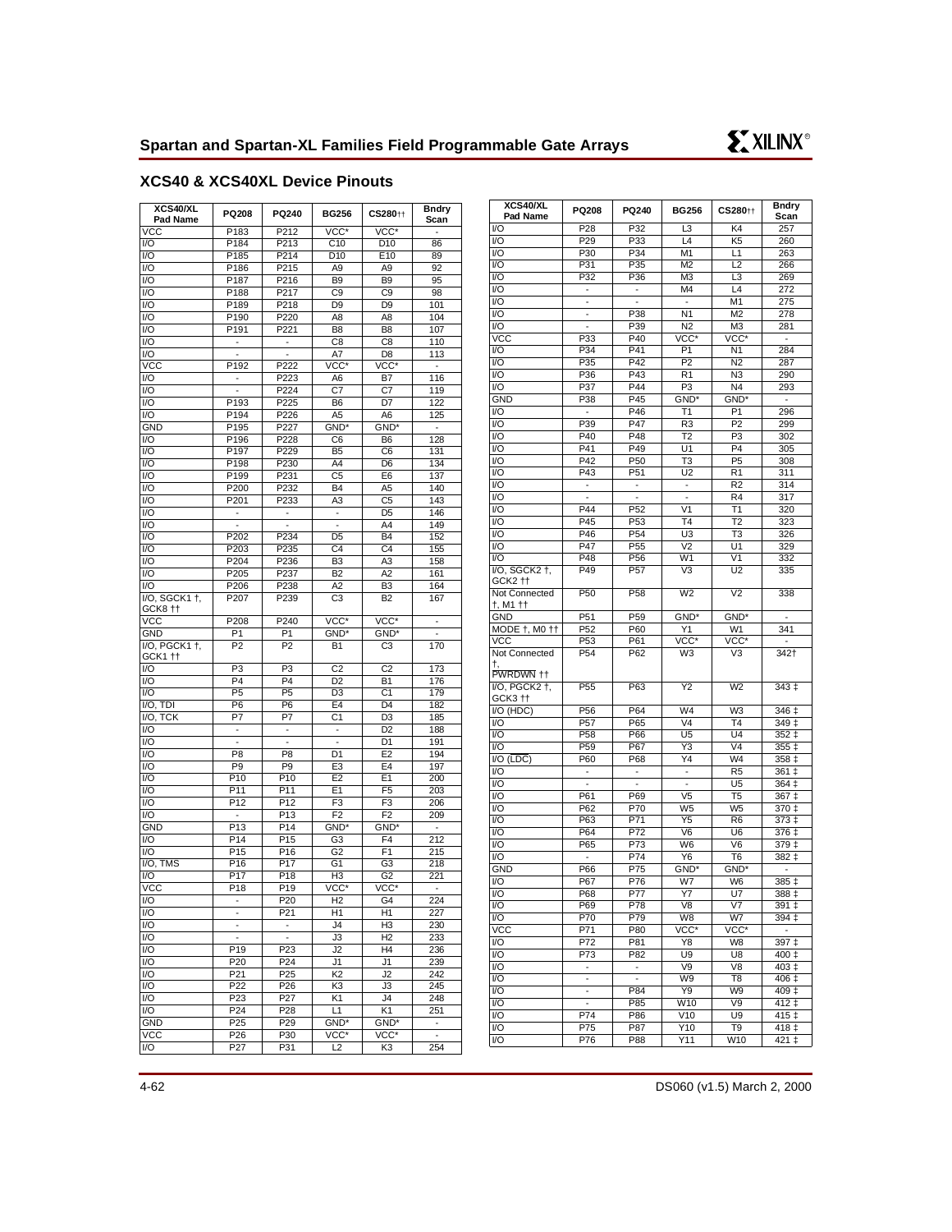## XCS40 & XCS40XL Device Pinouts

| XCS40/XL Pad Name | PQ208 | PQ240 | BG256 | CS280†† | Bndry Scan |
|---|---|---|---|---|---|
| VCC | P183 | P212 | VCC* | VCC* | - |
| I/O | P184 | P213 | C10 | D10 | 86 |
| I/O | P185 | P214 | D10 | E10 | 89 |
| I/O | P186 | P215 | A9 | A9 | 92 |
| I/O | P187 | P216 | B9 | B9 | 95 |
| I/O | P188 | P217 | C9 | C9 | 98 |
| I/O | P189 | P218 | D9 | D9 | 101 |
| I/O | P190 | P220 | A8 | A8 | 104 |
| I/O | P191 | P221 | B8 | B8 | 107 |
| I/O | - | - | C8 | C8 | 110 |
| I/O | - | - | A7 | D8 | 113 |
| VCC | P192 | P222 | VCC* | VCC* | - |
| I/O | - | P223 | A6 | B7 | 116 |
| I/O | - | P224 | C7 | C7 | 119 |
| I/O | P193 | P225 | B6 | D7 | 122 |
| I/O | P194 | P226 | A5 | A6 | 125 |
| GND | P195 | P227 | GND* | GND* | - |
| I/O | P196 | P228 | C6 | B6 | 128 |
| I/O | P197 | P229 | B5 | C6 | 131 |
| I/O | P198 | P230 | A4 | D6 | 134 |
| I/O | P199 | P231 | C5 | E6 | 137 |
| I/O | P200 | P232 | B4 | A5 | 140 |
| I/O | P201 | P233 | A3 | C5 | 143 |
| I/O | - | - | - | D5 | 146 |
| I/O | - | - | - | A4 | 149 |
| I/O | P202 | P234 | D5 | B4 | 152 |
| I/O | P203 | P235 | C4 | C4 | 155 |
| I/O | P204 | P236 | B3 | A3 | 158 |
| I/O | P205 | P237 | B2 | A2 | 161 |
| I/O | P206 | P238 | A2 | B3 | 164 |
| I/O, SGCK1 †, GCK8 †† | P207 | P239 | C3 | B2 | 167 |
| VCC | P208 | P240 | VCC* | VCC* | - |
| GND | P1 | P1 | GND* | GND* | - |
| I/O, PGCK1 †, GCK1 †† | P2 | P2 | B1 | C3 | 170 |
| I/O | P3 | P3 | C2 | C2 | 173 |
| I/O | P4 | P4 | D2 | B1 | 176 |
| I/O | P5 | P5 | D3 | C1 | 179 |
| I/O, TDI | P6 | P6 | E4 | D4 | 182 |
| I/O, TCK | P7 | P7 | C1 | D3 | 185 |
| I/O | - | - | - | D2 | 188 |
| I/O | - | - | - | D1 | 191 |
| I/O | P8 | P8 | D1 | E2 | 194 |
| I/O | P9 | P9 | E3 | E4 | 197 |
| I/O | P10 | P10 | E2 | E1 | 200 |
| I/O | P11 | P11 | E1 | F5 | 203 |
| I/O | P12 | P12 | F3 | F3 | 206 |
| I/O | - | P13 | F2 | F2 | 209 |
| GND | P13 | P14 | GND* | GND* | - |
| I/O | P14 | P15 | G3 | F4 | 212 |
| I/O | P15 | P16 | G2 | F1 | 215 |
| I/O, TMS | P16 | P17 | G1 | G3 | 218 |
| I/O | P17 | P18 | H3 | G2 | 221 |
| VCC | P18 | P19 | VCC* | VCC* | - |
| I/O | - | P20 | H2 | G4 | 224 |
| I/O | - | P21 | H1 | H1 | 227 |
| I/O | - | - | J4 | H3 | 230 |
| I/O | - | - | J3 | H2 | 233 |
| I/O | P19 | P23 | J2 | H4 | 236 |
| I/O | P20 | P24 | J1 | J1 | 239 |
| I/O | P21 | P25 | K2 | J2 | 242 |
| I/O | P22 | P26 | K3 | J3 | 245 |
| I/O | P23 | P27 | K1 | J4 | 248 |
| I/O | P24 | P28 | L1 | K1 | 251 |
| GND | P25 | P29 | GND* | GND* | - |
| VCC | P26 | P30 | VCC* | VCC* | - |
| I/O | P27 | P31 | L2 | K3 | 254 |
| I/O | P28 | P32 | L3 | K4 | 257 |
| I/O | P29 | P33 | L4 | K5 | 260 |
| I/O | P30 | P34 | M1 | L1 | 263 |
| I/O | P31 | P35 | M2 | L2 | 266 |
| I/O | P32 | P36 | M3 | L3 | 269 |
| I/O | - | - | M4 | L4 | 272 |
| I/O | - | - | - | M1 | 275 |
| I/O | - | P38 | N1 | M2 | 278 |
| I/O | - | P39 | N2 | M3 | 281 |
| VCC | P33 | P40 | VCC* | VCC* | - |
| I/O | P34 | P41 | P1 | N1 | 284 |
| I/O | P35 | P42 | P2 | N2 | 287 |
| I/O | P36 | P43 | R1 | N3 | 290 |
| I/O | P37 | P44 | P3 | N4 | 293 |
| GND | P38 | P45 | GND* | GND* | - |
| I/O | - | P46 | T1 | P1 | 296 |
| I/O | P39 | P47 | R3 | P2 | 299 |
| I/O | P40 | P48 | T2 | P3 | 302 |
| I/O | P41 | P49 | U1 | P4 | 305 |
| I/O | P42 | P50 | T3 | P5 | 308 |
| I/O | P43 | P51 | U2 | R1 | 311 |
| I/O | - | - | - | R2 | 314 |
| I/O | - | - | - | R4 | 317 |
| I/O | P44 | P52 | V1 | T1 | 320 |
| I/O | P45 | P53 | T4 | T2 | 323 |
| I/O | P46 | P54 | U3 | T3 | 326 |
| I/O | P47 | P55 | V2 | U1 | 329 |
| I/O | P48 | P56 | W1 | V1 | 332 |
| I/O, SGCK2 †, GCK2 †† | P49 | P57 | V3 | U2 | 335 |
| Not Connected †, M1 †† | P50 | P58 | W2 | V2 | 338 |
| GND | P51 | P59 | GND* | GND* | - |
| MODE †, M0 †† | P52 | P60 | Y1 | W1 | 341 |
| VCC | P53 | P61 | VCC* | VCC* | - |
| Not Connected †, PWRDWN †† | P54 | P62 | W3 | V3 | 342† |
| I/O, PGCK2 †, GCK3 †† | P55 | P63 | Y2 | W2 | 343 ‡ |
| I/O (HDC) | P56 | P64 | W4 | W3 | 346 ‡ |
| I/O | P57 | P65 | V4 | T4 | 349 ‡ |
| I/O | P58 | P66 | U5 | U4 | 352 ‡ |
| I/O | P59 | P67 | Y3 | V4 | 355 ‡ |
| I/O (LDC) | P60 | P68 | Y4 | W4 | 358 ‡ |
| I/O | - | - | - | R5 | 361 ‡ |
| I/O | - | - | - | U5 | 364 ‡ |
| I/O | P61 | P69 | V5 | T5 | 367 ‡ |
| I/O | P62 | P70 | W5 | W5 | 370 ‡ |
| I/O | P63 | P71 | Y5 | R6 | 373 ‡ |
| I/O | P64 | P72 | V6 | U6 | 376 ‡ |
| I/O | P65 | P73 | W6 | V6 | 379 ‡ |
| I/O | - | P74 | Y6 | T6 | 382 ‡ |
| GND | P66 | P75 | GND* | GND* | - |
| I/O | P67 | P76 | W7 | W6 | 385 ‡ |
| I/O | P68 | P77 | Y7 | U7 | 388 ‡ |
| I/O | P69 | P78 | V8 | V7 | 391 ‡ |
| I/O | P70 | P79 | W8 | W7 | 394 ‡ |
| VCC | P71 | P80 | VCC* | VCC* | - |
| I/O | P72 | P81 | Y8 | W8 | 397 ‡ |
| I/O | P73 | P82 | U9 | U8 | 400 ‡ |
| I/O | - | - | V9 | V8 | 403 ‡ |
| I/O | - | - | W9 | T8 | 406 ‡ |
| I/O | - | P84 | Y9 | W9 | 409 ‡ |
| I/O | - | P85 | W10 | V9 | 412 ‡ |
| I/O | P74 | P86 | V10 | U9 | 415 ‡ |
| I/O | P75 | P87 | Y10 | T9 | 418 ‡ |
| I/O | P76 | P88 | Y11 | W10 | 421 ‡ |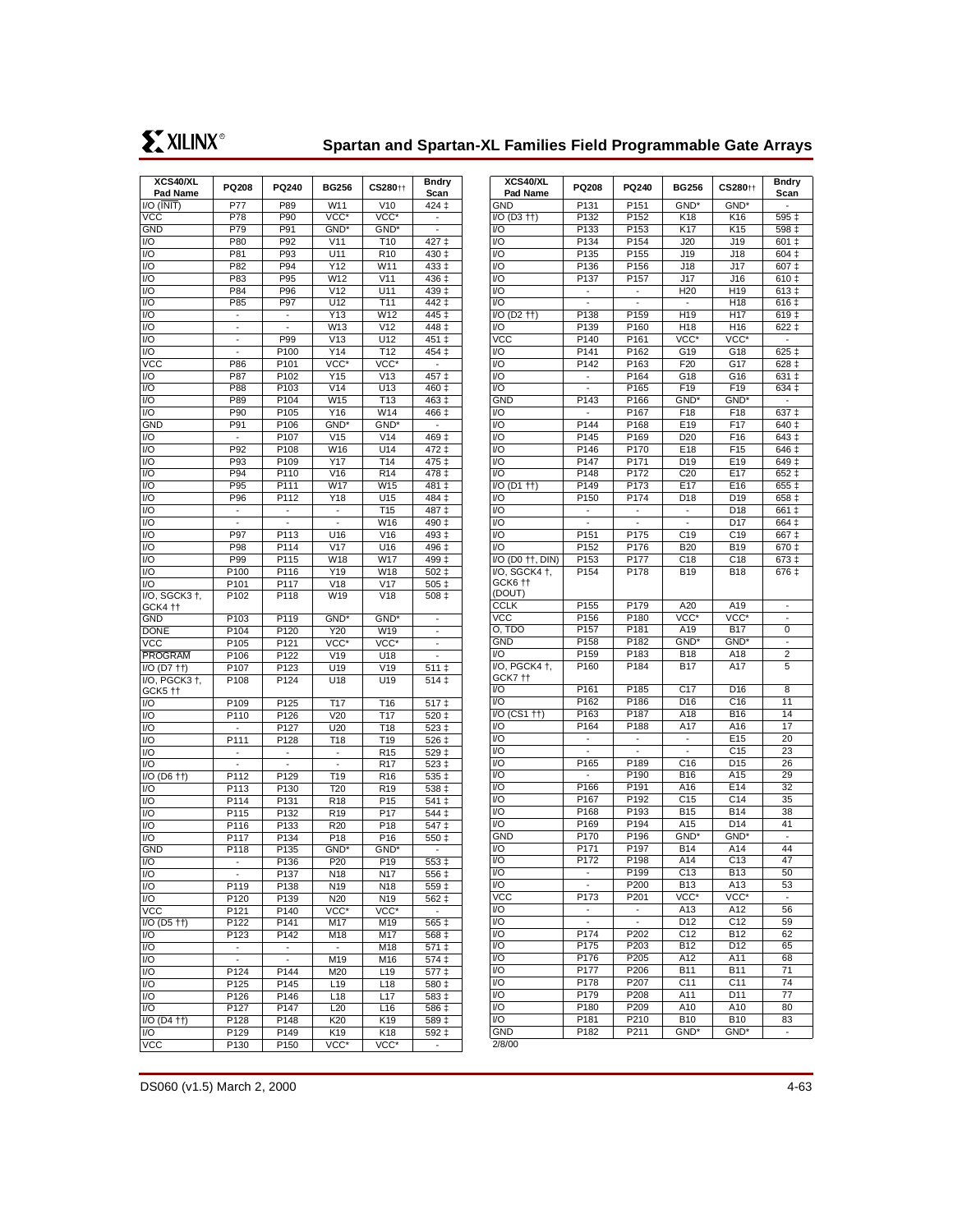| XCS40/XL Pad Name | PQ208 | PQ240 | BG256 | CS280†† | Bndry Scan |
|---|---|---|---|---|---|
| I/O (INIT) | P77 | P89 | W11 | V10 | 424 ‡ |
| VCC | P78 | P90 | VCC* | VCC* | - |
| GND | P79 | P91 | GND* | GND* | - |
| I/O | P80 | P92 | V11 | T10 | 427 ‡ |
| I/O | P81 | P93 | U11 | R10 | 430 ‡ |
| I/O | P82 | P94 | Y12 | W11 | 433 ‡ |
| I/O | P83 | P95 | W12 | V11 | 436 ‡ |
| I/O | P84 | P96 | V12 | U11 | 439 ‡ |
| I/O | P85 | P97 | U12 | T11 | 442 ‡ |
| I/O | - | - | Y13 | W12 | 445 ‡ |
| I/O | - | - | W13 | V12 | 448 ‡ |
| I/O | - | P99 | V13 | U12 | 451 ‡ |
| I/O | - | P100 | Y14 | T12 | 454 ‡ |
| VCC | P86 | P101 | VCC* | VCC* | - |
| I/O | P87 | P102 | Y15 | V13 | 457 ‡ |
| I/O | P88 | P103 | V14 | U13 | 460 ‡ |
| I/O | P89 | P104 | W15 | T13 | 463 ‡ |
| I/O | P90 | P105 | Y16 | W14 | 466 ‡ |
| GND | P91 | P106 | GND* | GND* | - |
| I/O | - | P107 | V15 | V14 | 469 ‡ |
| I/O | P92 | P108 | W16 | U14 | 472 ‡ |
| I/O | P93 | P109 | Y17 | T14 | 475 ‡ |
| I/O | P94 | P110 | V16 | R14 | 478 ‡ |
| I/O | P95 | P111 | W17 | W15 | 481 ‡ |
| I/O | P96 | P112 | Y18 | U15 | 484 ‡ |
| I/O | - | - | - | T15 | 487 ‡ |
| I/O | - | - | - | W16 | 490 ‡ |
| I/O | P97 | P113 | U16 | V16 | 493 ‡ |
| I/O | P98 | P114 | V17 | U16 | 496 ‡ |
| I/O | P99 | P115 | W18 | W17 | 499 ‡ |
| I/O | P100 | P116 | Y19 | W18 | 502 ‡ |
| I/O | P101 | P117 | V18 | V17 | 505 ‡ |
| I/O, SGCK3 †, GCK4 †† | P102 | P118 | W19 | V18 | 508 ‡ |
| GND | P103 | P119 | GND* | GND* | - |
| DONE | P104 | P120 | Y20 | W19 | - |
| VCC | P105 | P121 | VCC* | VCC* | - |
| PROGRAM | P106 | P122 | V19 | U18 | - |
| I/O (D7 ††) | P107 | P123 | U19 | V19 | 511 ‡ |
| I/O, PGCK3 †, GCK5 †† | P108 | P124 | U18 | U19 | 514 ‡ |
| I/O | P109 | P125 | T17 | T16 | 517 ‡ |
| I/O | P110 | P126 | V20 | T17 | 520 ‡ |
| I/O | - | P127 | U20 | T18 | 523 ‡ |
| I/O | P111 | P128 | T18 | T19 | 526 ‡ |
| I/O | - | - | - | R15 | 529 ‡ |
| I/O | - | - | - | R17 | 523 ‡ |
| I/O (D6 ††) | P112 | P129 | T19 | R16 | 535 ‡ |
| I/O | P113 | P130 | T20 | R19 | 538 ‡ |
| I/O | P114 | P131 | R18 | P15 | 541 ‡ |
| I/O | P115 | P132 | R19 | P17 | 544 ‡ |
| I/O | P116 | P133 | R20 | P18 | 547 ‡ |
| I/O | P117 | P134 | P18 | P16 | 550 ‡ |
| GND | P118 | P135 | GND* | GND* | - |
| I/O | - | P136 | P20 | P19 | 553 ‡ |
| I/O | - | P137 | N18 | N17 | 556 ‡ |
| I/O | P119 | P138 | N19 | N18 | 559 ‡ |
| I/O | P120 | P139 | N20 | N19 | 562 ‡ |
| VCC | P121 | P140 | VCC* | VCC* | - |
| I/O (D5 ††) | P122 | P141 | M17 | M19 | 565 ‡ |
| I/O | P123 | P142 | M18 | M17 | 568 ‡ |
| I/O | - | - | - | M18 | 571 ‡ |
| I/O | - | - | M19 | M16 | 574 ‡ |
| I/O | P124 | P144 | M20 | L19 | 577 ‡ |
| I/O | P125 | P145 | L19 | L18 | 580 ‡ |
| I/O | P126 | P146 | L18 | L17 | 583 ‡ |
| I/O | P127 | P147 | L20 | L16 | 586 ‡ |
| I/O (D4 ††) | P128 | P148 | K20 | K19 | 589 ‡ |
| I/O | P129 | P149 | K19 | K18 | 592 ‡ |
| VCC | P130 | P150 | VCC* | VCC* | - |
| GND | P131 | P151 | GND* | GND* | - |
| I/O (D3 ††) | P132 | P152 | K18 | K16 | 595 ‡ |
| I/O | P133 | P153 | K17 | K15 | 598 ‡ |
| I/O | P134 | P154 | J20 | J19 | 601 ‡ |
| I/O | P135 | P155 | J19 | J18 | 604 ‡ |
| I/O | P136 | P156 | J18 | J17 | 607 ‡ |
| I/O | P137 | P157 | J17 | J16 | 610 ‡ |
| I/O | - | - | H20 | H19 | 613 ‡ |
| I/O | - | - | - | H18 | 616 ‡ |
| I/O (D2 ††) | P138 | P159 | H19 | H17 | 619 ‡ |
| I/O | P139 | P160 | H18 | H16 | 622 ‡ |
| VCC | P140 | P161 | VCC* | VCC* | - |
| I/O | P141 | P162 | G19 | G18 | 625 ‡ |
| I/O | P142 | P163 | F20 | G17 | 628 ‡ |
| I/O | - | P164 | G18 | G16 | 631 ‡ |
| I/O | - | P165 | F19 | F19 | 634 ‡ |
| GND | P143 | P166 | GND* | GND* | - |
| I/O | - | P167 | F18 | F18 | 637 ‡ |
| I/O | P144 | P168 | E19 | F17 | 640 ‡ |
| I/O | P145 | P169 | D20 | F16 | 643 ‡ |
| I/O | P146 | P170 | E18 | F15 | 646 ‡ |
| I/O | P147 | P171 | D19 | E19 | 649 ‡ |
| I/O | P148 | P172 | C20 | E17 | 652 ‡ |
| I/O (D1 ††) | P149 | P173 | E17 | E16 | 655 ‡ |
| I/O | P150 | P174 | D18 | D19 | 658 ‡ |
| I/O | - | - | - | D18 | 661 ‡ |
| I/O | - | - | - | D17 | 664 ‡ |
| I/O | P151 | P175 | C19 | C19 | 667 ‡ |
| I/O | P152 | P176 | B20 | B19 | 670 ‡ |
| I/O (D0 ††, DIN) | P153 | P177 | C18 | C18 | 673 ‡ |
| I/O, SGCK4 †, GCK6 †† (DOUT) | P154 | P178 | B19 | B18 | 676 ‡ |
| CCLK | P155 | P179 | A20 | A19 | - |
| VCC | P156 | P180 | VCC* | VCC* | - |
| O, TDO | P157 | P181 | A19 | B17 | 0 |
| GND | P158 | P182 | GND* | GND* | - |
| I/O | P159 | P183 | B18 | A18 | 2 |
| I/O, PGCK4 †, GCK7 †† | P160 | P184 | B17 | A17 | 5 |
| I/O | P161 | P185 | C17 | D16 | 8 |
| I/O | P162 | P186 | D16 | C16 | 11 |
| I/O (CS1 ††) | P163 | P187 | A18 | B16 | 14 |
| I/O | P164 | P188 | A17 | A16 | 17 |
| I/O | - | - | - | E15 | 20 |
| I/O | - | - | - | C15 | 23 |
| I/O | P165 | P189 | C16 | D15 | 26 |
| I/O | - | P190 | B16 | A15 | 29 |
| I/O | P166 | P191 | A16 | E14 | 32 |
| I/O | P167 | P192 | C15 | C14 | 35 |
| I/O | P168 | P193 | B15 | B14 | 38 |
| I/O | P169 | P194 | A15 | D14 | 41 |
| GND | P170 | P196 | GND* | GND* | - |
| I/O | P171 | P197 | B14 | A14 | 44 |
| I/O | P172 | P198 | A14 | C13 | 47 |
| I/O | - | P199 | C13 | B13 | 50 |
| I/O | - | P200 | B13 | A13 | 53 |
| VCC | P173 | P201 | VCC* | VCC* | - |
| I/O | - | - | A13 | A12 | 56 |
| I/O | - | - | D12 | C12 | 59 |
| I/O | P174 | P202 | C12 | B12 | 62 |
| I/O | P175 | P203 | B12 | D12 | 65 |
| I/O | P176 | P205 | A12 | A11 | 68 |
| I/O | P177 | P206 | B11 | B11 | 71 |
| I/O | P178 | P207 | C11 | C11 | 74 |
| I/O | P179 | P208 | A11 | D11 | 77 |
| I/O | P180 | P209 | A10 | A10 | 80 |
| I/O | P181 | P210 | B10 | B10 | 83 |
| GND | P182 | P211 | GND* | GND* | - |

2/8/00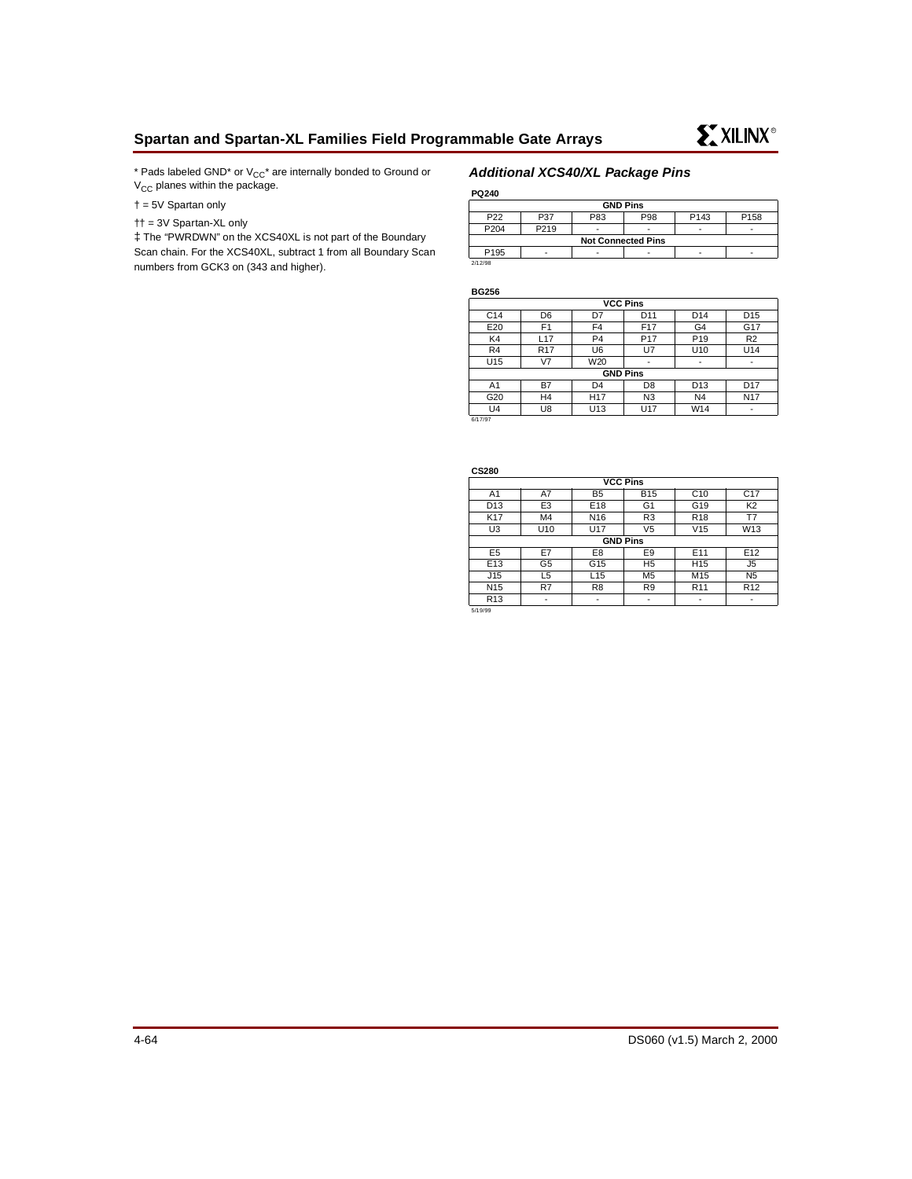* Pads labeled GND* or $V_{CC}$* are internally bonded to Ground or $V_{CC}$ planes within the package.

† = 5V Spartan only

†† = 3V Spartan-XL only

‡ The "PWRDWN" on the XCS40XL is not part of the Boundary Scan chain. For the XCS40XL, subtract 1 from all Boundary Scan numbers from GCK3 on (343 and higher).

### *Additional XCS40/XL Package Pins*

**PQ240**

| GND Pins | | | | | |
|---|---|---|---|---|---|
| P22 | P37 | P83 | P98 | P143 | P158 |
| P204 | P219 | - | - | - | - |
| **Not Connected Pins** | | | | | |
| P195 | - | - | - | - | - |

2/12/98

**BG256**

| VCC Pins | | | | | |
|---|---|---|---|---|---|
| C14 | D6 | D7 | D11 | D14 | D15 |
| E20 | F1 | F4 | F17 | G4 | G17 |
| K4 | L17 | P4 | P17 | P19 | R2 |
| R4 | R17 | U6 | U7 | U10 | U14 |
| U15 | V7 | W20 | - | - | - |
| **GND Pins** | | | | | |
| A1 | B7 | D4 | D8 | D13 | D17 |
| G20 | H4 | H17 | N3 | N4 | N17 |
| U4 | U8 | U13 | U17 | W14 | - |

6/17/97

**CS280**

| VCC Pins | | | | | |
|---|---|---|---|---|---|
| A1 | A7 | B5 | B15 | C10 | C17 |
| D13 | E3 | E18 | G1 | G19 | K2 |
| K17 | M4 | N16 | R3 | R18 | T7 |
| U3 | U10 | U17 | V5 | V15 | W13 |
| **GND Pins** | | | | | |
| E5 | E7 | E8 | E9 | E11 | E12 |
| E13 | G5 | G15 | H5 | H15 | J5 |
| J15 | L5 | L15 | M5 | M15 | N5 |
| N15 | R7 | R8 | R9 | R11 | R12 |
| R13 | - | - | - | - | - |

5/19/99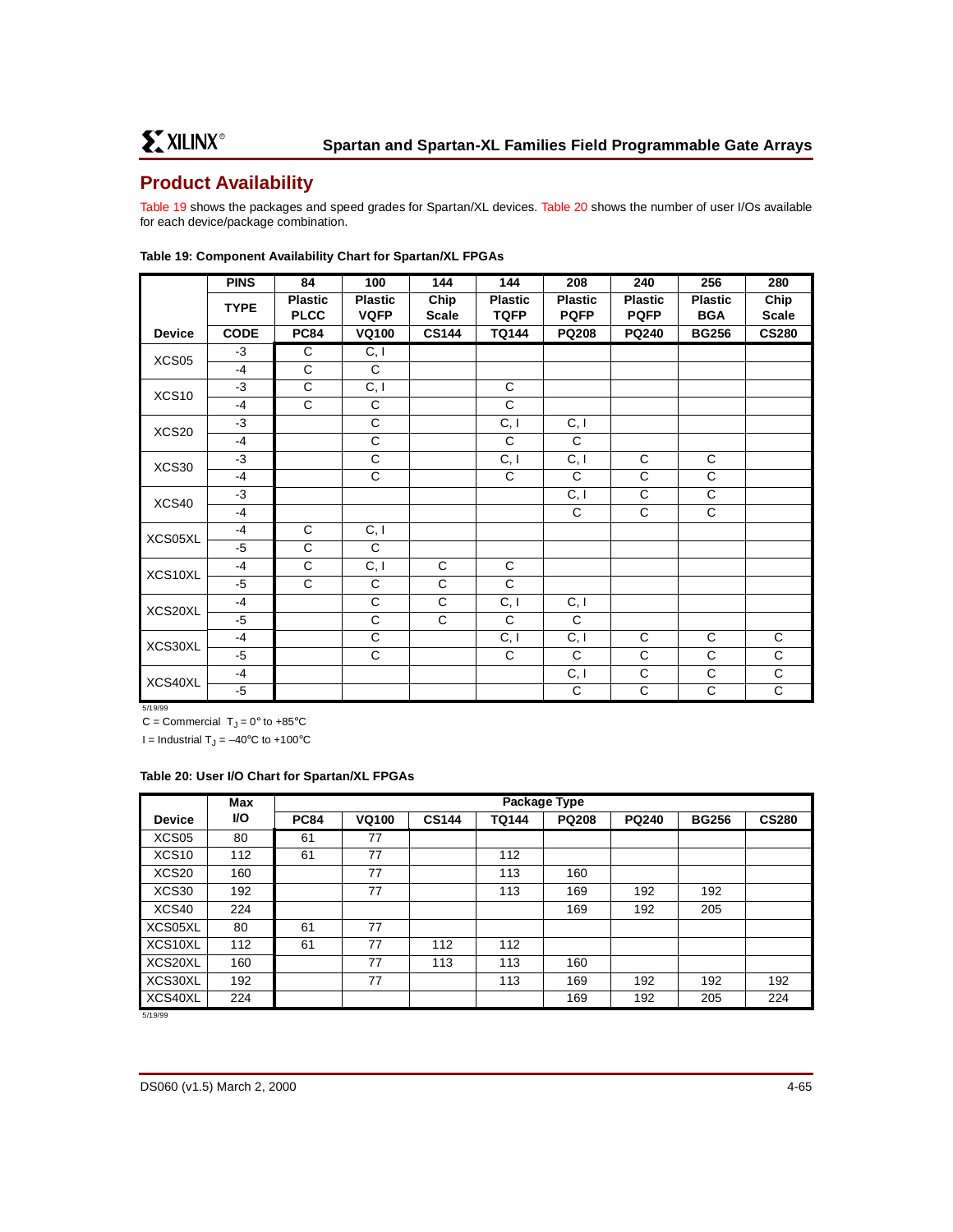## Product Availability

Table 19 shows the packages and speed grades for Spartan/XL devices. Table 20 shows the number of user I/Os available for each device/package combination.

**Table 19: Component Availability Chart for Spartan/XL FPGAs**

| | PINS | 84 | 100 | 144 | 144 | 208 | 240 | 256 | 280 |
|---|---|---|---|---|---|---|---|---|---|
| | TYPE | Plastic PLCC | Plastic VQFP | Chip Scale | Plastic TQFP | Plastic PQFP | Plastic PQFP | Plastic BGA | Chip Scale |
| **Device** | **CODE** | **PC84** | **VQ100** | **CS144** | **TQ144** | **PQ208** | **PQ240** | **BG256** | **CS280** |
| XCS05 | -3 | C | C, I | | | | | | |
| | -4 | C | C | | | | | | |
| XCS10 | -3 | C | C, I | | C | | | | |
| | -4 | C | C | | C | | | | |
| XCS20 | -3 | | C | | C, I | C, I | | | |
| | -4 | | C | | C | C | | | |
| XCS30 | -3 | | C | | C, I | C, I | C | C | |
| | -4 | | C | | C | C | C | C | |
| XCS40 | -3 | | | | | C, I | C | C | |
| | -4 | | | | | C | C | C | |
| XCS05XL | -4 | C | C, I | | | | | | |
| | -5 | C | C | | | | | | |
| XCS10XL | -4 | C | C, I | C | C | | | | |
| | -5 | C | C | C | C | | | | |
| XCS20XL | -4 | | C | C | C, I | C, I | | | |
| | -5 | | C | C | C | C | | | |
| XCS30XL | -4 | | C | | C, I | C, I | C | C | C |
| | -5 | | C | | C | C | C | C | C |
| XCS40XL | -4 | | | | | C, I | C | C | C |
| | -5 | | | | | C | C | C | C |

5/19/99

C = Commercial $T_J = 0°$ to $+85°C$

I = Industrial $T_J = -40°C$ to $+100°C$

**Table 20: User I/O Chart for Spartan/XL FPGAs**

| Device | Max I/O | PC84 | VQ100 | CS144 | TQ144 | PQ208 | PQ240 | BG256 | CS280 |
|---|---|---|---|---|---|---|---|---|---|
| XCS05 | 80 | 61 | 77 | | | | | | |
| XCS10 | 112 | 61 | 77 | | 112 | | | | |
| XCS20 | 160 | | 77 | | 113 | 160 | | | |
| XCS30 | 192 | | 77 | | 113 | 169 | 192 | 192 | |
| XCS40 | 224 | | | | | 169 | 192 | 205 | |
| XCS05XL | 80 | 61 | 77 | | | | | | |
| XCS10XL | 112 | 61 | 77 | 112 | 112 | | | | |
| XCS20XL | 160 | | 77 | 113 | 113 | 160 | | | |
| XCS30XL | 192 | | 77 | | 113 | 169 | 192 | 192 | 192 |
| XCS40XL | 224 | | | | | 169 | 192 | 205 | 224 |

5/19/99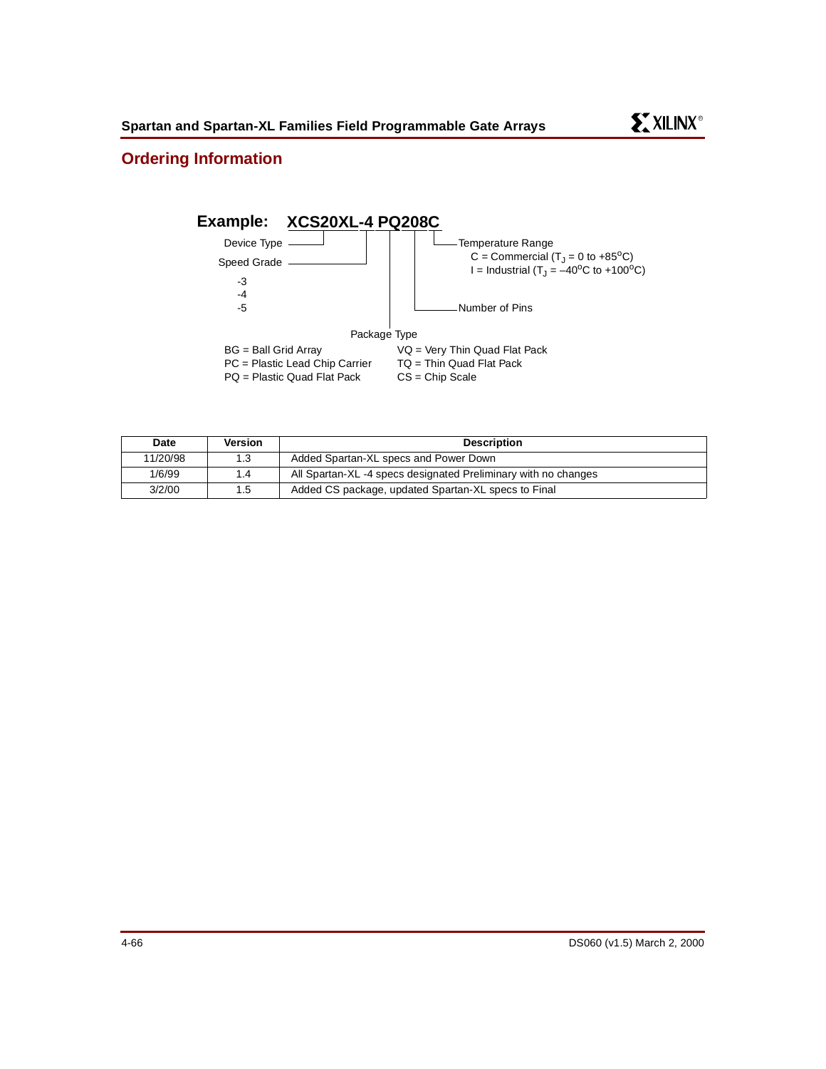## Ordering Information

**Example: XCS20XL-4 PQ208C**

Device Type

Speed Grade

-3
-4
-5

Package Type

BG = Ball Grid Array
PC = Plastic Lead Chip Carrier
PQ = Plastic Quad Flat Pack
VQ = Very Thin Quad Flat Pack
TQ = Thin Quad Flat Pack
CS = Chip Scale

Number of Pins

Temperature Range
C = Commercial ($T_J$ = 0 to +85°C)
I = Industrial ($T_J$ = –40°C to +100°C)

| Date | Version | Description |
|---|---|---|
| 11/20/98 | 1.3 | Added Spartan-XL specs and Power Down |
| 1/6/99 | 1.4 | All Spartan-XL -4 specs designated Preliminary with no changes |
| 3/2/00 | 1.5 | Added CS package, updated Spartan-XL specs to Final |